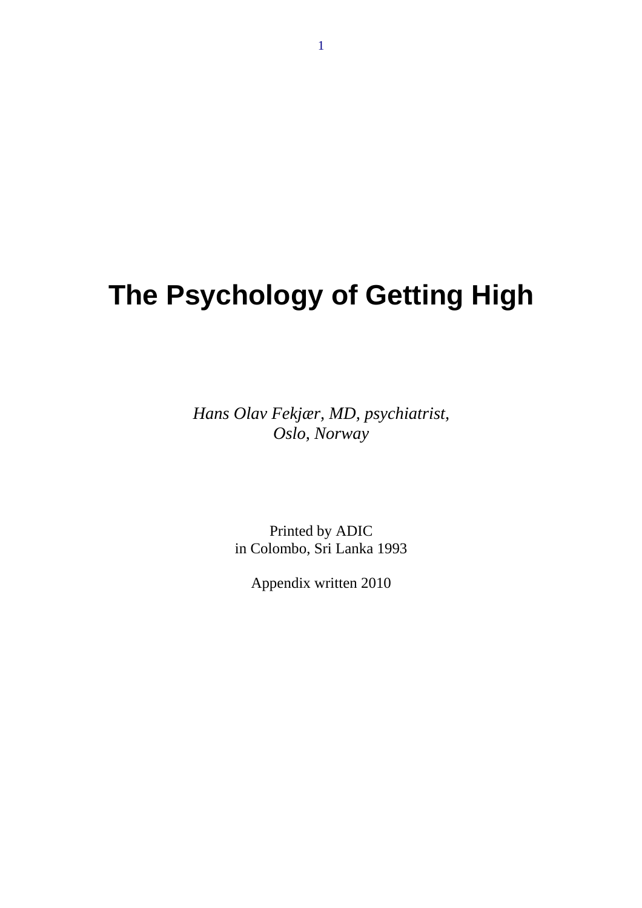# The Psychology of Getting High

*Hans Olav Fekjær, MD, psychiatrist,*
*Oslo, Norway*

Printed by ADIC
in Colombo, Sri Lanka 1993

Appendix written 2010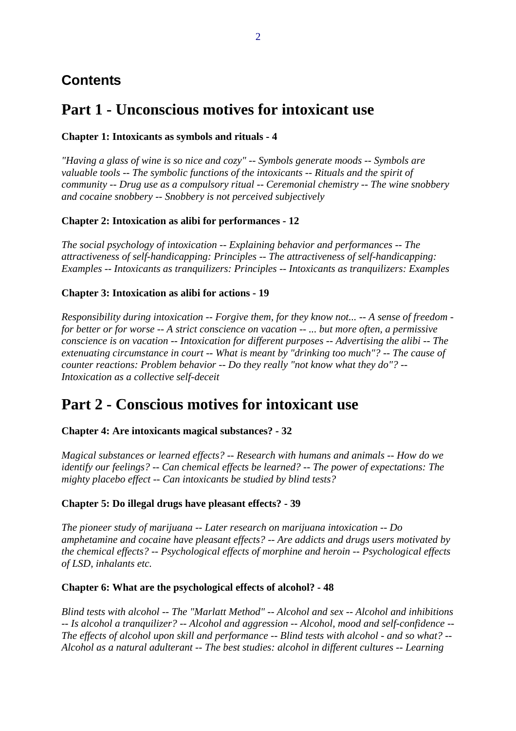## Contents

# Part 1 - Unconscious motives for intoxicant use

**Chapter 1: Intoxicants as symbols and rituals - 4**

*"Having a glass of wine is so nice and cozy" -- Symbols generate moods -- Symbols are valuable tools -- The symbolic functions of the intoxicants -- Rituals and the spirit of community -- Drug use as a compulsory ritual -- Ceremonial chemistry -- The wine snobbery and cocaine snobbery -- Snobbery is not perceived subjectively*

**Chapter 2: Intoxication as alibi for performances - 12**

*The social psychology of intoxication -- Explaining behavior and performances -- The attractiveness of self-handicapping: Principles -- The attractiveness of self-handicapping: Examples -- Intoxicants as tranquilizers: Principles -- Intoxicants as tranquilizers: Examples*

**Chapter 3: Intoxication as alibi for actions - 19**

*Responsibility during intoxication -- Forgive them, for they know not... -- A sense of freedom - for better or for worse -- A strict conscience on vacation -- ... but more often, a permissive conscience is on vacation -- Intoxication for different purposes -- Advertising the alibi -- The extenuating circumstance in court -- What is meant by "drinking too much"? -- The cause of counter reactions: Problem behavior -- Do they really "not know what they do"? -- Intoxication as a collective self-deceit*

# Part 2 - Conscious motives for intoxicant use

**Chapter 4: Are intoxicants magical substances? - 32**

*Magical substances or learned effects? -- Research with humans and animals -- How do we identify our feelings? -- Can chemical effects be learned? -- The power of expectations: The mighty placebo effect -- Can intoxicants be studied by blind tests?*

**Chapter 5: Do illegal drugs have pleasant effects? - 39**

*The pioneer study of marijuana -- Later research on marijuana intoxication -- Do amphetamine and cocaine have pleasant effects? -- Are addicts and drugs users motivated by the chemical effects? -- Psychological effects of morphine and heroin -- Psychological effects of LSD, inhalants etc.*

**Chapter 6: What are the psychological effects of alcohol? - 48**

*Blind tests with alcohol -- The "Marlatt Method" -- Alcohol and sex -- Alcohol and inhibitions -- Is alcohol a tranquilizer? -- Alcohol and aggression -- Alcohol, mood and self-confidence -- The effects of alcohol upon skill and performance -- Blind tests with alcohol - and so what? -- Alcohol as a natural adulterant -- The best studies: alcohol in different cultures -- Learning*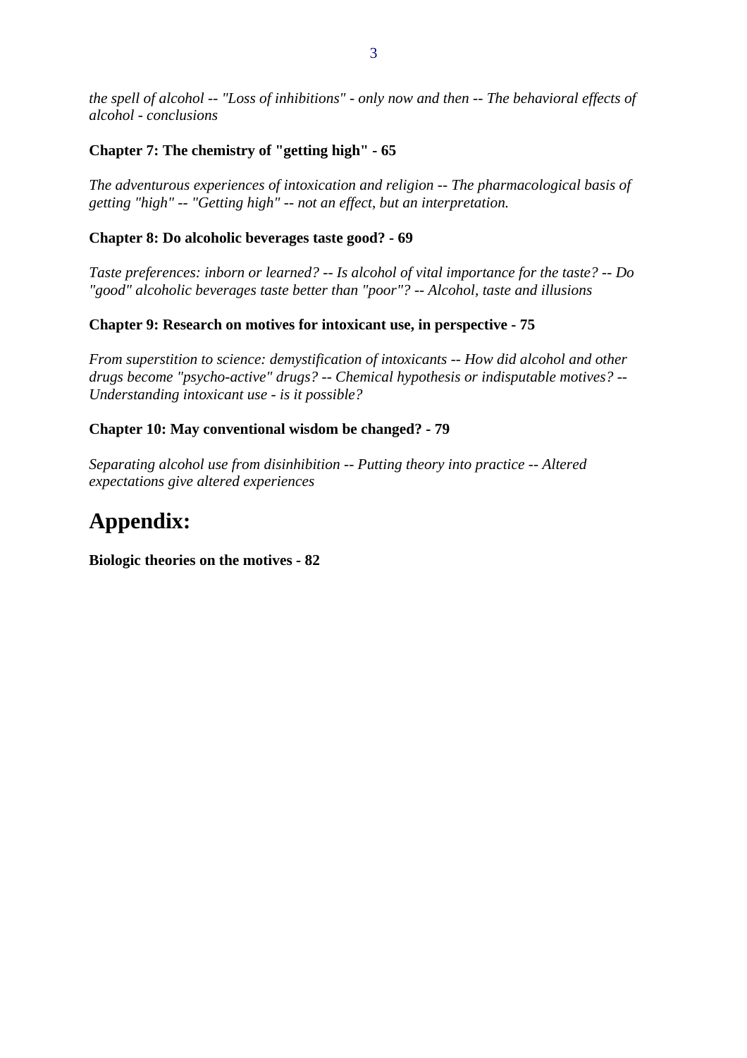*the spell of alcohol -- "Loss of inhibitions" - only now and then -- The behavioral effects of alcohol - conclusions*

**Chapter 7: The chemistry of "getting high" - 65**

*The adventurous experiences of intoxication and religion -- The pharmacological basis of getting "high" -- "Getting high" -- not an effect, but an interpretation.*

**Chapter 8: Do alcoholic beverages taste good? - 69**

*Taste preferences: inborn or learned? -- Is alcohol of vital importance for the taste? -- Do "good" alcoholic beverages taste better than "poor"? -- Alcohol, taste and illusions*

**Chapter 9: Research on motives for intoxicant use, in perspective - 75**

*From superstition to science: demystification of intoxicants -- How did alcohol and other drugs become "psycho-active" drugs? -- Chemical hypothesis or indisputable motives? -- Understanding intoxicant use - is it possible?*

**Chapter 10: May conventional wisdom be changed? - 79**

*Separating alcohol use from disinhibition -- Putting theory into practice -- Altered expectations give altered experiences*

# Appendix:

**Biologic theories on the motives - 82**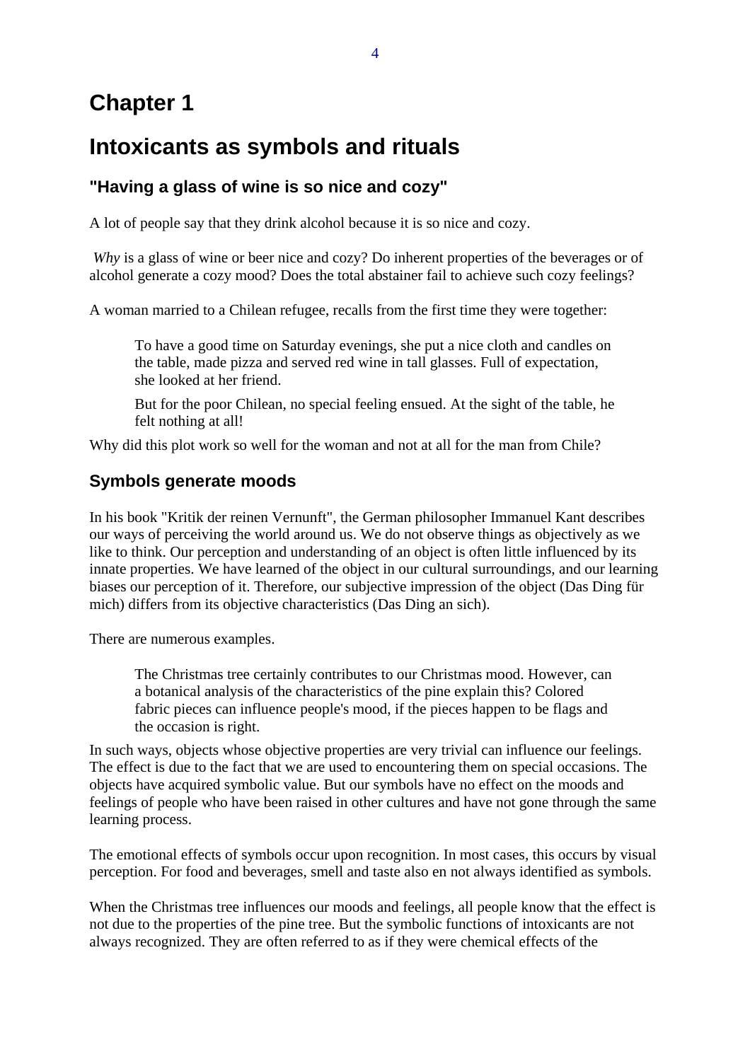# Chapter 1

# Intoxicants as symbols and rituals

### "Having a glass of wine is so nice and cozy"

A lot of people say that they drink alcohol because it is so nice and cozy.

*Why* is a glass of wine or beer nice and cozy? Do inherent properties of the beverages or of alcohol generate a cozy mood? Does the total abstainer fail to achieve such cozy feelings?

A woman married to a Chilean refugee, recalls from the first time they were together:

> To have a good time on Saturday evenings, she put a nice cloth and candles on the table, made pizza and served red wine in tall glasses. Full of expectation, she looked at her friend.
>
> But for the poor Chilean, no special feeling ensued. At the sight of the table, he felt nothing at all!

Why did this plot work so well for the woman and not at all for the man from Chile?

### Symbols generate moods

In his book "Kritik der reinen Vernunft", the German philosopher Immanuel Kant describes our ways of perceiving the world around us. We do not observe things as objectively as we like to think. Our perception and understanding of an object is often little influenced by its innate properties. We have learned of the object in our cultural surroundings, and our learning biases our perception of it. Therefore, our subjective impression of the object (Das Ding für mich) differs from its objective characteristics (Das Ding an sich).

There are numerous examples.

> The Christmas tree certainly contributes to our Christmas mood. However, can a botanical analysis of the characteristics of the pine explain this? Colored fabric pieces can influence people's mood, if the pieces happen to be flags and the occasion is right.

In such ways, objects whose objective properties are very trivial can influence our feelings. The effect is due to the fact that we are used to encountering them on special occasions. The objects have acquired symbolic value. But our symbols have no effect on the moods and feelings of people who have been raised in other cultures and have not gone through the same learning process.

The emotional effects of symbols occur upon recognition. In most cases, this occurs by visual perception. For food and beverages, smell and taste also en not always identified as symbols.

When the Christmas tree influences our moods and feelings, all people know that the effect is not due to the properties of the pine tree. But the symbolic functions of intoxicants are not always recognized. They are often referred to as if they were chemical effects of the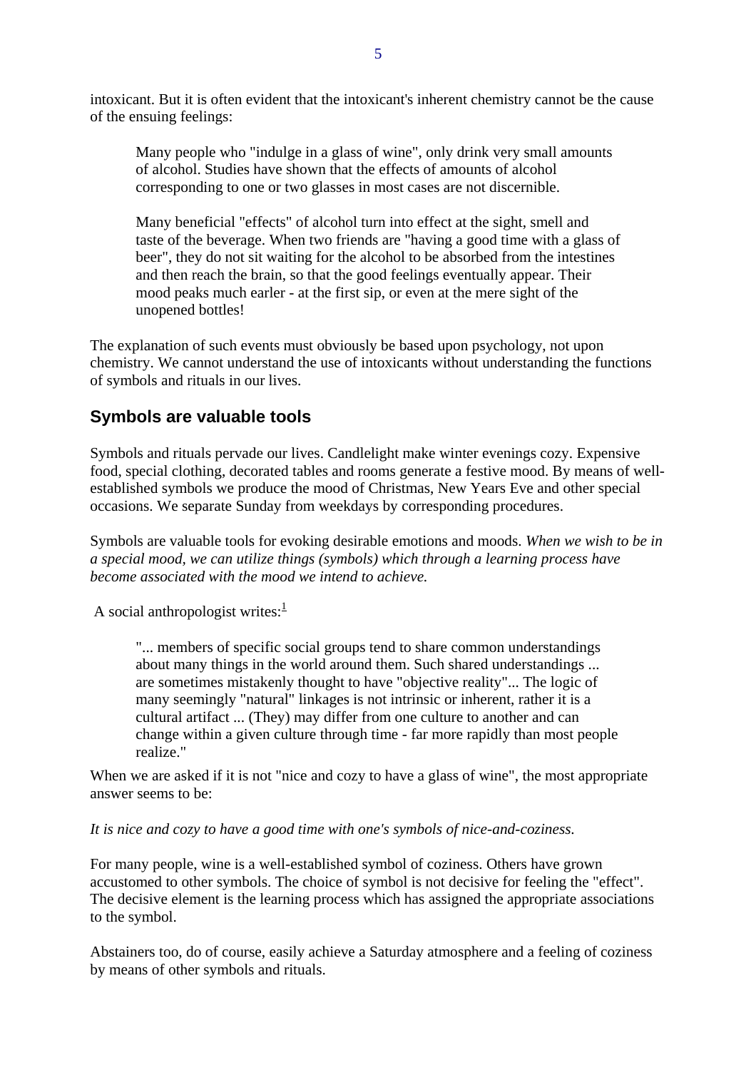intoxicant. But it is often evident that the intoxicant's inherent chemistry cannot be the cause of the ensuing feelings:

> Many people who "indulge in a glass of wine", only drink very small amounts of alcohol. Studies have shown that the effects of amounts of alcohol corresponding to one or two glasses in most cases are not discernible.
>
> Many beneficial "effects" of alcohol turn into effect at the sight, smell and taste of the beverage. When two friends are "having a good time with a glass of beer", they do not sit waiting for the alcohol to be absorbed from the intestines and then reach the brain, so that the good feelings eventually appear. Their mood peaks much earler - at the first sip, or even at the mere sight of the unopened bottles!

The explanation of such events must obviously be based upon psychology, not upon chemistry. We cannot understand the use of intoxicants without understanding the functions of symbols and rituals in our lives.

## Symbols are valuable tools

Symbols and rituals pervade our lives. Candlelight make winter evenings cozy. Expensive food, special clothing, decorated tables and rooms generate a festive mood. By means of well-established symbols we produce the mood of Christmas, New Years Eve and other special occasions. We separate Sunday from weekdays by corresponding procedures.

Symbols are valuable tools for evoking desirable emotions and moods. *When we wish to be in a special mood, we can utilize things (symbols) which through a learning process have become associated with the mood we intend to achieve.*

A social anthropologist writes:[1]

> "... members of specific social groups tend to share common understandings about many things in the world around them. Such shared understandings ... are sometimes mistakenly thought to have "objective reality"... The logic of many seemingly "natural" linkages is not intrinsic or inherent, rather it is a cultural artifact ... (They) may differ from one culture to another and can change within a given culture through time - far more rapidly than most people realize."

When we are asked if it is not "nice and cozy to have a glass of wine", the most appropriate answer seems to be:

*It is nice and cozy to have a good time with one's symbols of nice-and-coziness.*

For many people, wine is a well-established symbol of coziness. Others have grown accustomed to other symbols. The choice of symbol is not decisive for feeling the "effect". The decisive element is the learning process which has assigned the appropriate associations to the symbol.

Abstainers too, do of course, easily achieve a Saturday atmosphere and a feeling of coziness by means of other symbols and rituals.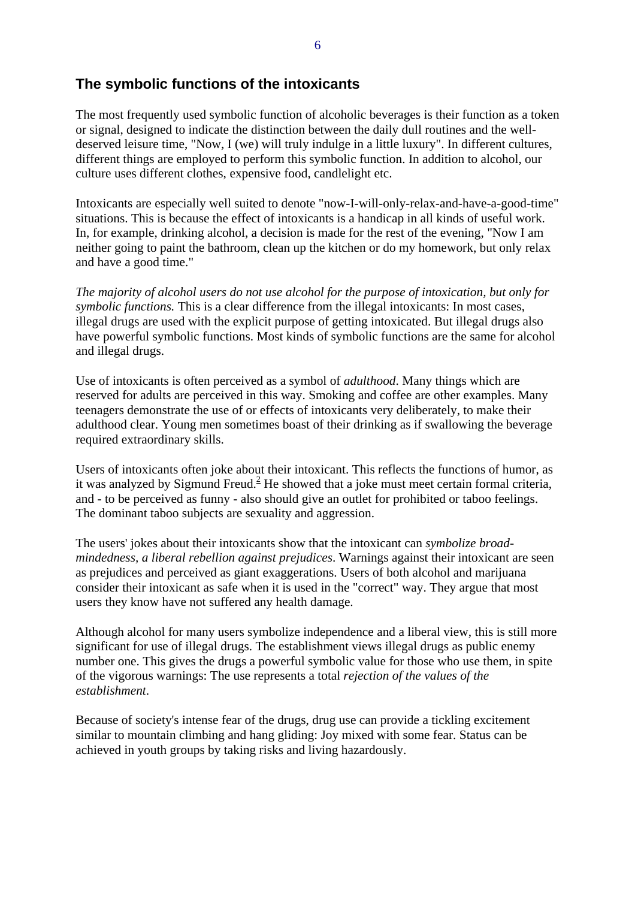## The symbolic functions of the intoxicants

The most frequently used symbolic function of alcoholic beverages is their function as a token or signal, designed to indicate the distinction between the daily dull routines and the well-deserved leisure time, "Now, I (we) will truly indulge in a little luxury". In different cultures, different things are employed to perform this symbolic function. In addition to alcohol, our culture uses different clothes, expensive food, candlelight etc.

Intoxicants are especially well suited to denote "now-I-will-only-relax-and-have-a-good-time" situations. This is because the effect of intoxicants is a handicap in all kinds of useful work. In, for example, drinking alcohol, a decision is made for the rest of the evening, "Now I am neither going to paint the bathroom, clean up the kitchen or do my homework, but only relax and have a good time."

*The majority of alcohol users do not use alcohol for the purpose of intoxication, but only for symbolic functions.* This is a clear difference from the illegal intoxicants: In most cases, illegal drugs are used with the explicit purpose of getting intoxicated. But illegal drugs also have powerful symbolic functions. Most kinds of symbolic functions are the same for alcohol and illegal drugs.

Use of intoxicants is often perceived as a symbol of *adulthood*. Many things which are reserved for adults are perceived in this way. Smoking and coffee are other examples. Many teenagers demonstrate the use of or effects of intoxicants very deliberately, to make their adulthood clear. Young men sometimes boast of their drinking as if swallowing the beverage required extraordinary skills.

Users of intoxicants often joke about their intoxicant. This reflects the functions of humor, as it was analyzed by Sigmund Freud.[2] He showed that a joke must meet certain formal criteria, and - to be perceived as funny - also should give an outlet for prohibited or taboo feelings. The dominant taboo subjects are sexuality and aggression.

The users' jokes about their intoxicants show that the intoxicant can *symbolize broad-mindedness, a liberal rebellion against prejudices*. Warnings against their intoxicant are seen as prejudices and perceived as giant exaggerations. Users of both alcohol and marijuana consider their intoxicant as safe when it is used in the "correct" way. They argue that most users they know have not suffered any health damage.

Although alcohol for many users symbolize independence and a liberal view, this is still more significant for use of illegal drugs. The establishment views illegal drugs as public enemy number one. This gives the drugs a powerful symbolic value for those who use them, in spite of the vigorous warnings: The use represents a total *rejection of the values of the establishment*.

Because of society's intense fear of the drugs, drug use can provide a tickling excitement similar to mountain climbing and hang gliding: Joy mixed with some fear. Status can be achieved in youth groups by taking risks and living hazardously.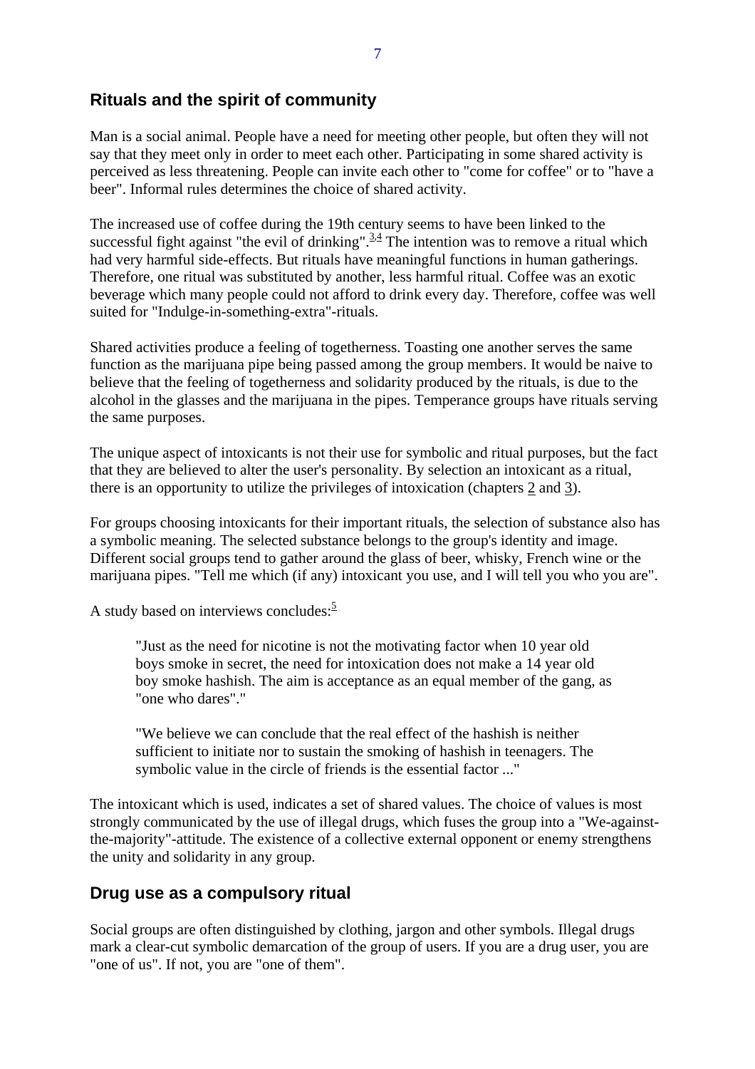## Rituals and the spirit of community

Man is a social animal. People have a need for meeting other people, but often they will not say that they meet only in order to meet each other. Participating in some shared activity is perceived as less threatening. People can invite each other to "come for coffee" or to "have a beer". Informal rules determines the choice of shared activity.

The increased use of coffee during the 19th century seems to have been linked to the successful fight against "the evil of drinking".[3,4] The intention was to remove a ritual which had very harmful side-effects. But rituals have meaningful functions in human gatherings. Therefore, one ritual was substituted by another, less harmful ritual. Coffee was an exotic beverage which many people could not afford to drink every day. Therefore, coffee was well suited for "Indulge-in-something-extra"-rituals.

Shared activities produce a feeling of togetherness. Toasting one another serves the same function as the marijuana pipe being passed among the group members. It would be naive to believe that the feeling of togetherness and solidarity produced by the rituals, is due to the alcohol in the glasses and the marijuana in the pipes. Temperance groups have rituals serving the same purposes.

The unique aspect of intoxicants is not their use for symbolic and ritual purposes, but the fact that they are believed to alter the user's personality. By selection an intoxicant as a ritual, there is an opportunity to utilize the privileges of intoxication (chapters 2 and 3).

For groups choosing intoxicants for their important rituals, the selection of substance also has a symbolic meaning. The selected substance belongs to the group's identity and image. Different social groups tend to gather around the glass of beer, whisky, French wine or the marijuana pipes. "Tell me which (if any) intoxicant you use, and I will tell you who you are".

A study based on interviews concludes:[5]

> "Just as the need for nicotine is not the motivating factor when 10 year old boys smoke in secret, the need for intoxication does not make a 14 year old boy smoke hashish. The aim is acceptance as an equal member of the gang, as "one who dares"."
>
> "We believe we can conclude that the real effect of the hashish is neither sufficient to initiate nor to sustain the smoking of hashish in teenagers. The symbolic value in the circle of friends is the essential factor ..."

The intoxicant which is used, indicates a set of shared values. The choice of values is most strongly communicated by the use of illegal drugs, which fuses the group into a "We-against-the-majority"-attitude. The existence of a collective external opponent or enemy strengthens the unity and solidarity in any group.

## Drug use as a compulsory ritual

Social groups are often distinguished by clothing, jargon and other symbols. Illegal drugs mark a clear-cut symbolic demarcation of the group of users. If you are a drug user, you are "one of us". If not, you are "one of them".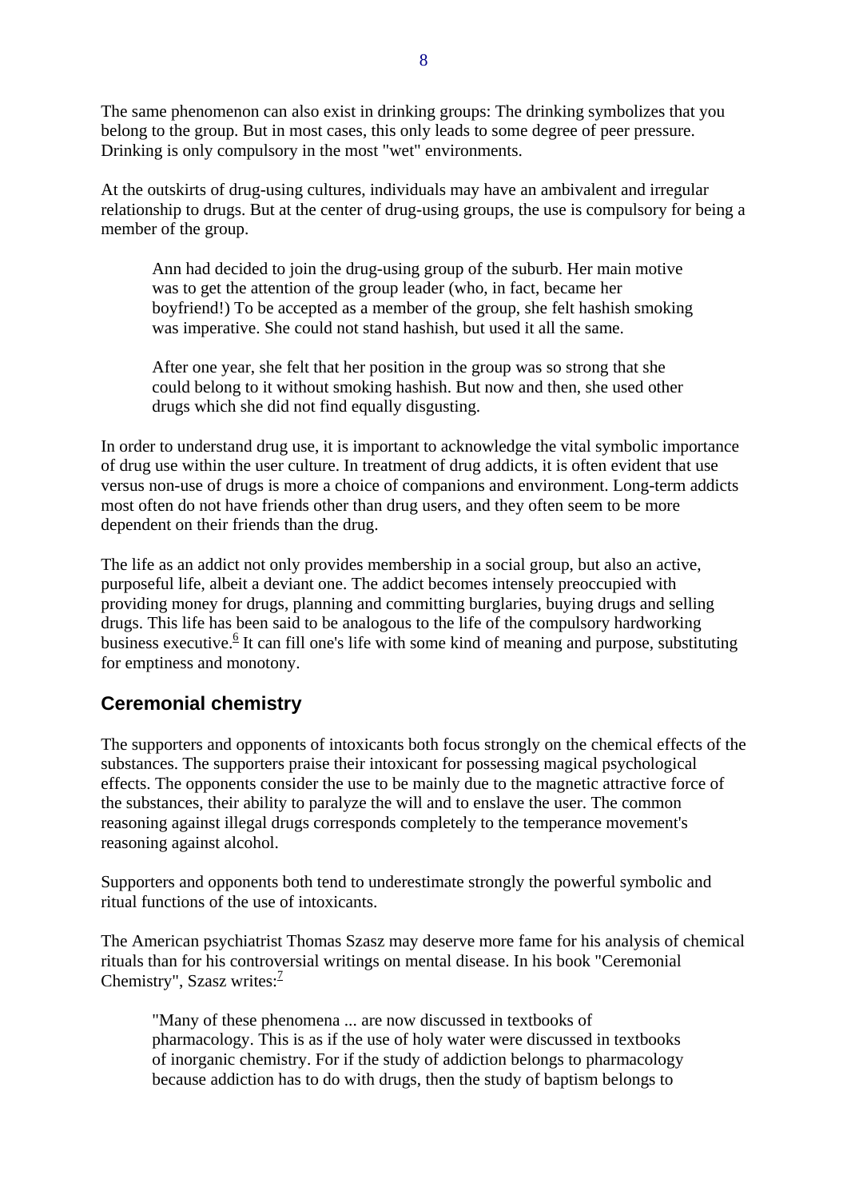The same phenomenon can also exist in drinking groups: The drinking symbolizes that you belong to the group. But in most cases, this only leads to some degree of peer pressure. Drinking is only compulsory in the most "wet" environments.

At the outskirts of drug-using cultures, individuals may have an ambivalent and irregular relationship to drugs. But at the center of drug-using groups, the use is compulsory for being a member of the group.

> Ann had decided to join the drug-using group of the suburb. Her main motive was to get the attention of the group leader (who, in fact, became her boyfriend!) To be accepted as a member of the group, she felt hashish smoking was imperative. She could not stand hashish, but used it all the same.
>
> After one year, she felt that her position in the group was so strong that she could belong to it without smoking hashish. But now and then, she used other drugs which she did not find equally disgusting.

In order to understand drug use, it is important to acknowledge the vital symbolic importance of drug use within the user culture. In treatment of drug addicts, it is often evident that use versus non-use of drugs is more a choice of companions and environment. Long-term addicts most often do not have friends other than drug users, and they often seem to be more dependent on their friends than the drug.

The life as an addict not only provides membership in a social group, but also an active, purposeful life, albeit a deviant one. The addict becomes intensely preoccupied with providing money for drugs, planning and committing burglaries, buying drugs and selling drugs. This life has been said to be analogous to the life of the compulsory hardworking business executive.[6] It can fill one's life with some kind of meaning and purpose, substituting for emptiness and monotony.

## Ceremonial chemistry

The supporters and opponents of intoxicants both focus strongly on the chemical effects of the substances. The supporters praise their intoxicant for possessing magical psychological effects. The opponents consider the use to be mainly due to the magnetic attractive force of the substances, their ability to paralyze the will and to enslave the user. The common reasoning against illegal drugs corresponds completely to the temperance movement's reasoning against alcohol.

Supporters and opponents both tend to underestimate strongly the powerful symbolic and ritual functions of the use of intoxicants.

The American psychiatrist Thomas Szasz may deserve more fame for his analysis of chemical rituals than for his controversial writings on mental disease. In his book "Ceremonial Chemistry", Szasz writes:[7]

> "Many of these phenomena ... are now discussed in textbooks of pharmacology. This is as if the use of holy water were discussed in textbooks of inorganic chemistry. For if the study of addiction belongs to pharmacology because addiction has to do with drugs, then the study of baptism belongs to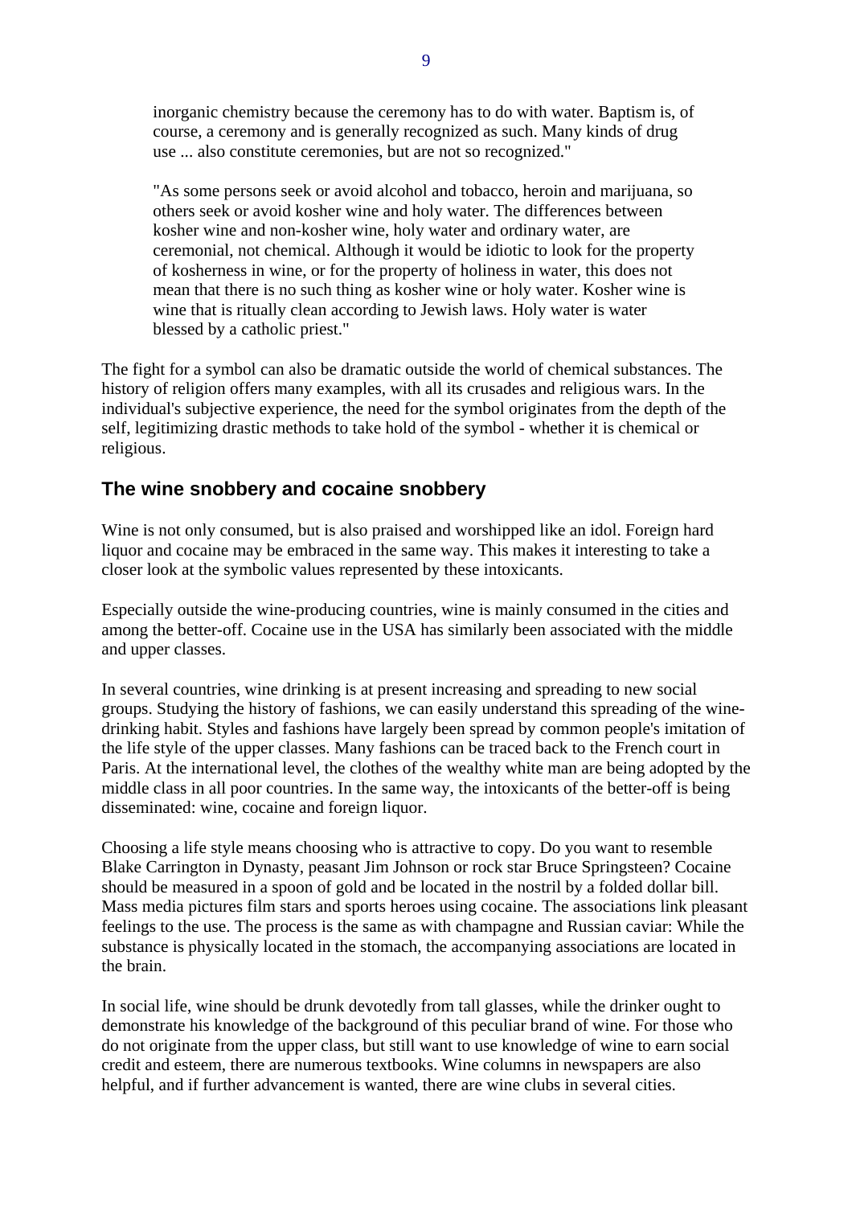> inorganic chemistry because the ceremony has to do with water. Baptism is, of course, a ceremony and is generally recognized as such. Many kinds of drug use ... also constitute ceremonies, but are not so recognized."
>
> "As some persons seek or avoid alcohol and tobacco, heroin and marijuana, so others seek or avoid kosher wine and holy water. The differences between kosher wine and non-kosher wine, holy water and ordinary water, are ceremonial, not chemical. Although it would be idiotic to look for the property of kosherness in wine, or for the property of holiness in water, this does not mean that there is no such thing as kosher wine or holy water. Kosher wine is wine that is ritually clean according to Jewish laws. Holy water is water blessed by a catholic priest."

The fight for a symbol can also be dramatic outside the world of chemical substances. The history of religion offers many examples, with all its crusades and religious wars. In the individual's subjective experience, the need for the symbol originates from the depth of the self, legitimizing drastic methods to take hold of the symbol - whether it is chemical or religious.

## The wine snobbery and cocaine snobbery

Wine is not only consumed, but is also praised and worshipped like an idol. Foreign hard liquor and cocaine may be embraced in the same way. This makes it interesting to take a closer look at the symbolic values represented by these intoxicants.

Especially outside the wine-producing countries, wine is mainly consumed in the cities and among the better-off. Cocaine use in the USA has similarly been associated with the middle and upper classes.

In several countries, wine drinking is at present increasing and spreading to new social groups. Studying the history of fashions, we can easily understand this spreading of the wine-drinking habit. Styles and fashions have largely been spread by common people's imitation of the life style of the upper classes. Many fashions can be traced back to the French court in Paris. At the international level, the clothes of the wealthy white man are being adopted by the middle class in all poor countries. In the same way, the intoxicants of the better-off is being disseminated: wine, cocaine and foreign liquor.

Choosing a life style means choosing who is attractive to copy. Do you want to resemble Blake Carrington in Dynasty, peasant Jim Johnson or rock star Bruce Springsteen? Cocaine should be measured in a spoon of gold and be located in the nostril by a folded dollar bill. Mass media pictures film stars and sports heroes using cocaine. The associations link pleasant feelings to the use. The process is the same as with champagne and Russian caviar: While the substance is physically located in the stomach, the accompanying associations are located in the brain.

In social life, wine should be drunk devotedly from tall glasses, while the drinker ought to demonstrate his knowledge of the background of this peculiar brand of wine. For those who do not originate from the upper class, but still want to use knowledge of wine to earn social credit and esteem, there are numerous textbooks. Wine columns in newspapers are also helpful, and if further advancement is wanted, there are wine clubs in several cities.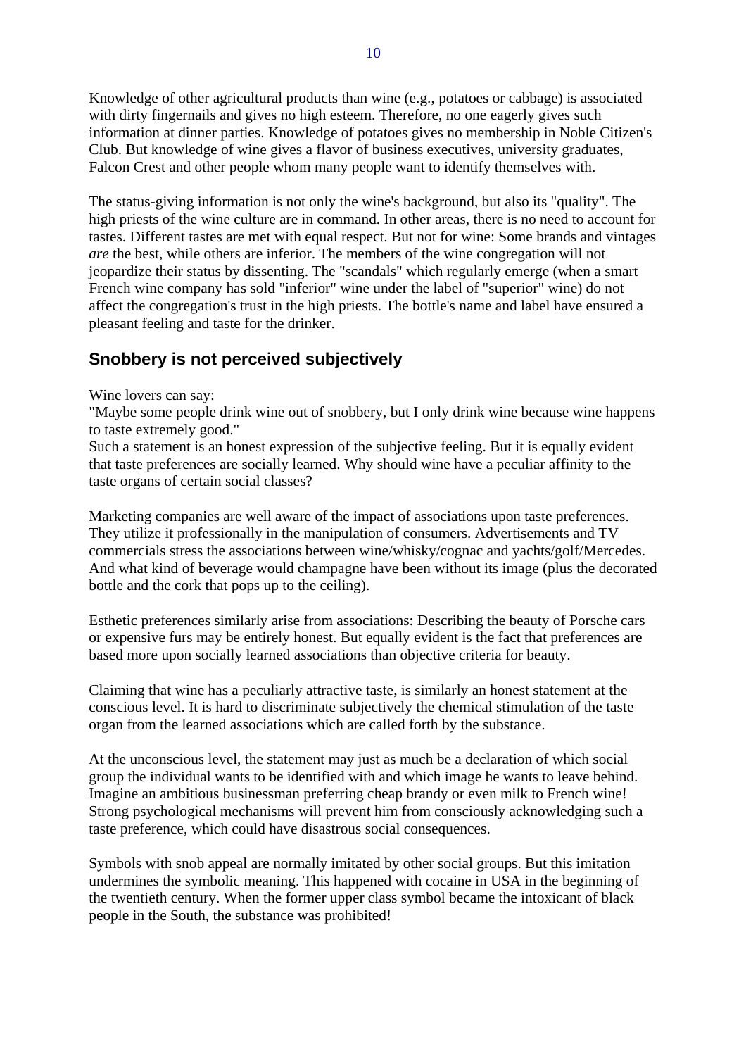Knowledge of other agricultural products than wine (e.g., potatoes or cabbage) is associated with dirty fingernails and gives no high esteem. Therefore, no one eagerly gives such information at dinner parties. Knowledge of potatoes gives no membership in Noble Citizen's Club. But knowledge of wine gives a flavor of business executives, university graduates, Falcon Crest and other people whom many people want to identify themselves with.

The status-giving information is not only the wine's background, but also its "quality". The high priests of the wine culture are in command. In other areas, there is no need to account for tastes. Different tastes are met with equal respect. But not for wine: Some brands and vintages *are* the best, while others are inferior. The members of the wine congregation will not jeopardize their status by dissenting. The "scandals" which regularly emerge (when a smart French wine company has sold "inferior" wine under the label of "superior" wine) do not affect the congregation's trust in the high priests. The bottle's name and label have ensured a pleasant feeling and taste for the drinker.

## Snobbery is not perceived subjectively

Wine lovers can say:
"Maybe some people drink wine out of snobbery, but I only drink wine because wine happens to taste extremely good."
Such a statement is an honest expression of the subjective feeling. But it is equally evident that taste preferences are socially learned. Why should wine have a peculiar affinity to the taste organs of certain social classes?

Marketing companies are well aware of the impact of associations upon taste preferences. They utilize it professionally in the manipulation of consumers. Advertisements and TV commercials stress the associations between wine/whisky/cognac and yachts/golf/Mercedes. And what kind of beverage would champagne have been without its image (plus the decorated bottle and the cork that pops up to the ceiling).

Esthetic preferences similarly arise from associations: Describing the beauty of Porsche cars or expensive furs may be entirely honest. But equally evident is the fact that preferences are based more upon socially learned associations than objective criteria for beauty.

Claiming that wine has a peculiarly attractive taste, is similarly an honest statement at the conscious level. It is hard to discriminate subjectively the chemical stimulation of the taste organ from the learned associations which are called forth by the substance.

At the unconscious level, the statement may just as much be a declaration of which social group the individual wants to be identified with and which image he wants to leave behind. Imagine an ambitious businessman preferring cheap brandy or even milk to French wine! Strong psychological mechanisms will prevent him from consciously acknowledging such a taste preference, which could have disastrous social consequences.

Symbols with snob appeal are normally imitated by other social groups. But this imitation undermines the symbolic meaning. This happened with cocaine in USA in the beginning of the twentieth century. When the former upper class symbol became the intoxicant of black people in the South, the substance was prohibited!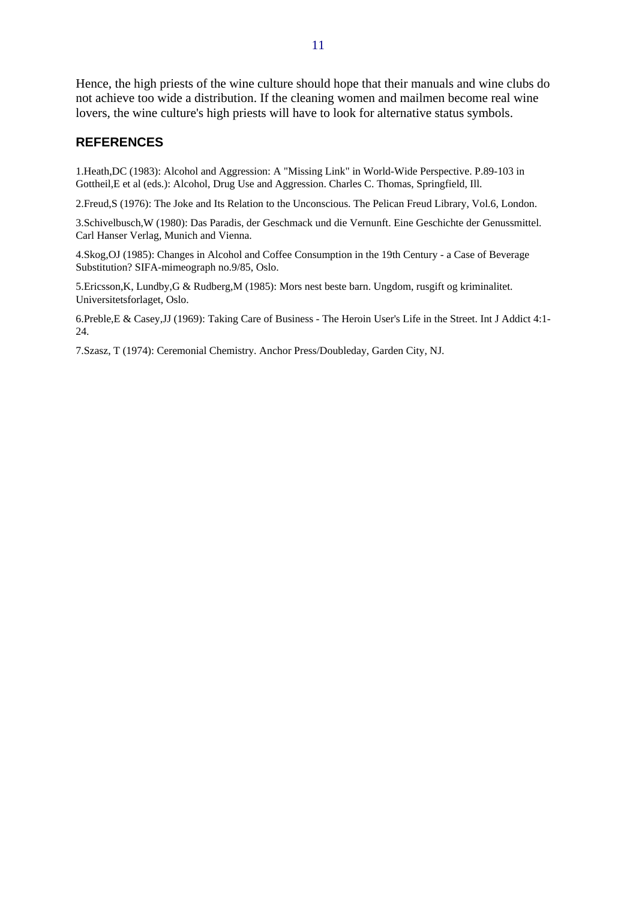Hence, the high priests of the wine culture should hope that their manuals and wine clubs do not achieve too wide a distribution. If the cleaning women and mailmen become real wine lovers, the wine culture's high priests will have to look for alternative status symbols.

## REFERENCES

1.Heath,DC (1983): Alcohol and Aggression: A "Missing Link" in World-Wide Perspective. P.89-103 in Gottheil,E et al (eds.): Alcohol, Drug Use and Aggression. Charles C. Thomas, Springfield, Ill.

2.Freud,S (1976): The Joke and Its Relation to the Unconscious. The Pelican Freud Library, Vol.6, London.

3.Schivelbusch,W (1980): Das Paradis, der Geschmack und die Vernunft. Eine Geschichte der Genussmittel. Carl Hanser Verlag, Munich and Vienna.

4.Skog,OJ (1985): Changes in Alcohol and Coffee Consumption in the 19th Century - a Case of Beverage Substitution? SIFA-mimeograph no.9/85, Oslo.

5.Ericsson,K, Lundby,G & Rudberg,M (1985): Mors nest beste barn. Ungdom, rusgift og kriminalitet. Universitetsforlaget, Oslo.

6.Preble,E & Casey,JJ (1969): Taking Care of Business - The Heroin User's Life in the Street. Int J Addict 4:1-24.

7.Szasz, T (1974): Ceremonial Chemistry. Anchor Press/Doubleday, Garden City, NJ.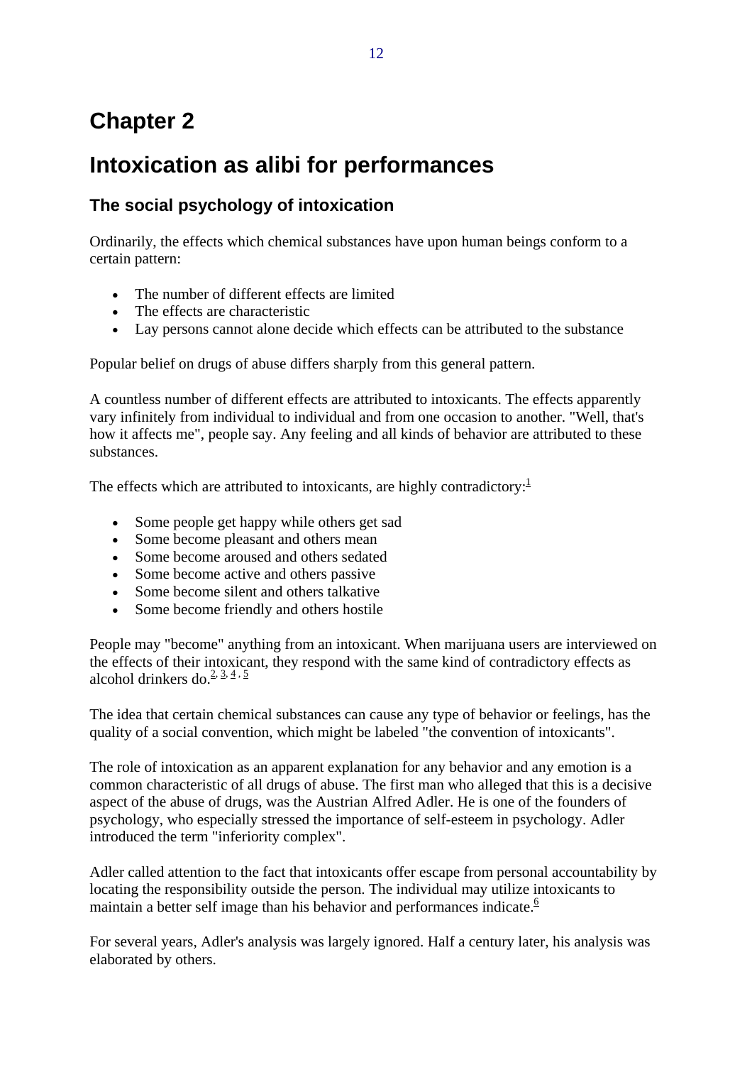# Chapter 2

# Intoxication as alibi for performances

## The social psychology of intoxication

Ordinarily, the effects which chemical substances have upon human beings conform to a certain pattern:

- The number of different effects are limited
- The effects are characteristic
- Lay persons cannot alone decide which effects can be attributed to the substance

Popular belief on drugs of abuse differs sharply from this general pattern.

A countless number of different effects are attributed to intoxicants. The effects apparently vary infinitely from individual to individual and from one occasion to another. "Well, that's how it affects me", people say. Any feeling and all kinds of behavior are attributed to these substances.

The effects which are attributed to intoxicants, are highly contradictory:[1]

- Some people get happy while others get sad
- Some become pleasant and others mean
- Some become aroused and others sedated
- Some become active and others passive
- Some become silent and others talkative
- Some become friendly and others hostile

People may "become" anything from an intoxicant. When marijuana users are interviewed on the effects of their intoxicant, they respond with the same kind of contradictory effects as alcohol drinkers do.[2, 3, 4, 5]

The idea that certain chemical substances can cause any type of behavior or feelings, has the quality of a social convention, which might be labeled "the convention of intoxicants".

The role of intoxication as an apparent explanation for any behavior and any emotion is a common characteristic of all drugs of abuse. The first man who alleged that this is a decisive aspect of the abuse of drugs, was the Austrian Alfred Adler. He is one of the founders of psychology, who especially stressed the importance of self-esteem in psychology. Adler introduced the term "inferiority complex".

Adler called attention to the fact that intoxicants offer escape from personal accountability by locating the responsibility outside the person. The individual may utilize intoxicants to maintain a better self image than his behavior and performances indicate.[6]

For several years, Adler's analysis was largely ignored. Half a century later, his analysis was elaborated by others.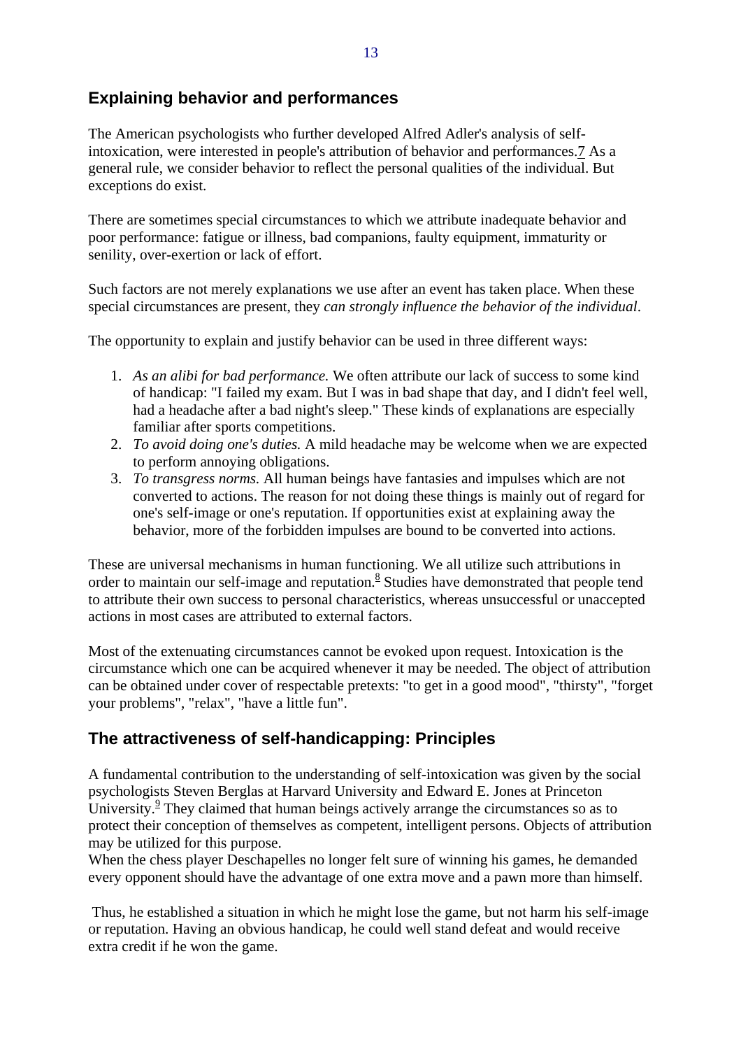## Explaining behavior and performances

The American psychologists who further developed Alfred Adler's analysis of self-intoxication, were interested in people's attribution of behavior and performances.[7] As a general rule, we consider behavior to reflect the personal qualities of the individual. But exceptions do exist.

There are sometimes special circumstances to which we attribute inadequate behavior and poor performance: fatigue or illness, bad companions, faulty equipment, immaturity or senility, over-exertion or lack of effort.

Such factors are not merely explanations we use after an event has taken place. When these special circumstances are present, they *can strongly influence the behavior of the individual*.

The opportunity to explain and justify behavior can be used in three different ways:

1. *As an alibi for bad performance.* We often attribute our lack of success to some kind of handicap: "I failed my exam. But I was in bad shape that day, and I didn't feel well, had a headache after a bad night's sleep." These kinds of explanations are especially familiar after sports competitions.
2. *To avoid doing one's duties.* A mild headache may be welcome when we are expected to perform annoying obligations.
3. *To transgress norms.* All human beings have fantasies and impulses which are not converted to actions. The reason for not doing these things is mainly out of regard for one's self-image or one's reputation. If opportunities exist at explaining away the behavior, more of the forbidden impulses are bound to be converted into actions.

These are universal mechanisms in human functioning. We all utilize such attributions in order to maintain our self-image and reputation.[8] Studies have demonstrated that people tend to attribute their own success to personal characteristics, whereas unsuccessful or unaccepted actions in most cases are attributed to external factors.

Most of the extenuating circumstances cannot be evoked upon request. Intoxication is the circumstance which one can be acquired whenever it may be needed. The object of attribution can be obtained under cover of respectable pretexts: "to get in a good mood", "thirsty", "forget your problems", "relax", "have a little fun".

## The attractiveness of self-handicapping: Principles

A fundamental contribution to the understanding of self-intoxication was given by the social psychologists Steven Berglas at Harvard University and Edward E. Jones at Princeton University.[9] They claimed that human beings actively arrange the circumstances so as to protect their conception of themselves as competent, intelligent persons. Objects of attribution may be utilized for this purpose.
When the chess player Deschapelles no longer felt sure of winning his games, he demanded every opponent should have the advantage of one extra move and a pawn more than himself.

Thus, he established a situation in which he might lose the game, but not harm his self-image or reputation. Having an obvious handicap, he could well stand defeat and would receive extra credit if he won the game.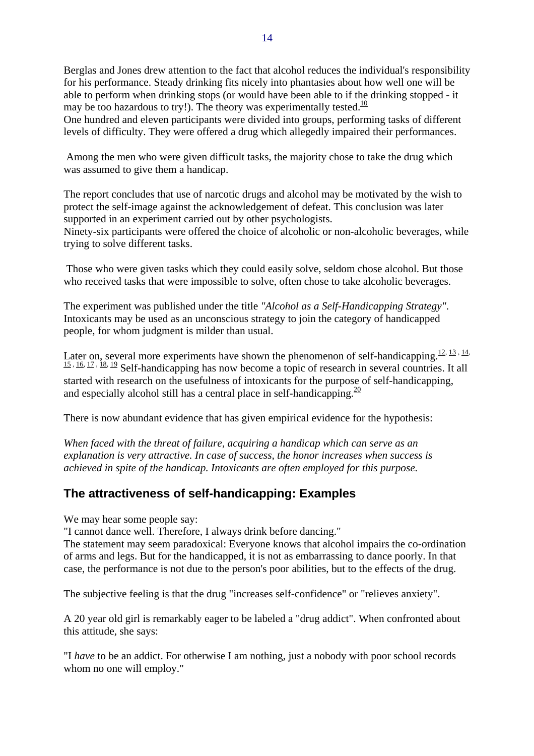Berglas and Jones drew attention to the fact that alcohol reduces the individual's responsibility for his performance. Steady drinking fits nicely into phantasies about how well one will be able to perform when drinking stops (or would have been able to if the drinking stopped - it may be too hazardous to try!). The theory was experimentally tested.[10]
One hundred and eleven participants were divided into groups, performing tasks of different levels of difficulty. They were offered a drug which allegedly impaired their performances.

Among the men who were given difficult tasks, the majority chose to take the drug which was assumed to give them a handicap.

The report concludes that use of narcotic drugs and alcohol may be motivated by the wish to protect the self-image against the acknowledgement of defeat. This conclusion was later supported in an experiment carried out by other psychologists.
Ninety-six participants were offered the choice of alcoholic or non-alcoholic beverages, while trying to solve different tasks.

Those who were given tasks which they could easily solve, seldom chose alcohol. But those who received tasks that were impossible to solve, often chose to take alcoholic beverages.

The experiment was published under the title *"Alcohol as a Self-Handicapping Strategy"*. Intoxicants may be used as an unconscious strategy to join the category of handicapped people, for whom judgment is milder than usual.

Later on, several more experiments have shown the phenomenon of self-handicapping.[12, 13, 14, 15, 16, 17, 18, 19] Self-handicapping has now become a topic of research in several countries. It all started with research on the usefulness of intoxicants for the purpose of self-handicapping, and especially alcohol still has a central place in self-handicapping.[20]

There is now abundant evidence that has given empirical evidence for the hypothesis:

*When faced with the threat of failure, acquiring a handicap which can serve as an explanation is very attractive. In case of success, the honor increases when success is achieved in spite of the handicap. Intoxicants are often employed for this purpose.*

## The attractiveness of self-handicapping: Examples

We may hear some people say:
"I cannot dance well. Therefore, I always drink before dancing."
The statement may seem paradoxical: Everyone knows that alcohol impairs the co-ordination of arms and legs. But for the handicapped, it is not as embarrassing to dance poorly. In that case, the performance is not due to the person's poor abilities, but to the effects of the drug.

The subjective feeling is that the drug "increases self-confidence" or "relieves anxiety".

A 20 year old girl is remarkably eager to be labeled a "drug addict". When confronted about this attitude, she says:

"I *have* to be an addict. For otherwise I am nothing, just a nobody with poor school records whom no one will employ."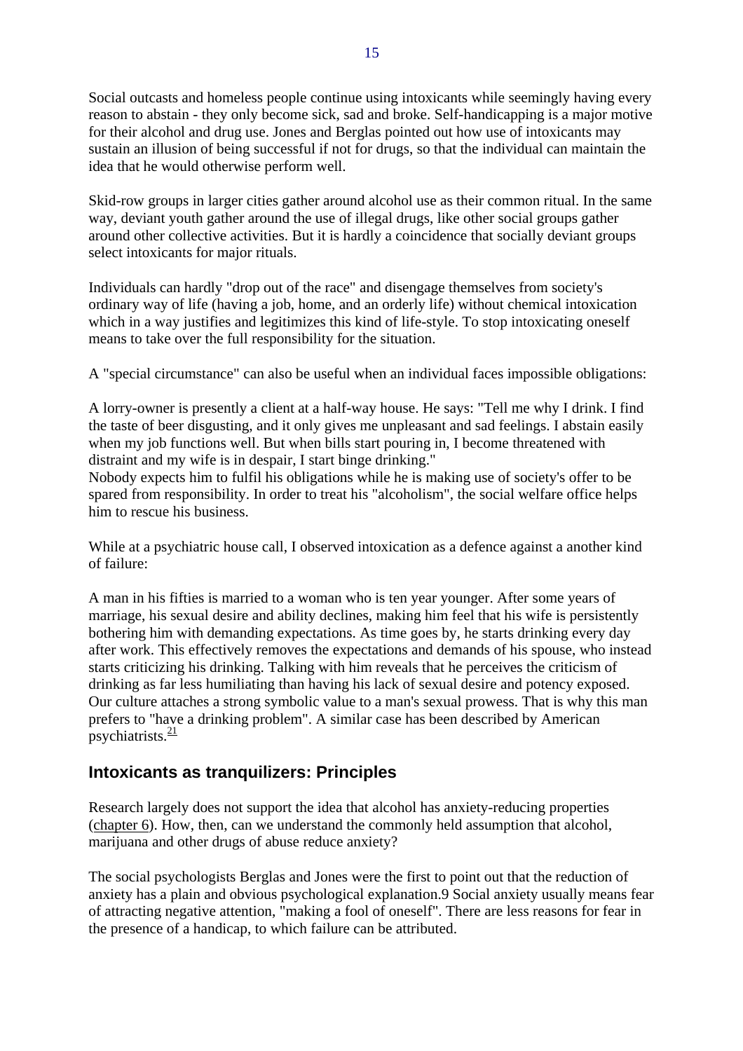Social outcasts and homeless people continue using intoxicants while seemingly having every reason to abstain - they only become sick, sad and broke. Self-handicapping is a major motive for their alcohol and drug use. Jones and Berglas pointed out how use of intoxicants may sustain an illusion of being successful if not for drugs, so that the individual can maintain the idea that he would otherwise perform well.

Skid-row groups in larger cities gather around alcohol use as their common ritual. In the same way, deviant youth gather around the use of illegal drugs, like other social groups gather around other collective activities. But it is hardly a coincidence that socially deviant groups select intoxicants for major rituals.

Individuals can hardly "drop out of the race" and disengage themselves from society's ordinary way of life (having a job, home, and an orderly life) without chemical intoxication which in a way justifies and legitimizes this kind of life-style. To stop intoxicating oneself means to take over the full responsibility for the situation.

A "special circumstance" can also be useful when an individual faces impossible obligations:

A lorry-owner is presently a client at a half-way house. He says: "Tell me why I drink. I find the taste of beer disgusting, and it only gives me unpleasant and sad feelings. I abstain easily when my job functions well. But when bills start pouring in, I become threatened with distraint and my wife is in despair, I start binge drinking."
Nobody expects him to fulfil his obligations while he is making use of society's offer to be spared from responsibility. In order to treat his "alcoholism", the social welfare office helps him to rescue his business.

While at a psychiatric house call, I observed intoxication as a defence against a another kind of failure:

A man in his fifties is married to a woman who is ten year younger. After some years of marriage, his sexual desire and ability declines, making him feel that his wife is persistently bothering him with demanding expectations. As time goes by, he starts drinking every day after work. This effectively removes the expectations and demands of his spouse, who instead starts criticizing his drinking. Talking with him reveals that he perceives the criticism of drinking as far less humiliating than having his lack of sexual desire and potency exposed. Our culture attaches a strong symbolic value to a man's sexual prowess. That is why this man prefers to "have a drinking problem". A similar case has been described by American psychiatrists.[21]

## Intoxicants as tranquilizers: Principles

Research largely does not support the idea that alcohol has anxiety-reducing properties (chapter 6). How, then, can we understand the commonly held assumption that alcohol, marijuana and other drugs of abuse reduce anxiety?

The social psychologists Berglas and Jones were the first to point out that the reduction of anxiety has a plain and obvious psychological explanation.9 Social anxiety usually means fear of attracting negative attention, "making a fool of oneself". There are less reasons for fear in the presence of a handicap, to which failure can be attributed.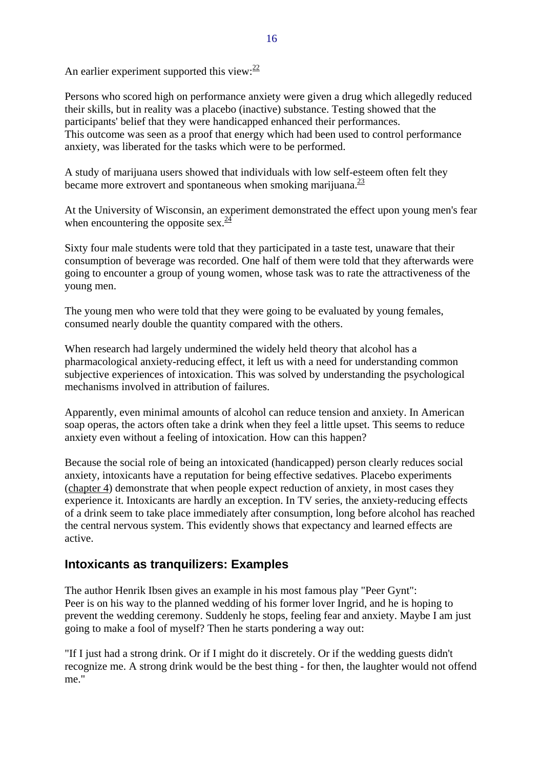An earlier experiment supported this view:[22]

Persons who scored high on performance anxiety were given a drug which allegedly reduced their skills, but in reality was a placebo (inactive) substance. Testing showed that the participants' belief that they were handicapped enhanced their performances.
This outcome was seen as a proof that energy which had been used to control performance anxiety, was liberated for the tasks which were to be performed.

A study of marijuana users showed that individuals with low self-esteem often felt they became more extrovert and spontaneous when smoking marijuana.[23]

At the University of Wisconsin, an experiment demonstrated the effect upon young men's fear when encountering the opposite sex.[24]

Sixty four male students were told that they participated in a taste test, unaware that their consumption of beverage was recorded. One half of them were told that they afterwards were going to encounter a group of young women, whose task was to rate the attractiveness of the young men.

The young men who were told that they were going to be evaluated by young females, consumed nearly double the quantity compared with the others.

When research had largely undermined the widely held theory that alcohol has a pharmacological anxiety-reducing effect, it left us with a need for understanding common subjective experiences of intoxication. This was solved by understanding the psychological mechanisms involved in attribution of failures.

Apparently, even minimal amounts of alcohol can reduce tension and anxiety. In American soap operas, the actors often take a drink when they feel a little upset. This seems to reduce anxiety even without a feeling of intoxication. How can this happen?

Because the social role of being an intoxicated (handicapped) person clearly reduces social anxiety, intoxicants have a reputation for being effective sedatives. Placebo experiments (chapter 4) demonstrate that when people expect reduction of anxiety, in most cases they experience it. Intoxicants are hardly an exception. In TV series, the anxiety-reducing effects of a drink seem to take place immediately after consumption, long before alcohol has reached the central nervous system. This evidently shows that expectancy and learned effects are active.

## Intoxicants as tranquilizers: Examples

The author Henrik Ibsen gives an example in his most famous play "Peer Gynt":
Peer is on his way to the planned wedding of his former lover Ingrid, and he is hoping to prevent the wedding ceremony. Suddenly he stops, feeling fear and anxiety. Maybe I am just going to make a fool of myself? Then he starts pondering a way out:

"If I just had a strong drink. Or if I might do it discretely. Or if the wedding guests didn't recognize me. A strong drink would be the best thing - for then, the laughter would not offend me."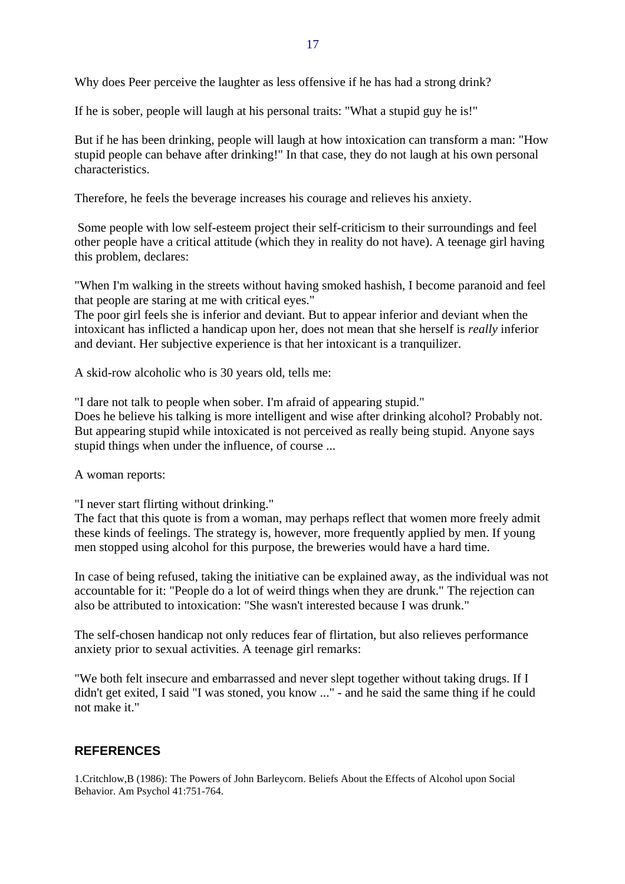Why does Peer perceive the laughter as less offensive if he has had a strong drink?

If he is sober, people will laugh at his personal traits: "What a stupid guy he is!"

But if he has been drinking, people will laugh at how intoxication can transform a man: "How stupid people can behave after drinking!" In that case, they do not laugh at his own personal characteristics.

Therefore, he feels the beverage increases his courage and relieves his anxiety.

Some people with low self-esteem project their self-criticism to their surroundings and feel other people have a critical attitude (which they in reality do not have). A teenage girl having this problem, declares:

"When I'm walking in the streets without having smoked hashish, I become paranoid and feel that people are staring at me with critical eyes."
The poor girl feels she is inferior and deviant. But to appear inferior and deviant when the intoxicant has inflicted a handicap upon her, does not mean that she herself is *really* inferior and deviant. Her subjective experience is that her intoxicant is a tranquilizer.

A skid-row alcoholic who is 30 years old, tells me:

"I dare not talk to people when sober. I'm afraid of appearing stupid."
Does he believe his talking is more intelligent and wise after drinking alcohol? Probably not. But appearing stupid while intoxicated is not perceived as really being stupid. Anyone says stupid things when under the influence, of course ...

A woman reports:

"I never start flirting without drinking."
The fact that this quote is from a woman, may perhaps reflect that women more freely admit these kinds of feelings. The strategy is, however, more frequently applied by men. If young men stopped using alcohol for this purpose, the breweries would have a hard time.

In case of being refused, taking the initiative can be explained away, as the individual was not accountable for it: "People do a lot of weird things when they are drunk." The rejection can also be attributed to intoxication: "She wasn't interested because I was drunk."

The self-chosen handicap not only reduces fear of flirtation, but also relieves performance anxiety prior to sexual activities. A teenage girl remarks:

"We both felt insecure and embarrassed and never slept together without taking drugs. If I didn't get exited, I said "I was stoned, you know ..." - and he said the same thing if he could not make it."

## REFERENCES

1.Critchlow,B (1986): The Powers of John Barleycorn. Beliefs About the Effects of Alcohol upon Social Behavior. Am Psychol 41:751-764.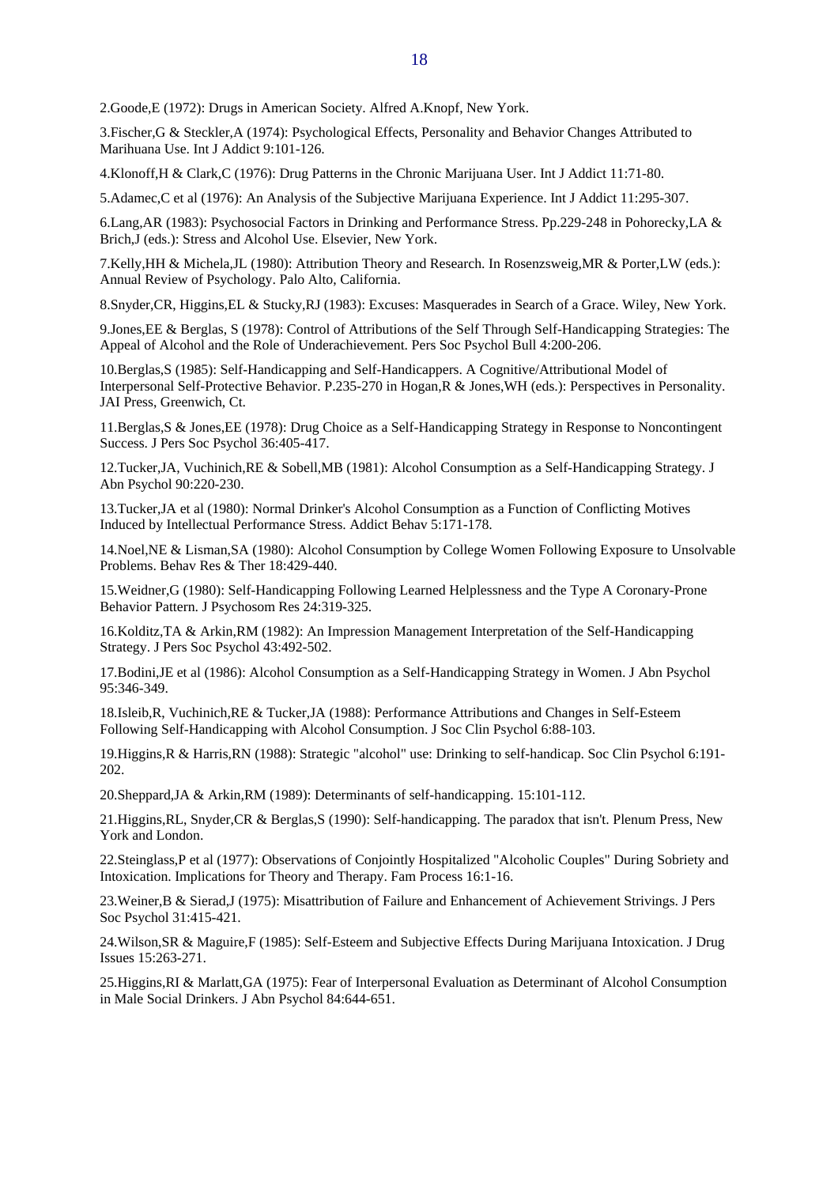2.Goode,E (1972): Drugs in American Society. Alfred A.Knopf, New York.

3.Fischer,G & Steckler,A (1974): Psychological Effects, Personality and Behavior Changes Attributed to Marihuana Use. Int J Addict 9:101-126.

4.Klonoff,H & Clark,C (1976): Drug Patterns in the Chronic Marijuana User. Int J Addict 11:71-80.

5.Adamec,C et al (1976): An Analysis of the Subjective Marijuana Experience. Int J Addict 11:295-307.

6.Lang,AR (1983): Psychosocial Factors in Drinking and Performance Stress. Pp.229-248 in Pohorecky,LA & Brich,J (eds.): Stress and Alcohol Use. Elsevier, New York.

7.Kelly,HH & Michela,JL (1980): Attribution Theory and Research. In Rosenzsweig,MR & Porter,LW (eds.): Annual Review of Psychology. Palo Alto, California.

8.Snyder,CR, Higgins,EL & Stucky,RJ (1983): Excuses: Masquerades in Search of a Grace. Wiley, New York.

9.Jones,EE & Berglas, S (1978): Control of Attributions of the Self Through Self-Handicapping Strategies: The Appeal of Alcohol and the Role of Underachievement. Pers Soc Psychol Bull 4:200-206.

10.Berglas,S (1985): Self-Handicapping and Self-Handicappers. A Cognitive/Attributional Model of Interpersonal Self-Protective Behavior. P.235-270 in Hogan,R & Jones,WH (eds.): Perspectives in Personality. JAI Press, Greenwich, Ct.

11.Berglas,S & Jones,EE (1978): Drug Choice as a Self-Handicapping Strategy in Response to Noncontingent Success. J Pers Soc Psychol 36:405-417.

12.Tucker,JA, Vuchinich,RE & Sobell,MB (1981): Alcohol Consumption as a Self-Handicapping Strategy. J Abn Psychol 90:220-230.

13.Tucker,JA et al (1980): Normal Drinker's Alcohol Consumption as a Function of Conflicting Motives Induced by Intellectual Performance Stress. Addict Behav 5:171-178.

14.Noel,NE & Lisman,SA (1980): Alcohol Consumption by College Women Following Exposure to Unsolvable Problems. Behav Res & Ther 18:429-440.

15.Weidner,G (1980): Self-Handicapping Following Learned Helplessness and the Type A Coronary-Prone Behavior Pattern. J Psychosom Res 24:319-325.

16.Kolditz,TA & Arkin,RM (1982): An Impression Management Interpretation of the Self-Handicapping Strategy. J Pers Soc Psychol 43:492-502.

17.Bodini,JE et al (1986): Alcohol Consumption as a Self-Handicapping Strategy in Women. J Abn Psychol 95:346-349.

18.Isleib,R, Vuchinich,RE & Tucker,JA (1988): Performance Attributions and Changes in Self-Esteem Following Self-Handicapping with Alcohol Consumption. J Soc Clin Psychol 6:88-103.

19.Higgins,R & Harris,RN (1988): Strategic "alcohol" use: Drinking to self-handicap. Soc Clin Psychol 6:191-202.

20.Sheppard,JA & Arkin,RM (1989): Determinants of self-handicapping. 15:101-112.

21.Higgins,RL, Snyder,CR & Berglas,S (1990): Self-handicapping. The paradox that isn't. Plenum Press, New York and London.

22.Steinglass,P et al (1977): Observations of Conjointly Hospitalized "Alcoholic Couples" During Sobriety and Intoxication. Implications for Theory and Therapy. Fam Process 16:1-16.

23.Weiner,B & Sierad,J (1975): Misattribution of Failure and Enhancement of Achievement Strivings. J Pers Soc Psychol 31:415-421.

24.Wilson,SR & Maguire,F (1985): Self-Esteem and Subjective Effects During Marijuana Intoxication. J Drug Issues 15:263-271.

25.Higgins,RI & Marlatt,GA (1975): Fear of Interpersonal Evaluation as Determinant of Alcohol Consumption in Male Social Drinkers. J Abn Psychol 84:644-651.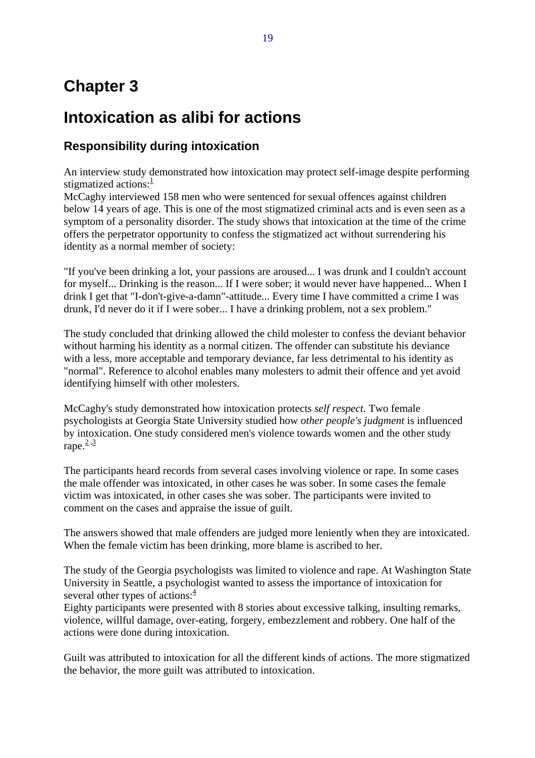# Chapter 3

# Intoxication as alibi for actions

## Responsibility during intoxication

An interview study demonstrated how intoxication may protect self-image despite performing stigmatized actions:[1]
McCaghy interviewed 158 men who were sentenced for sexual offences against children below 14 years of age. This is one of the most stigmatized criminal acts and is even seen as a symptom of a personality disorder. The study shows that intoxication at the time of the crime offers the perpetrator opportunity to confess the stigmatized act without surrendering his identity as a normal member of society:

"If you've been drinking a lot, your passions are aroused... I was drunk and I couldn't account for myself... Drinking is the reason... If I were sober; it would never have happened... When I drink I get that "I-don't-give-a-damn"-attitude... Every time I have committed a crime I was drunk, I'd never do it if I were sober... I have a drinking problem, not a sex problem."

The study concluded that drinking allowed the child molester to confess the deviant behavior without harming his identity as a normal citizen. The offender can substitute his deviance with a less, more acceptable and temporary deviance, far less detrimental to his identity as "normal". Reference to alcohol enables many molesters to admit their offence and yet avoid identifying himself with other molesters.

McCaghy's study demonstrated how intoxication protects *self respect*. Two female psychologists at Georgia State University studied how *other people's judgment* is influenced by intoxication. One study considered men's violence towards women and the other study rape.[2,3]

The participants heard records from several cases involving violence or rape. In some cases the male offender was intoxicated, in other cases he was sober. In some cases the female victim was intoxicated, in other cases she was sober. The participants were invited to comment on the cases and appraise the issue of guilt.

The answers showed that male offenders are judged more leniently when they are intoxicated. When the female victim has been drinking, more blame is ascribed to her.

The study of the Georgia psychologists was limited to violence and rape. At Washington State University in Seattle, a psychologist wanted to assess the importance of intoxication for several other types of actions:[4]
Eighty participants were presented with 8 stories about excessive talking, insulting remarks, violence, willful damage, over-eating, forgery, embezzlement and robbery. One half of the actions were done during intoxication.

Guilt was attributed to intoxication for all the different kinds of actions. The more stigmatized the behavior, the more guilt was attributed to intoxication.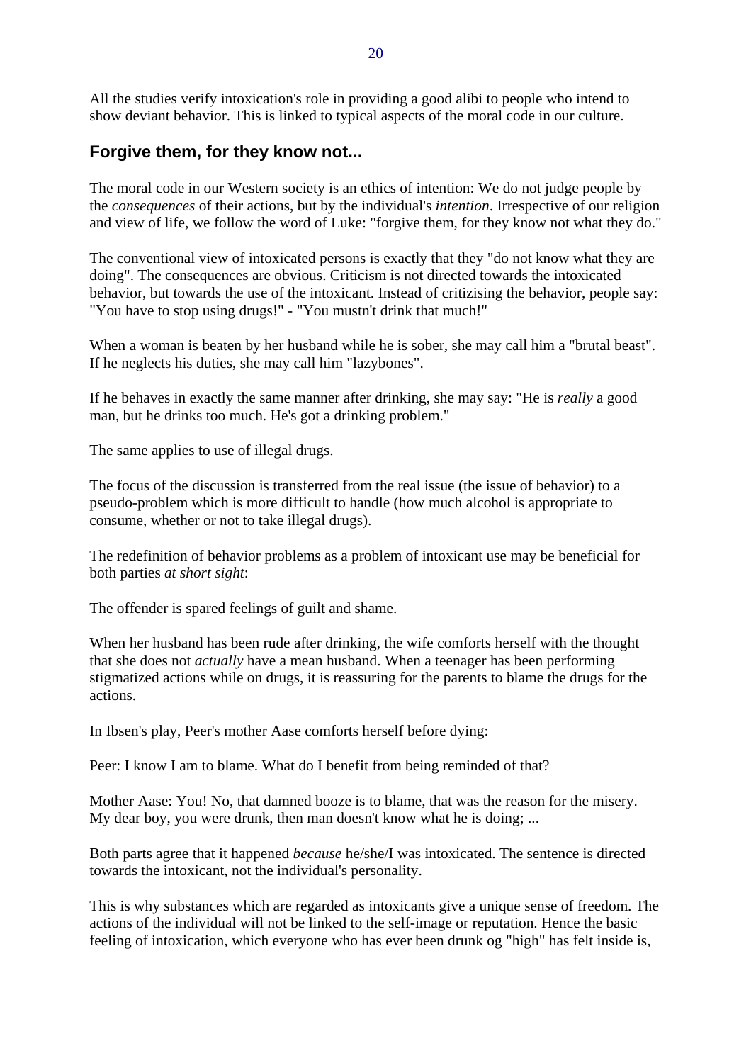All the studies verify intoxication's role in providing a good alibi to people who intend to show deviant behavior. This is linked to typical aspects of the moral code in our culture.

## Forgive them, for they know not...

The moral code in our Western society is an ethics of intention: We do not judge people by the *consequences* of their actions, but by the individual's *intention*. Irrespective of our religion and view of life, we follow the word of Luke: "forgive them, for they know not what they do."

The conventional view of intoxicated persons is exactly that they "do not know what they are doing". The consequences are obvious. Criticism is not directed towards the intoxicated behavior, but towards the use of the intoxicant. Instead of critizising the behavior, people say: "You have to stop using drugs!" - "You mustn't drink that much!"

When a woman is beaten by her husband while he is sober, she may call him a "brutal beast". If he neglects his duties, she may call him "lazybones".

If he behaves in exactly the same manner after drinking, she may say: "He is *really* a good man, but he drinks too much. He's got a drinking problem."

The same applies to use of illegal drugs.

The focus of the discussion is transferred from the real issue (the issue of behavior) to a pseudo-problem which is more difficult to handle (how much alcohol is appropriate to consume, whether or not to take illegal drugs).

The redefinition of behavior problems as a problem of intoxicant use may be beneficial for both parties *at short sight*:

The offender is spared feelings of guilt and shame.

When her husband has been rude after drinking, the wife comforts herself with the thought that she does not *actually* have a mean husband. When a teenager has been performing stigmatized actions while on drugs, it is reassuring for the parents to blame the drugs for the actions.

In Ibsen's play, Peer's mother Aase comforts herself before dying:

Peer: I know I am to blame. What do I benefit from being reminded of that?

Mother Aase: You! No, that damned booze is to blame, that was the reason for the misery. My dear boy, you were drunk, then man doesn't know what he is doing; ...

Both parts agree that it happened *because* he/she/I was intoxicated. The sentence is directed towards the intoxicant, not the individual's personality.

This is why substances which are regarded as intoxicants give a unique sense of freedom. The actions of the individual will not be linked to the self-image or reputation. Hence the basic feeling of intoxication, which everyone who has ever been drunk og "high" has felt inside is,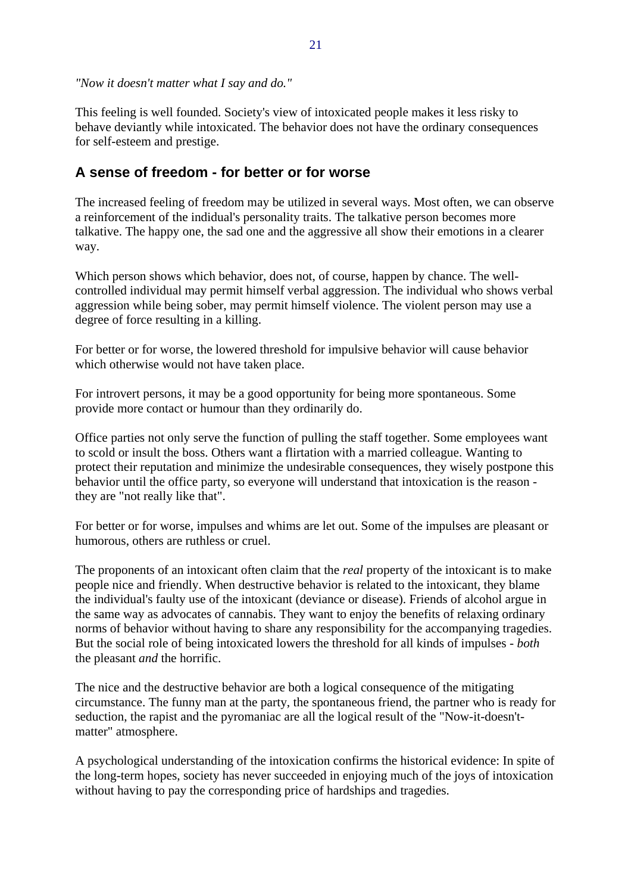*"Now it doesn't matter what I say and do."*

This feeling is well founded. Society's view of intoxicated people makes it less risky to behave deviantly while intoxicated. The behavior does not have the ordinary consequences for self-esteem and prestige.

## A sense of freedom - for better or for worse

The increased feeling of freedom may be utilized in several ways. Most often, we can observe a reinforcement of the indidual's personality traits. The talkative person becomes more talkative. The happy one, the sad one and the aggressive all show their emotions in a clearer way.

Which person shows which behavior, does not, of course, happen by chance. The well-controlled individual may permit himself verbal aggression. The individual who shows verbal aggression while being sober, may permit himself violence. The violent person may use a degree of force resulting in a killing.

For better or for worse, the lowered threshold for impulsive behavior will cause behavior which otherwise would not have taken place.

For introvert persons, it may be a good opportunity for being more spontaneous. Some provide more contact or humour than they ordinarily do.

Office parties not only serve the function of pulling the staff together. Some employees want to scold or insult the boss. Others want a flirtation with a married colleague. Wanting to protect their reputation and minimize the undesirable consequences, they wisely postpone this behavior until the office party, so everyone will understand that intoxication is the reason - they are "not really like that".

For better or for worse, impulses and whims are let out. Some of the impulses are pleasant or humorous, others are ruthless or cruel.

The proponents of an intoxicant often claim that the *real* property of the intoxicant is to make people nice and friendly. When destructive behavior is related to the intoxicant, they blame the individual's faulty use of the intoxicant (deviance or disease). Friends of alcohol argue in the same way as advocates of cannabis. They want to enjoy the benefits of relaxing ordinary norms of behavior without having to share any responsibility for the accompanying tragedies. But the social role of being intoxicated lowers the threshold for all kinds of impulses - *both* the pleasant *and* the horrific.

The nice and the destructive behavior are both a logical consequence of the mitigating circumstance. The funny man at the party, the spontaneous friend, the partner who is ready for seduction, the rapist and the pyromaniac are all the logical result of the "Now-it-doesn't-matter" atmosphere.

A psychological understanding of the intoxication confirms the historical evidence: In spite of the long-term hopes, society has never succeeded in enjoying much of the joys of intoxication without having to pay the corresponding price of hardships and tragedies.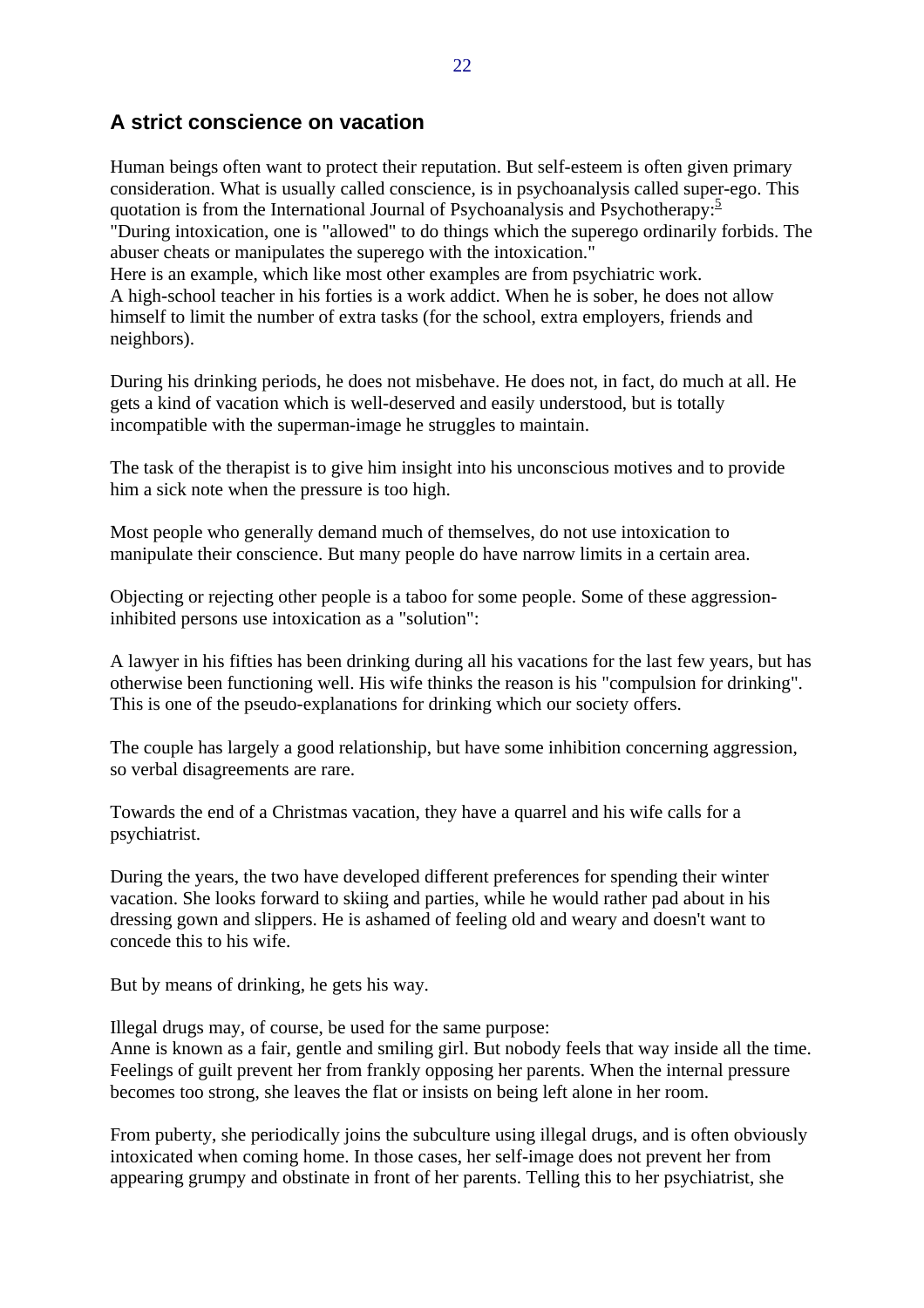## A strict conscience on vacation

Human beings often want to protect their reputation. But self-esteem is often given primary consideration. What is usually called conscience, is in psychoanalysis called super-ego. This quotation is from the International Journal of Psychoanalysis and Psychotherapy:[5]
"During intoxication, one is "allowed" to do things which the superego ordinarily forbids. The abuser cheats or manipulates the superego with the intoxication."
Here is an example, which like most other examples are from psychiatric work.
A high-school teacher in his forties is a work addict. When he is sober, he does not allow himself to limit the number of extra tasks (for the school, extra employers, friends and neighbors).

During his drinking periods, he does not misbehave. He does not, in fact, do much at all. He gets a kind of vacation which is well-deserved and easily understood, but is totally incompatible with the superman-image he struggles to maintain.

The task of the therapist is to give him insight into his unconscious motives and to provide him a sick note when the pressure is too high.

Most people who generally demand much of themselves, do not use intoxication to manipulate their conscience. But many people do have narrow limits in a certain area.

Objecting or rejecting other people is a taboo for some people. Some of these aggression-inhibited persons use intoxication as a "solution":

A lawyer in his fifties has been drinking during all his vacations for the last few years, but has otherwise been functioning well. His wife thinks the reason is his "compulsion for drinking". This is one of the pseudo-explanations for drinking which our society offers.

The couple has largely a good relationship, but have some inhibition concerning aggression, so verbal disagreements are rare.

Towards the end of a Christmas vacation, they have a quarrel and his wife calls for a psychiatrist.

During the years, the two have developed different preferences for spending their winter vacation. She looks forward to skiing and parties, while he would rather pad about in his dressing gown and slippers. He is ashamed of feeling old and weary and doesn't want to concede this to his wife.

But by means of drinking, he gets his way.

Illegal drugs may, of course, be used for the same purpose:
Anne is known as a fair, gentle and smiling girl. But nobody feels that way inside all the time. Feelings of guilt prevent her from frankly opposing her parents. When the internal pressure becomes too strong, she leaves the flat or insists on being left alone in her room.

From puberty, she periodically joins the subculture using illegal drugs, and is often obviously intoxicated when coming home. In those cases, her self-image does not prevent her from appearing grumpy and obstinate in front of her parents. Telling this to her psychiatrist, she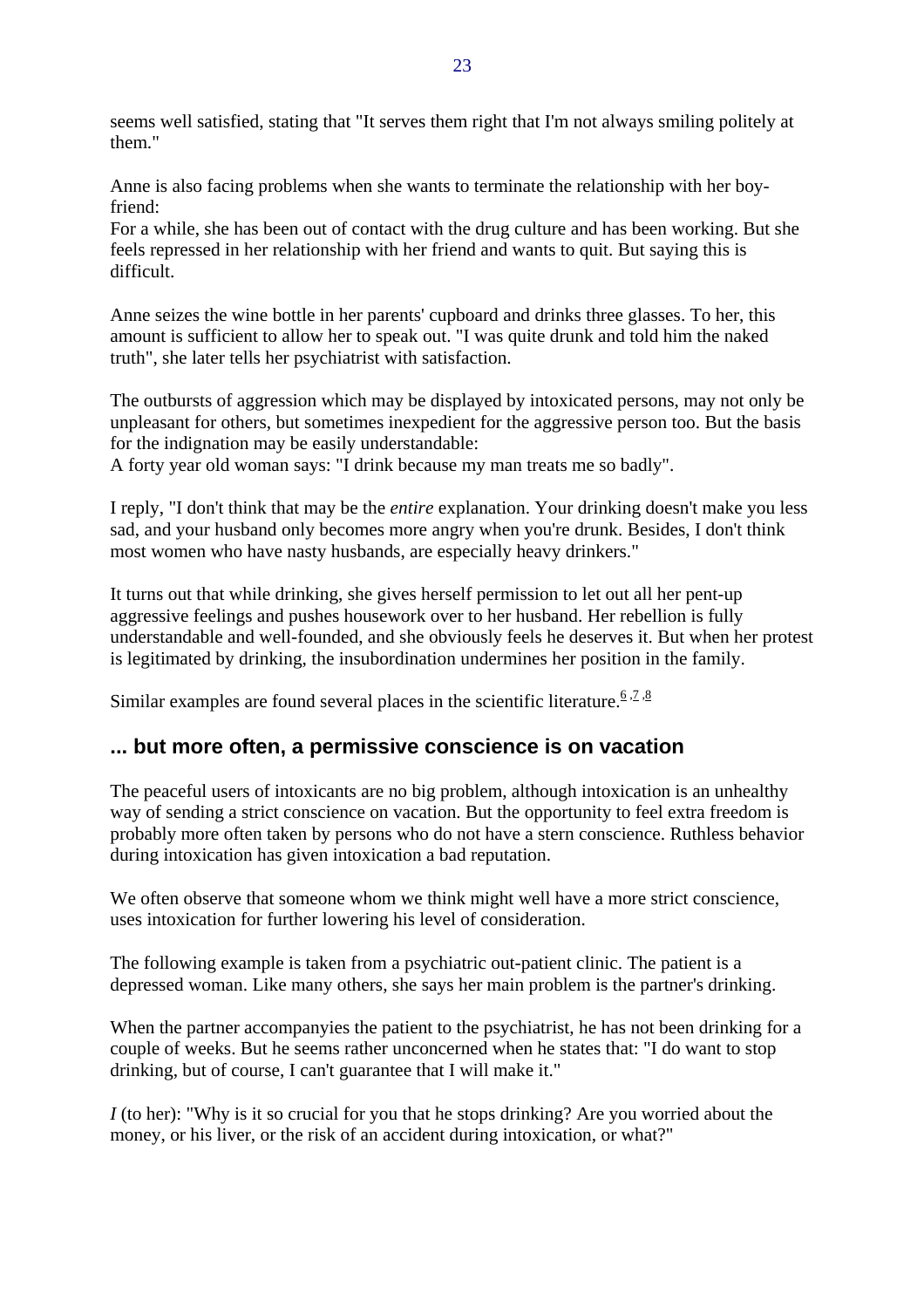seems well satisfied, stating that "It serves them right that I'm not always smiling politely at them."

Anne is also facing problems when she wants to terminate the relationship with her boy-friend:
For a while, she has been out of contact with the drug culture and has been working. But she feels repressed in her relationship with her friend and wants to quit. But saying this is difficult.

Anne seizes the wine bottle in her parents' cupboard and drinks three glasses. To her, this amount is sufficient to allow her to speak out. "I was quite drunk and told him the naked truth", she later tells her psychiatrist with satisfaction.

The outbursts of aggression which may be displayed by intoxicated persons, may not only be unpleasant for others, but sometimes inexpedient for the aggressive person too. But the basis for the indignation may be easily understandable:
A forty year old woman says: "I drink because my man treats me so badly".

I reply, "I don't think that may be the *entire* explanation. Your drinking doesn't make you less sad, and your husband only becomes more angry when you're drunk. Besides, I don't think most women who have nasty husbands, are especially heavy drinkers."

It turns out that while drinking, she gives herself permission to let out all her pent-up aggressive feelings and pushes housework over to her husband. Her rebellion is fully understandable and well-founded, and she obviously feels he deserves it. But when her protest is legitimated by drinking, the insubordination undermines her position in the family.

Similar examples are found several places in the scientific literature.[6,7,8]

## ... but more often, a permissive conscience is on vacation

The peaceful users of intoxicants are no big problem, although intoxication is an unhealthy way of sending a strict conscience on vacation. But the opportunity to feel extra freedom is probably more often taken by persons who do not have a stern conscience. Ruthless behavior during intoxication has given intoxication a bad reputation.

We often observe that someone whom we think might well have a more strict conscience, uses intoxication for further lowering his level of consideration.

The following example is taken from a psychiatric out-patient clinic. The patient is a depressed woman. Like many others, she says her main problem is the partner's drinking.

When the partner accompanyies the patient to the psychiatrist, he has not been drinking for a couple of weeks. But he seems rather unconcerned when he states that: "I do want to stop drinking, but of course, I can't guarantee that I will make it."

*I* (to her): "Why is it so crucial for you that he stops drinking? Are you worried about the money, or his liver, or the risk of an accident during intoxication, or what?"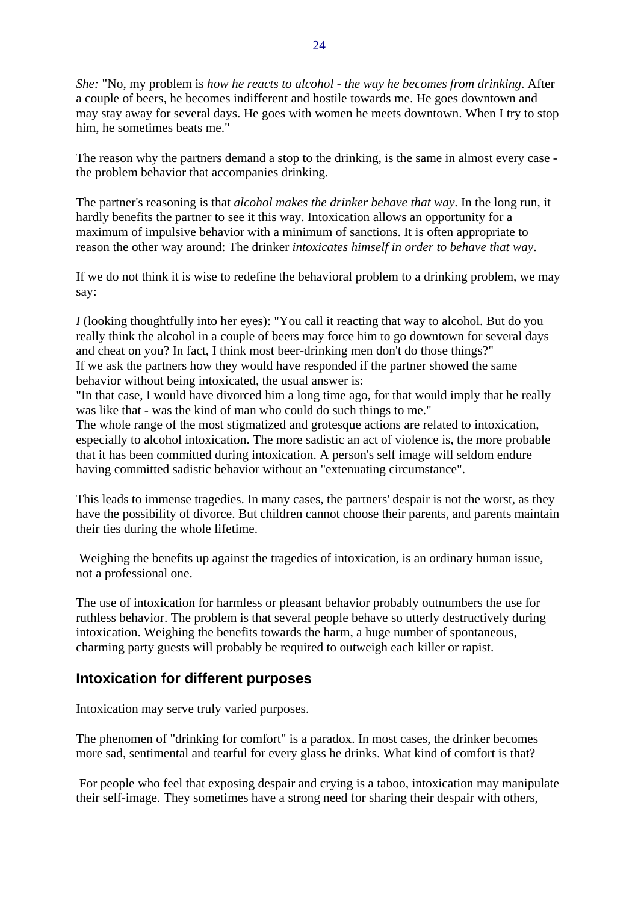*She:* "No, my problem is *how he reacts to alcohol - the way he becomes from drinking*. After a couple of beers, he becomes indifferent and hostile towards me. He goes downtown and may stay away for several days. He goes with women he meets downtown. When I try to stop him, he sometimes beats me."

The reason why the partners demand a stop to the drinking, is the same in almost every case - the problem behavior that accompanies drinking.

The partner's reasoning is that *alcohol makes the drinker behave that way*. In the long run, it hardly benefits the partner to see it this way. Intoxication allows an opportunity for a maximum of impulsive behavior with a minimum of sanctions. It is often appropriate to reason the other way around: The drinker *intoxicates himself in order to behave that way*.

If we do not think it is wise to redefine the behavioral problem to a drinking problem, we may say:

*I* (looking thoughtfully into her eyes): "You call it reacting that way to alcohol. But do you really think the alcohol in a couple of beers may force him to go downtown for several days and cheat on you? In fact, I think most beer-drinking men don't do those things?"
If we ask the partners how they would have responded if the partner showed the same behavior without being intoxicated, the usual answer is:
"In that case, I would have divorced him a long time ago, for that would imply that he really was like that - was the kind of man who could do such things to me."
The whole range of the most stigmatized and grotesque actions are related to intoxication, especially to alcohol intoxication. The more sadistic an act of violence is, the more probable that it has been committed during intoxication. A person's self image will seldom endure having committed sadistic behavior without an "extenuating circumstance".

This leads to immense tragedies. In many cases, the partners' despair is not the worst, as they have the possibility of divorce. But children cannot choose their parents, and parents maintain their ties during the whole lifetime.

Weighing the benefits up against the tragedies of intoxication, is an ordinary human issue, not a professional one.

The use of intoxication for harmless or pleasant behavior probably outnumbers the use for ruthless behavior. The problem is that several people behave so utterly destructively during intoxication. Weighing the benefits towards the harm, a huge number of spontaneous, charming party guests will probably be required to outweigh each killer or rapist.

## Intoxication for different purposes

Intoxication may serve truly varied purposes.

The phenomen of "drinking for comfort" is a paradox. In most cases, the drinker becomes more sad, sentimental and tearful for every glass he drinks. What kind of comfort is that?

For people who feel that exposing despair and crying is a taboo, intoxication may manipulate their self-image. They sometimes have a strong need for sharing their despair with others,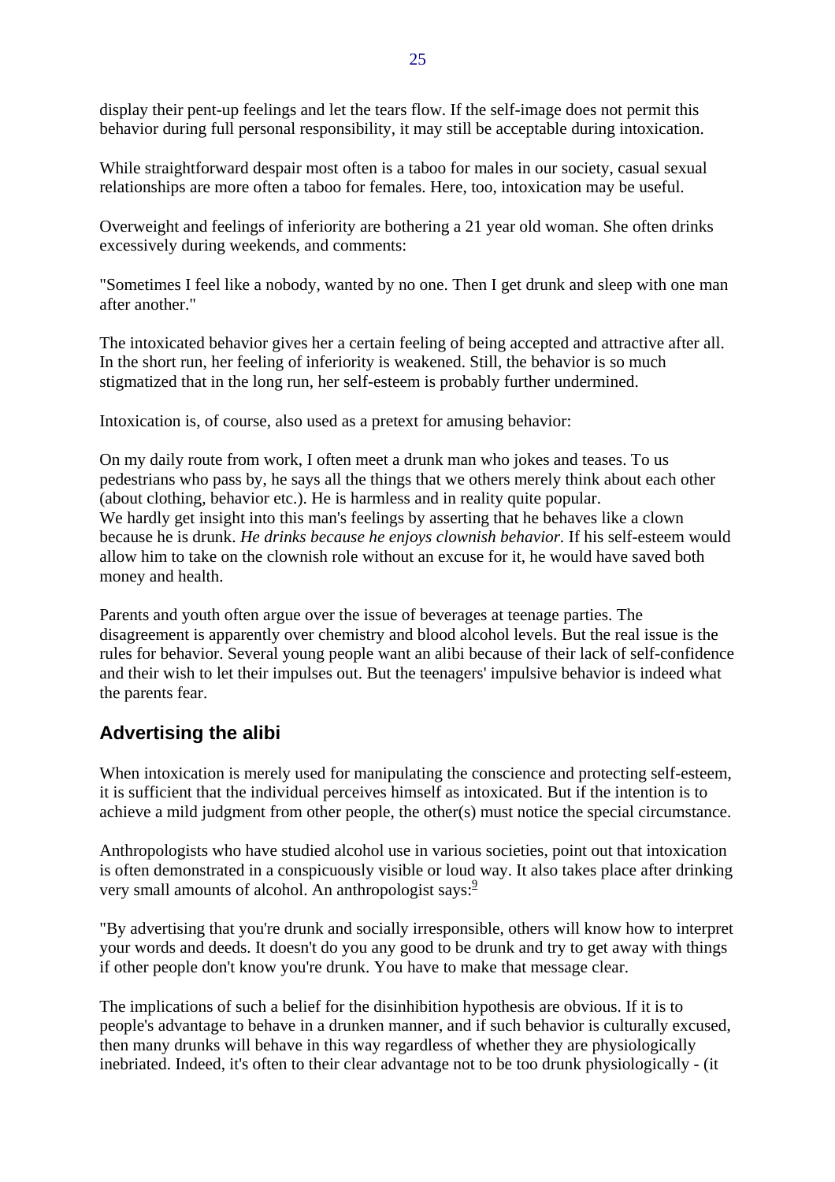display their pent-up feelings and let the tears flow. If the self-image does not permit this behavior during full personal responsibility, it may still be acceptable during intoxication.

While straightforward despair most often is a taboo for males in our society, casual sexual relationships are more often a taboo for females. Here, too, intoxication may be useful.

Overweight and feelings of inferiority are bothering a 21 year old woman. She often drinks excessively during weekends, and comments:

"Sometimes I feel like a nobody, wanted by no one. Then I get drunk and sleep with one man after another."

The intoxicated behavior gives her a certain feeling of being accepted and attractive after all. In the short run, her feeling of inferiority is weakened. Still, the behavior is so much stigmatized that in the long run, her self-esteem is probably further undermined.

Intoxication is, of course, also used as a pretext for amusing behavior:

On my daily route from work, I often meet a drunk man who jokes and teases. To us pedestrians who pass by, he says all the things that we others merely think about each other (about clothing, behavior etc.). He is harmless and in reality quite popular.
We hardly get insight into this man's feelings by asserting that he behaves like a clown because he is drunk. *He drinks because he enjoys clownish behavior.* If his self-esteem would allow him to take on the clownish role without an excuse for it, he would have saved both money and health.

Parents and youth often argue over the issue of beverages at teenage parties. The disagreement is apparently over chemistry and blood alcohol levels. But the real issue is the rules for behavior. Several young people want an alibi because of their lack of self-confidence and their wish to let their impulses out. But the teenagers' impulsive behavior is indeed what the parents fear.

## Advertising the alibi

When intoxication is merely used for manipulating the conscience and protecting self-esteem, it is sufficient that the individual perceives himself as intoxicated. But if the intention is to achieve a mild judgment from other people, the other(s) must notice the special circumstance.

Anthropologists who have studied alcohol use in various societies, point out that intoxication is often demonstrated in a conspicuously visible or loud way. It also takes place after drinking very small amounts of alcohol. An anthropologist says:[9]

"By advertising that you're drunk and socially irresponsible, others will know how to interpret your words and deeds. It doesn't do you any good to be drunk and try to get away with things if other people don't know you're drunk. You have to make that message clear.

The implications of such a belief for the disinhibition hypothesis are obvious. If it is to people's advantage to behave in a drunken manner, and if such behavior is culturally excused, then many drunks will behave in this way regardless of whether they are physiologically inebriated. Indeed, it's often to their clear advantage not to be too drunk physiologically - (it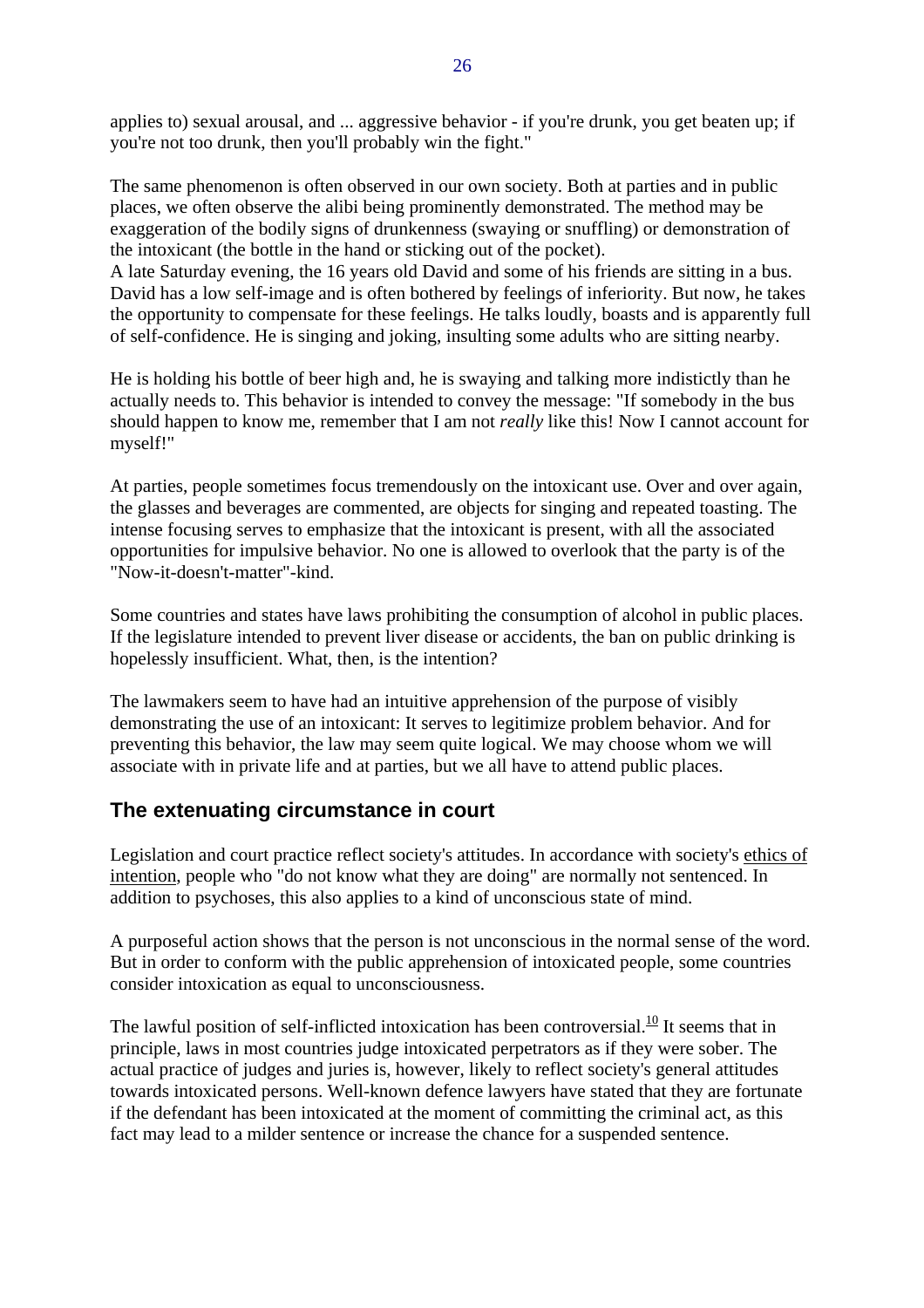applies to) sexual arousal, and ... aggressive behavior - if you're drunk, you get beaten up; if you're not too drunk, then you'll probably win the fight."

The same phenomenon is often observed in our own society. Both at parties and in public places, we often observe the alibi being prominently demonstrated. The method may be exaggeration of the bodily signs of drunkenness (swaying or snuffling) or demonstration of the intoxicant (the bottle in the hand or sticking out of the pocket).
A late Saturday evening, the 16 years old David and some of his friends are sitting in a bus. David has a low self-image and is often bothered by feelings of inferiority. But now, he takes the opportunity to compensate for these feelings. He talks loudly, boasts and is apparently full of self-confidence. He is singing and joking, insulting some adults who are sitting nearby.

He is holding his bottle of beer high and, he is swaying and talking more indistictly than he actually needs to. This behavior is intended to convey the message: "If somebody in the bus should happen to know me, remember that I am not *really* like this! Now I cannot account for myself!"

At parties, people sometimes focus tremendously on the intoxicant use. Over and over again, the glasses and beverages are commented, are objects for singing and repeated toasting. The intense focusing serves to emphasize that the intoxicant is present, with all the associated opportunities for impulsive behavior. No one is allowed to overlook that the party is of the "Now-it-doesn't-matter"-kind.

Some countries and states have laws prohibiting the consumption of alcohol in public places. If the legislature intended to prevent liver disease or accidents, the ban on public drinking is hopelessly insufficient. What, then, is the intention?

The lawmakers seem to have had an intuitive apprehension of the purpose of visibly demonstrating the use of an intoxicant: It serves to legitimize problem behavior. And for preventing this behavior, the law may seem quite logical. We may choose whom we will associate with in private life and at parties, but we all have to attend public places.

## The extenuating circumstance in court

Legislation and court practice reflect society's attitudes. In accordance with society's ethics of intention, people who "do not know what they are doing" are normally not sentenced. In addition to psychoses, this also applies to a kind of unconscious state of mind.

A purposeful action shows that the person is not unconscious in the normal sense of the word. But in order to conform with the public apprehension of intoxicated people, some countries consider intoxication as equal to unconsciousness.

The lawful position of self-inflicted intoxication has been controversial.[10] It seems that in principle, laws in most countries judge intoxicated perpetrators as if they were sober. The actual practice of judges and juries is, however, likely to reflect society's general attitudes towards intoxicated persons. Well-known defence lawyers have stated that they are fortunate if the defendant has been intoxicated at the moment of committing the criminal act, as this fact may lead to a milder sentence or increase the chance for a suspended sentence.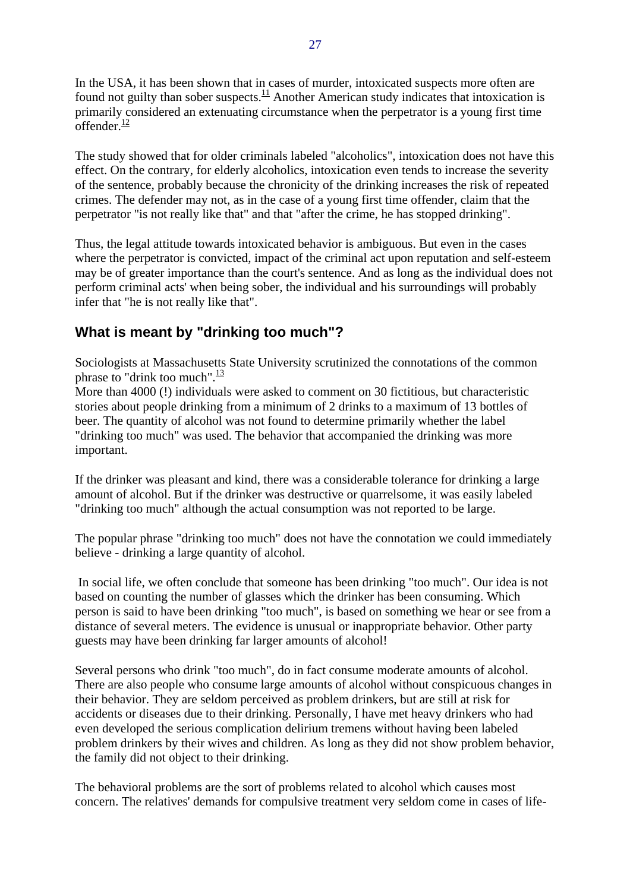In the USA, it has been shown that in cases of murder, intoxicated suspects more often are found not guilty than sober suspects.[11] Another American study indicates that intoxication is primarily considered an extenuating circumstance when the perpetrator is a young first time offender.[12]

The study showed that for older criminals labeled "alcoholics", intoxication does not have this effect. On the contrary, for elderly alcoholics, intoxication even tends to increase the severity of the sentence, probably because the chronicity of the drinking increases the risk of repeated crimes. The defender may not, as in the case of a young first time offender, claim that the perpetrator "is not really like that" and that "after the crime, he has stopped drinking".

Thus, the legal attitude towards intoxicated behavior is ambiguous. But even in the cases where the perpetrator is convicted, impact of the criminal act upon reputation and self-esteem may be of greater importance than the court's sentence. And as long as the individual does not perform criminal acts' when being sober, the individual and his surroundings will probably infer that "he is not really like that".

## What is meant by "drinking too much"?

Sociologists at Massachusetts State University scrutinized the connotations of the common phrase to "drink too much".[13]
More than 4000 (!) individuals were asked to comment on 30 fictitious, but characteristic stories about people drinking from a minimum of 2 drinks to a maximum of 13 bottles of beer. The quantity of alcohol was not found to determine primarily whether the label "drinking too much" was used. The behavior that accompanied the drinking was more important.

If the drinker was pleasant and kind, there was a considerable tolerance for drinking a large amount of alcohol. But if the drinker was destructive or quarrelsome, it was easily labeled "drinking too much" although the actual consumption was not reported to be large.

The popular phrase "drinking too much" does not have the connotation we could immediately believe - drinking a large quantity of alcohol.

In social life, we often conclude that someone has been drinking "too much". Our idea is not based on counting the number of glasses which the drinker has been consuming. Which person is said to have been drinking "too much", is based on something we hear or see from a distance of several meters. The evidence is unusual or inappropriate behavior. Other party guests may have been drinking far larger amounts of alcohol!

Several persons who drink "too much", do in fact consume moderate amounts of alcohol. There are also people who consume large amounts of alcohol without conspicuous changes in their behavior. They are seldom perceived as problem drinkers, but are still at risk for accidents or diseases due to their drinking. Personally, I have met heavy drinkers who had even developed the serious complication delirium tremens without having been labeled problem drinkers by their wives and children. As long as they did not show problem behavior, the family did not object to their drinking.

The behavioral problems are the sort of problems related to alcohol which causes most concern. The relatives' demands for compulsive treatment very seldom come in cases of life-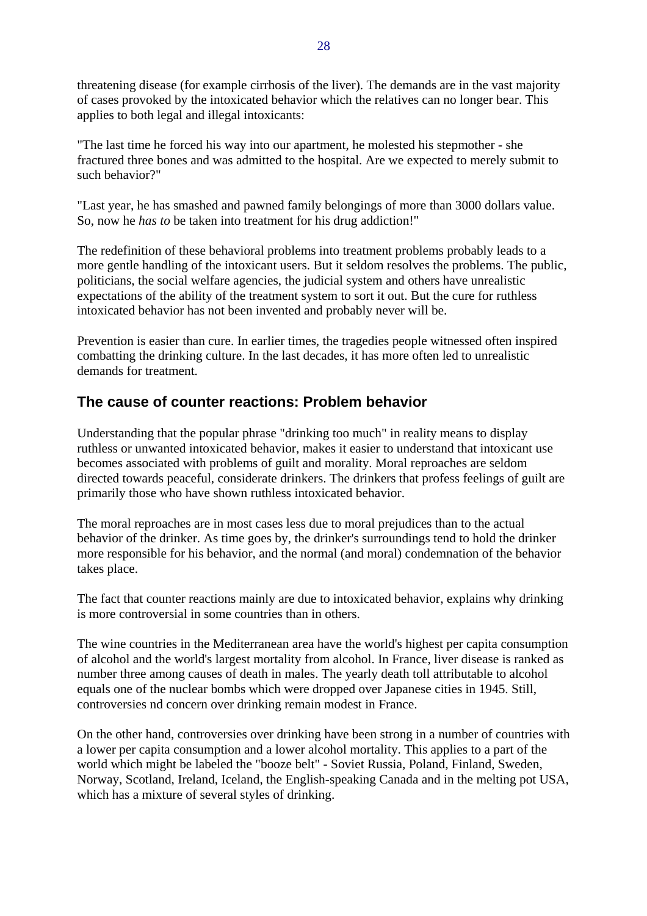threatening disease (for example cirrhosis of the liver). The demands are in the vast majority of cases provoked by the intoxicated behavior which the relatives can no longer bear. This applies to both legal and illegal intoxicants:

"The last time he forced his way into our apartment, he molested his stepmother - she fractured three bones and was admitted to the hospital. Are we expected to merely submit to such behavior?"

"Last year, he has smashed and pawned family belongings of more than 3000 dollars value. So, now he *has to* be taken into treatment for his drug addiction!"

The redefinition of these behavioral problems into treatment problems probably leads to a more gentle handling of the intoxicant users. But it seldom resolves the problems. The public, politicians, the social welfare agencies, the judicial system and others have unrealistic expectations of the ability of the treatment system to sort it out. But the cure for ruthless intoxicated behavior has not been invented and probably never will be.

Prevention is easier than cure. In earlier times, the tragedies people witnessed often inspired combatting the drinking culture. In the last decades, it has more often led to unrealistic demands for treatment.

## The cause of counter reactions: Problem behavior

Understanding that the popular phrase "drinking too much" in reality means to display ruthless or unwanted intoxicated behavior, makes it easier to understand that intoxicant use becomes associated with problems of guilt and morality. Moral reproaches are seldom directed towards peaceful, considerate drinkers. The drinkers that profess feelings of guilt are primarily those who have shown ruthless intoxicated behavior.

The moral reproaches are in most cases less due to moral prejudices than to the actual behavior of the drinker. As time goes by, the drinker's surroundings tend to hold the drinker more responsible for his behavior, and the normal (and moral) condemnation of the behavior takes place.

The fact that counter reactions mainly are due to intoxicated behavior, explains why drinking is more controversial in some countries than in others.

The wine countries in the Mediterranean area have the world's highest per capita consumption of alcohol and the world's largest mortality from alcohol. In France, liver disease is ranked as number three among causes of death in males. The yearly death toll attributable to alcohol equals one of the nuclear bombs which were dropped over Japanese cities in 1945. Still, controversies nd concern over drinking remain modest in France.

On the other hand, controversies over drinking have been strong in a number of countries with a lower per capita consumption and a lower alcohol mortality. This applies to a part of the world which might be labeled the "booze belt" - Soviet Russia, Poland, Finland, Sweden, Norway, Scotland, Ireland, Iceland, the English-speaking Canada and in the melting pot USA, which has a mixture of several styles of drinking.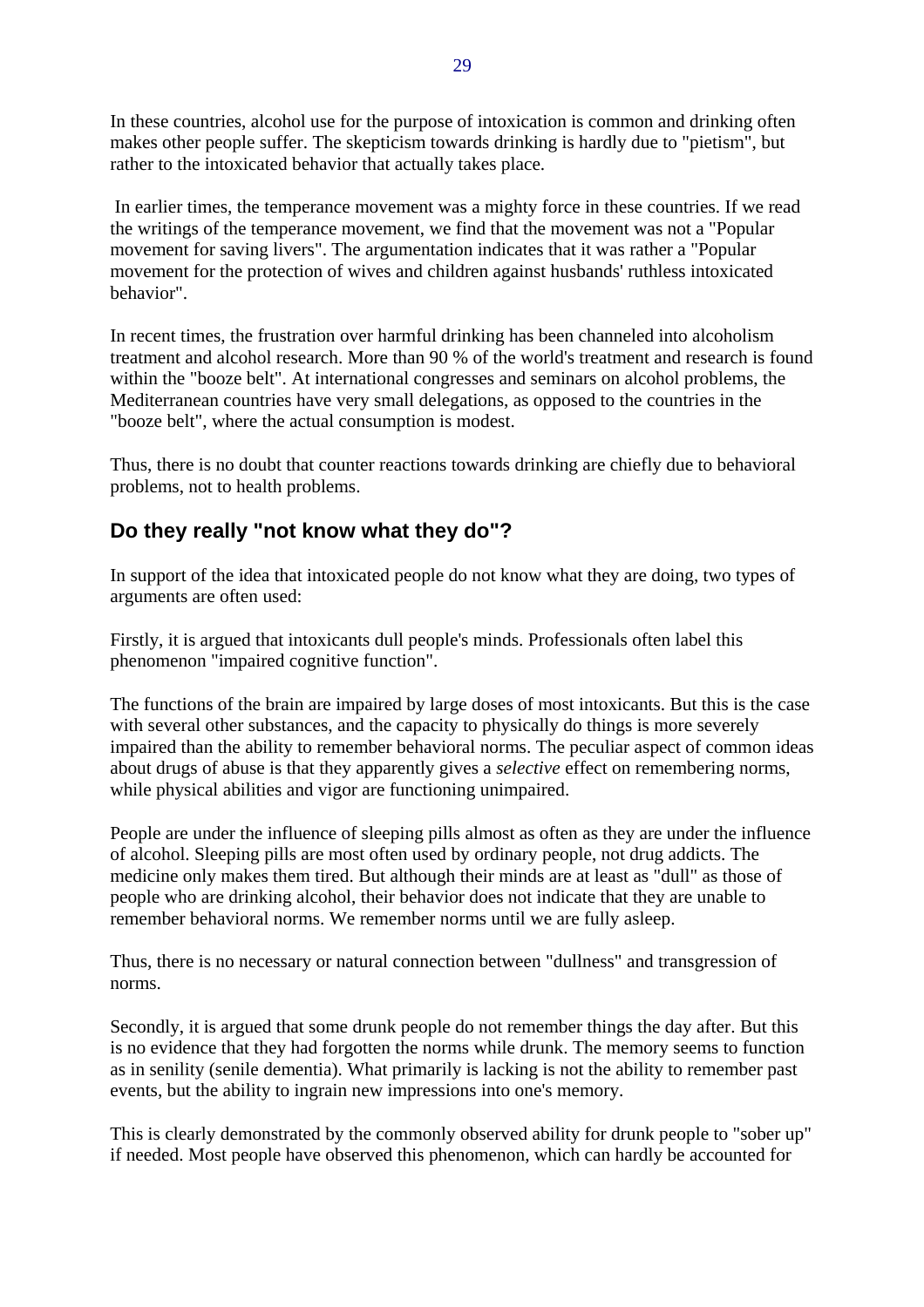In these countries, alcohol use for the purpose of intoxication is common and drinking often makes other people suffer. The skepticism towards drinking is hardly due to "pietism", but rather to the intoxicated behavior that actually takes place.

In earlier times, the temperance movement was a mighty force in these countries. If we read the writings of the temperance movement, we find that the movement was not a "Popular movement for saving livers". The argumentation indicates that it was rather a "Popular movement for the protection of wives and children against husbands' ruthless intoxicated behavior".

In recent times, the frustration over harmful drinking has been channeled into alcoholism treatment and alcohol research. More than 90 % of the world's treatment and research is found within the "booze belt". At international congresses and seminars on alcohol problems, the Mediterranean countries have very small delegations, as opposed to the countries in the "booze belt", where the actual consumption is modest.

Thus, there is no doubt that counter reactions towards drinking are chiefly due to behavioral problems, not to health problems.

## Do they really "not know what they do"?

In support of the idea that intoxicated people do not know what they are doing, two types of arguments are often used:

Firstly, it is argued that intoxicants dull people's minds. Professionals often label this phenomenon "impaired cognitive function".

The functions of the brain are impaired by large doses of most intoxicants. But this is the case with several other substances, and the capacity to physically do things is more severely impaired than the ability to remember behavioral norms. The peculiar aspect of common ideas about drugs of abuse is that they apparently gives a *selective* effect on remembering norms, while physical abilities and vigor are functioning unimpaired.

People are under the influence of sleeping pills almost as often as they are under the influence of alcohol. Sleeping pills are most often used by ordinary people, not drug addicts. The medicine only makes them tired. But although their minds are at least as "dull" as those of people who are drinking alcohol, their behavior does not indicate that they are unable to remember behavioral norms. We remember norms until we are fully asleep.

Thus, there is no necessary or natural connection between "dullness" and transgression of norms.

Secondly, it is argued that some drunk people do not remember things the day after. But this is no evidence that they had forgotten the norms while drunk. The memory seems to function as in senility (senile dementia). What primarily is lacking is not the ability to remember past events, but the ability to ingrain new impressions into one's memory.

This is clearly demonstrated by the commonly observed ability for drunk people to "sober up" if needed. Most people have observed this phenomenon, which can hardly be accounted for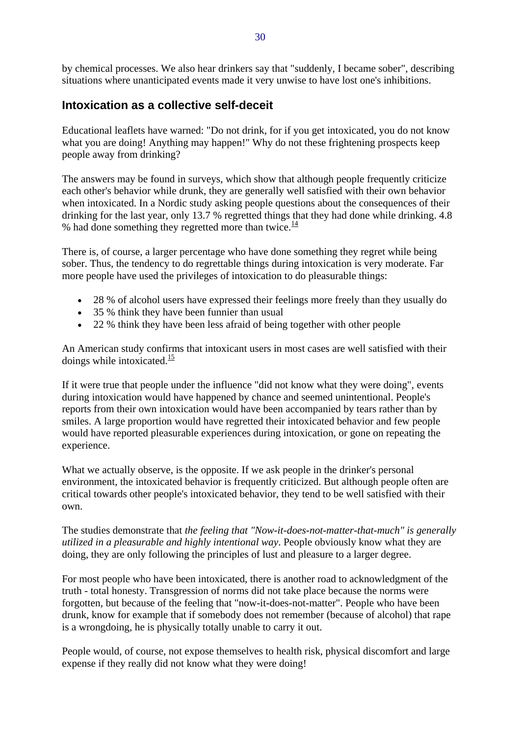by chemical processes. We also hear drinkers say that "suddenly, I became sober", describing situations where unanticipated events made it very unwise to have lost one's inhibitions.

## Intoxication as a collective self-deceit

Educational leaflets have warned: "Do not drink, for if you get intoxicated, you do not know what you are doing! Anything may happen!" Why do not these frightening prospects keep people away from drinking?

The answers may be found in surveys, which show that although people frequently criticize each other's behavior while drunk, they are generally well satisfied with their own behavior when intoxicated. In a Nordic study asking people questions about the consequences of their drinking for the last year, only 13.7 % regretted things that they had done while drinking. 4.8 % had done something they regretted more than twice.[14]

There is, of course, a larger percentage who have done something they regret while being sober. Thus, the tendency to do regrettable things during intoxication is very moderate. Far more people have used the privileges of intoxication to do pleasurable things:

- 28 % of alcohol users have expressed their feelings more freely than they usually do
- 35 % think they have been funnier than usual
- 22 % think they have been less afraid of being together with other people

An American study confirms that intoxicant users in most cases are well satisfied with their doings while intoxicated.[15]

If it were true that people under the influence "did not know what they were doing", events during intoxication would have happened by chance and seemed unintentional. People's reports from their own intoxication would have been accompanied by tears rather than by smiles. A large proportion would have regretted their intoxicated behavior and few people would have reported pleasurable experiences during intoxication, or gone on repeating the experience.

What we actually observe, is the opposite. If we ask people in the drinker's personal environment, the intoxicated behavior is frequently criticized. But although people often are critical towards other people's intoxicated behavior, they tend to be well satisfied with their own.

The studies demonstrate that *the feeling that "Now-it-does-not-matter-that-much" is generally utilized in a pleasurable and highly intentional way*. People obviously know what they are doing, they are only following the principles of lust and pleasure to a larger degree.

For most people who have been intoxicated, there is another road to acknowledgment of the truth - total honesty. Transgression of norms did not take place because the norms were forgotten, but because of the feeling that "now-it-does-not-matter". People who have been drunk, know for example that if somebody does not remember (because of alcohol) that rape is a wrongdoing, he is physically totally unable to carry it out.

People would, of course, not expose themselves to health risk, physical discomfort and large expense if they really did not know what they were doing!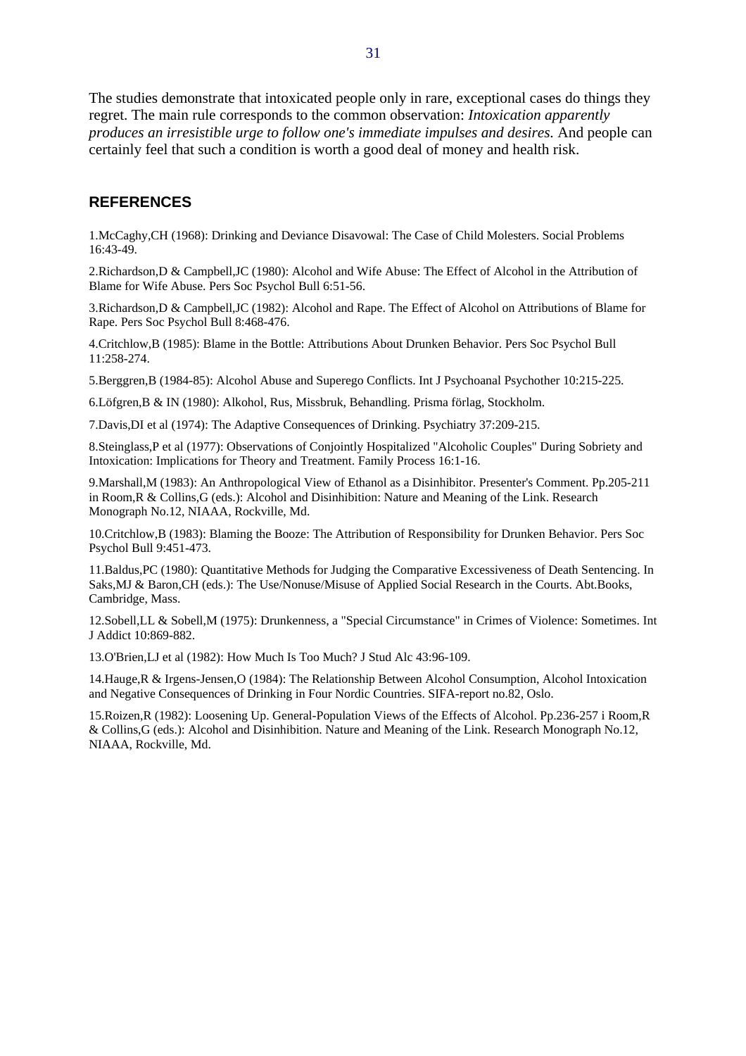The studies demonstrate that intoxicated people only in rare, exceptional cases do things they regret. The main rule corresponds to the common observation: *Intoxication apparently produces an irresistible urge to follow one's immediate impulses and desires.* And people can certainly feel that such a condition is worth a good deal of money and health risk.

## REFERENCES

1.McCaghy,CH (1968): Drinking and Deviance Disavowal: The Case of Child Molesters. Social Problems 16:43-49.

2.Richardson,D & Campbell,JC (1980): Alcohol and Wife Abuse: The Effect of Alcohol in the Attribution of Blame for Wife Abuse. Pers Soc Psychol Bull 6:51-56.

3.Richardson,D & Campbell,JC (1982): Alcohol and Rape. The Effect of Alcohol on Attributions of Blame for Rape. Pers Soc Psychol Bull 8:468-476.

4.Critchlow,B (1985): Blame in the Bottle: Attributions About Drunken Behavior. Pers Soc Psychol Bull 11:258-274.

5.Berggren,B (1984-85): Alcohol Abuse and Superego Conflicts. Int J Psychoanal Psychother 10:215-225.

6.Löfgren,B & IN (1980): Alkohol, Rus, Missbruk, Behandling. Prisma förlag, Stockholm.

7.Davis,DI et al (1974): The Adaptive Consequences of Drinking. Psychiatry 37:209-215.

8.Steinglass,P et al (1977): Observations of Conjointly Hospitalized "Alcoholic Couples" During Sobriety and Intoxication: Implications for Theory and Treatment. Family Process 16:1-16.

9.Marshall,M (1983): An Anthropological View of Ethanol as a Disinhibitor. Presenter's Comment. Pp.205-211 in Room,R & Collins,G (eds.): Alcohol and Disinhibition: Nature and Meaning of the Link. Research Monograph No.12, NIAAA, Rockville, Md.

10.Critchlow,B (1983): Blaming the Booze: The Attribution of Responsibility for Drunken Behavior. Pers Soc Psychol Bull 9:451-473.

11.Baldus,PC (1980): Quantitative Methods for Judging the Comparative Excessiveness of Death Sentencing. In Saks,MJ & Baron,CH (eds.): The Use/Nonuse/Misuse of Applied Social Research in the Courts. Abt.Books, Cambridge, Mass.

12.Sobell,LL & Sobell,M (1975): Drunkenness, a "Special Circumstance" in Crimes of Violence: Sometimes. Int J Addict 10:869-882.

13.O'Brien,LJ et al (1982): How Much Is Too Much? J Stud Alc 43:96-109.

14.Hauge,R & Irgens-Jensen,O (1984): The Relationship Between Alcohol Consumption, Alcohol Intoxication and Negative Consequences of Drinking in Four Nordic Countries. SIFA-report no.82, Oslo.

15.Roizen,R (1982): Loosening Up. General-Population Views of the Effects of Alcohol. Pp.236-257 i Room,R & Collins,G (eds.): Alcohol and Disinhibition. Nature and Meaning of the Link. Research Monograph No.12, NIAAA, Rockville, Md.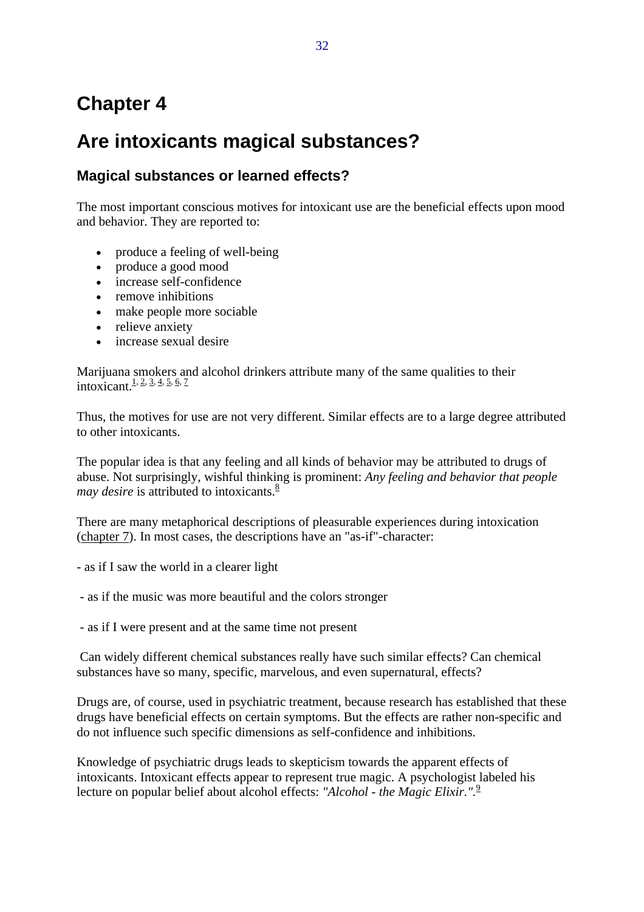# Chapter 4

# Are intoxicants magical substances?

## Magical substances or learned effects?

The most important conscious motives for intoxicant use are the beneficial effects upon mood and behavior. They are reported to:

- produce a feeling of well-being
- produce a good mood
- increase self-confidence
- remove inhibitions
- make people more sociable
- relieve anxiety
- increase sexual desire

Marijuana smokers and alcohol drinkers attribute many of the same qualities to their intoxicant.[1, 2, 3, 4, 5, 6, 7]

Thus, the motives for use are not very different. Similar effects are to a large degree attributed to other intoxicants.

The popular idea is that any feeling and all kinds of behavior may be attributed to drugs of abuse. Not surprisingly, wishful thinking is prominent: *Any feeling and behavior that people may desire* is attributed to intoxicants.[8]

There are many metaphorical descriptions of pleasurable experiences during intoxication (chapter 7). In most cases, the descriptions have an "as-if"-character:

- as if I saw the world in a clearer light

- as if the music was more beautiful and the colors stronger

- as if I were present and at the same time not present

Can widely different chemical substances really have such similar effects? Can chemical substances have so many, specific, marvelous, and even supernatural, effects?

Drugs are, of course, used in psychiatric treatment, because research has established that these drugs have beneficial effects on certain symptoms. But the effects are rather non-specific and do not influence such specific dimensions as self-confidence and inhibitions.

Knowledge of psychiatric drugs leads to skepticism towards the apparent effects of intoxicants. Intoxicant effects appear to represent true magic. A psychologist labeled his lecture on popular belief about alcohol effects: *"Alcohol - the Magic Elixir."*.[9]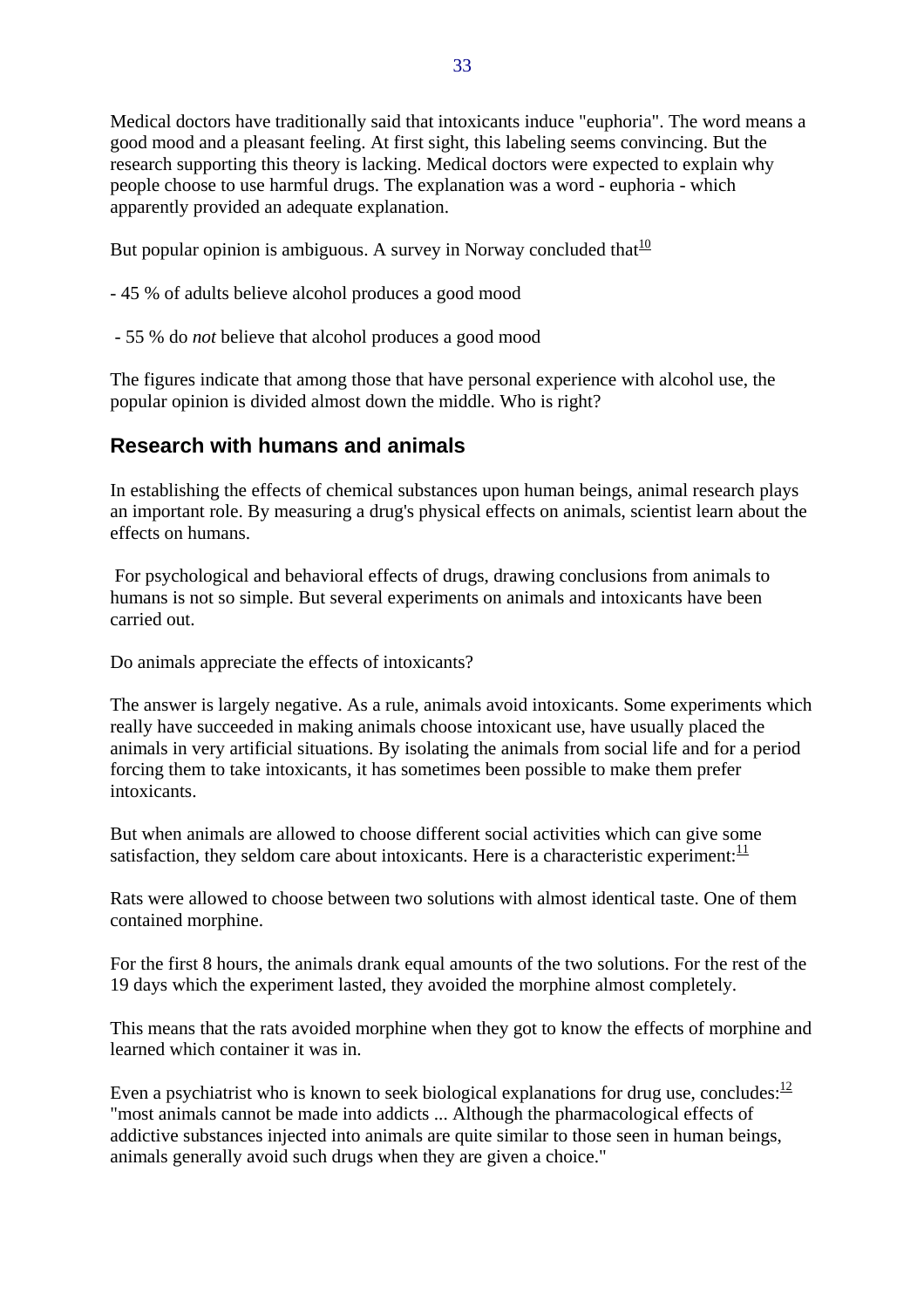Medical doctors have traditionally said that intoxicants induce "euphoria". The word means a good mood and a pleasant feeling. At first sight, this labeling seems convincing. But the research supporting this theory is lacking. Medical doctors were expected to explain why people choose to use harmful drugs. The explanation was a word - euphoria - which apparently provided an adequate explanation.

But popular opinion is ambiguous. A survey in Norway concluded that[10]

- 45 % of adults believe alcohol produces a good mood

- 55 % do *not* believe that alcohol produces a good mood

The figures indicate that among those that have personal experience with alcohol use, the popular opinion is divided almost down the middle. Who is right?

## Research with humans and animals

In establishing the effects of chemical substances upon human beings, animal research plays an important role. By measuring a drug's physical effects on animals, scientist learn about the effects on humans.

For psychological and behavioral effects of drugs, drawing conclusions from animals to humans is not so simple. But several experiments on animals and intoxicants have been carried out.

Do animals appreciate the effects of intoxicants?

The answer is largely negative. As a rule, animals avoid intoxicants. Some experiments which really have succeeded in making animals choose intoxicant use, have usually placed the animals in very artificial situations. By isolating the animals from social life and for a period forcing them to take intoxicants, it has sometimes been possible to make them prefer intoxicants.

But when animals are allowed to choose different social activities which can give some satisfaction, they seldom care about intoxicants. Here is a characteristic experiment:[11]

Rats were allowed to choose between two solutions with almost identical taste. One of them contained morphine.

For the first 8 hours, the animals drank equal amounts of the two solutions. For the rest of the 19 days which the experiment lasted, they avoided the morphine almost completely.

This means that the rats avoided morphine when they got to know the effects of morphine and learned which container it was in.

Even a psychiatrist who is known to seek biological explanations for drug use, concludes:[12] "most animals cannot be made into addicts ... Although the pharmacological effects of addictive substances injected into animals are quite similar to those seen in human beings, animals generally avoid such drugs when they are given a choice."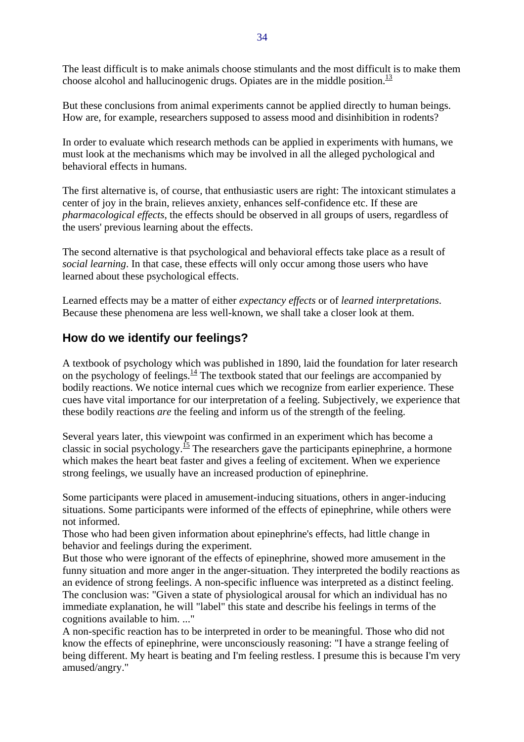The least difficult is to make animals choose stimulants and the most difficult is to make them choose alcohol and hallucinogenic drugs. Opiates are in the middle position.[13]

But these conclusions from animal experiments cannot be applied directly to human beings. How are, for example, researchers supposed to assess mood and disinhibition in rodents?

In order to evaluate which research methods can be applied in experiments with humans, we must look at the mechanisms which may be involved in all the alleged pychological and behavioral effects in humans.

The first alternative is, of course, that enthusiastic users are right: The intoxicant stimulates a center of joy in the brain, relieves anxiety, enhances self-confidence etc. If these are *pharmacological effects*, the effects should be observed in all groups of users, regardless of the users' previous learning about the effects.

The second alternative is that psychological and behavioral effects take place as a result of *social learning*. In that case, these effects will only occur among those users who have learned about these psychological effects.

Learned effects may be a matter of either *expectancy effects* or of *learned interpretations*. Because these phenomena are less well-known, we shall take a closer look at them.

## How do we identify our feelings?

A textbook of psychology which was published in 1890, laid the foundation for later research on the psychology of feelings.[14] The textbook stated that our feelings are accompanied by bodily reactions. We notice internal cues which we recognize from earlier experience. These cues have vital importance for our interpretation of a feeling. Subjectively, we experience that these bodily reactions *are* the feeling and inform us of the strength of the feeling.

Several years later, this viewpoint was confirmed in an experiment which has become a classic in social psychology.[15] The researchers gave the participants epinephrine, a hormone which makes the heart beat faster and gives a feeling of excitement. When we experience strong feelings, we usually have an increased production of epinephrine.

Some participants were placed in amusement-inducing situations, others in anger-inducing situations. Some participants were informed of the effects of epinephrine, while others were not informed.
Those who had been given information about epinephrine's effects, had little change in behavior and feelings during the experiment.
But those who were ignorant of the effects of epinephrine, showed more amusement in the funny situation and more anger in the anger-situation. They interpreted the bodily reactions as an evidence of strong feelings. A non-specific influence was interpreted as a distinct feeling.
The conclusion was: "Given a state of physiological arousal for which an individual has no immediate explanation, he will "label" this state and describe his feelings in terms of the cognitions available to him. ..."
A non-specific reaction has to be interpreted in order to be meaningful. Those who did not know the effects of epinephrine, were unconsciously reasoning: "I have a strange feeling of being different. My heart is beating and I'm feeling restless. I presume this is because I'm very amused/angry."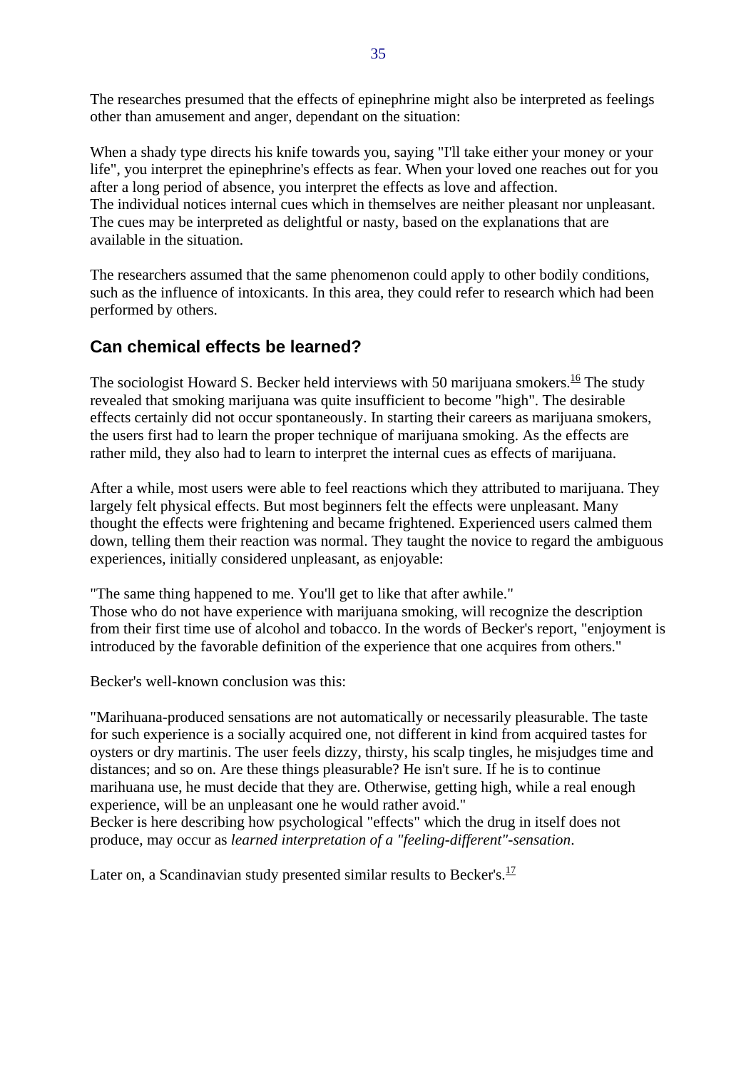The researches presumed that the effects of epinephrine might also be interpreted as feelings other than amusement and anger, dependant on the situation:

When a shady type directs his knife towards you, saying "I'll take either your money or your life", you interpret the epinephrine's effects as fear. When your loved one reaches out for you after a long period of absence, you interpret the effects as love and affection.
The individual notices internal cues which in themselves are neither pleasant nor unpleasant. The cues may be interpreted as delightful or nasty, based on the explanations that are available in the situation.

The researchers assumed that the same phenomenon could apply to other bodily conditions, such as the influence of intoxicants. In this area, they could refer to research which had been performed by others.

## Can chemical effects be learned?

The sociologist Howard S. Becker held interviews with 50 marijuana smokers.[16] The study revealed that smoking marijuana was quite insufficient to become "high". The desirable effects certainly did not occur spontaneously. In starting their careers as marijuana smokers, the users first had to learn the proper technique of marijuana smoking. As the effects are rather mild, they also had to learn to interpret the internal cues as effects of marijuana.

After a while, most users were able to feel reactions which they attributed to marijuana. They largely felt physical effects. But most beginners felt the effects were unpleasant. Many thought the effects were frightening and became frightened. Experienced users calmed them down, telling them their reaction was normal. They taught the novice to regard the ambiguous experiences, initially considered unpleasant, as enjoyable:

"The same thing happened to me. You'll get to like that after awhile."
Those who do not have experience with marijuana smoking, will recognize the description from their first time use of alcohol and tobacco. In the words of Becker's report, "enjoyment is introduced by the favorable definition of the experience that one acquires from others."

Becker's well-known conclusion was this:

"Marihuana-produced sensations are not automatically or necessarily pleasurable. The taste for such experience is a socially acquired one, not different in kind from acquired tastes for oysters or dry martinis. The user feels dizzy, thirsty, his scalp tingles, he misjudges time and distances; and so on. Are these things pleasurable? He isn't sure. If he is to continue marihuana use, he must decide that they are. Otherwise, getting high, while a real enough experience, will be an unpleasant one he would rather avoid."
Becker is here describing how psychological "effects" which the drug in itself does not produce, may occur as *learned interpretation of a "feeling-different"-sensation*.

Later on, a Scandinavian study presented similar results to Becker's.[17]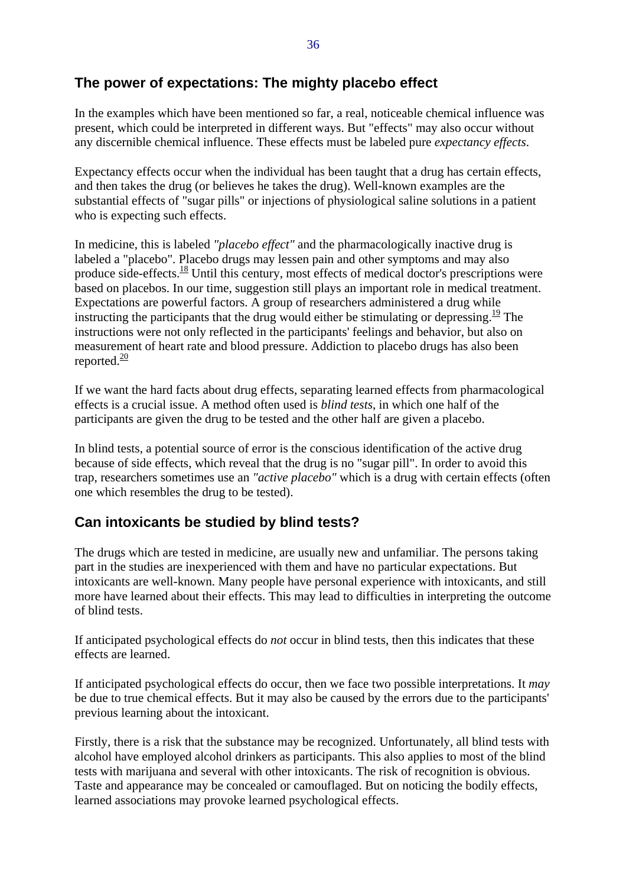## The power of expectations: The mighty placebo effect

In the examples which have been mentioned so far, a real, noticeable chemical influence was present, which could be interpreted in different ways. But "effects" may also occur without any discernible chemical influence. These effects must be labeled pure *expectancy effects*.

Expectancy effects occur when the individual has been taught that a drug has certain effects, and then takes the drug (or believes he takes the drug). Well-known examples are the substantial effects of "sugar pills" or injections of physiological saline solutions in a patient who is expecting such effects.

In medicine, this is labeled *"placebo effect"* and the pharmacologically inactive drug is labeled a "placebo". Placebo drugs may lessen pain and other symptoms and may also produce side-effects.[18] Until this century, most effects of medical doctor's prescriptions were based on placebos. In our time, suggestion still plays an important role in medical treatment. Expectations are powerful factors. A group of researchers administered a drug while instructing the participants that the drug would either be stimulating or depressing.[19] The instructions were not only reflected in the participants' feelings and behavior, but also on measurement of heart rate and blood pressure. Addiction to placebo drugs has also been reported.[20]

If we want the hard facts about drug effects, separating learned effects from pharmacological effects is a crucial issue. A method often used is *blind tests*, in which one half of the participants are given the drug to be tested and the other half are given a placebo.

In blind tests, a potential source of error is the conscious identification of the active drug because of side effects, which reveal that the drug is no "sugar pill". In order to avoid this trap, researchers sometimes use an *"active placebo"* which is a drug with certain effects (often one which resembles the drug to be tested).

## Can intoxicants be studied by blind tests?

The drugs which are tested in medicine, are usually new and unfamiliar. The persons taking part in the studies are inexperienced with them and have no particular expectations. But intoxicants are well-known. Many people have personal experience with intoxicants, and still more have learned about their effects. This may lead to difficulties in interpreting the outcome of blind tests.

If anticipated psychological effects do *not* occur in blind tests, then this indicates that these effects are learned.

If anticipated psychological effects do occur, then we face two possible interpretations. It *may* be due to true chemical effects. But it may also be caused by the errors due to the participants' previous learning about the intoxicant.

Firstly, there is a risk that the substance may be recognized. Unfortunately, all blind tests with alcohol have employed alcohol drinkers as participants. This also applies to most of the blind tests with marijuana and several with other intoxicants. The risk of recognition is obvious. Taste and appearance may be concealed or camouflaged. But on noticing the bodily effects, learned associations may provoke learned psychological effects.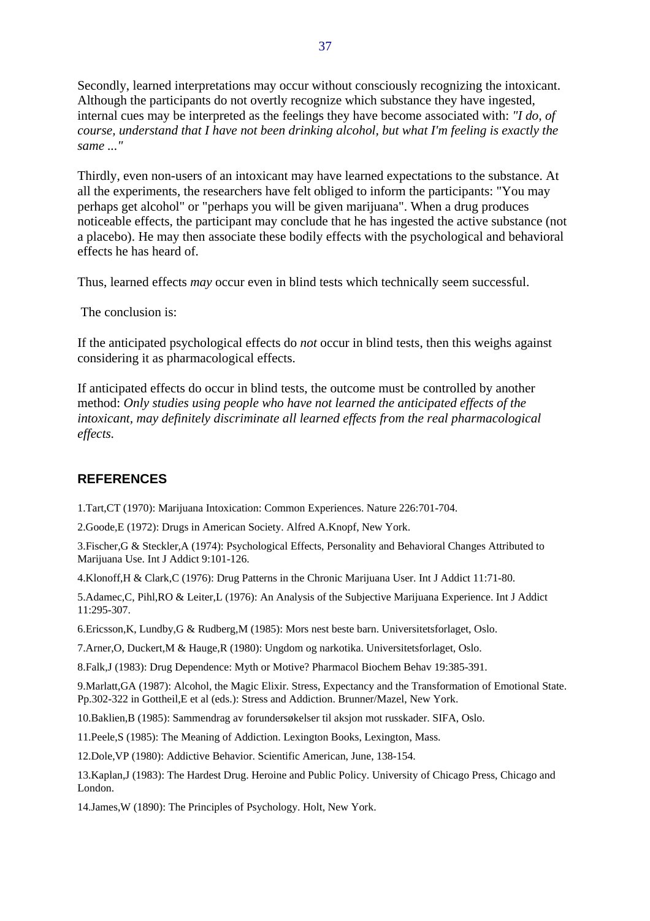Secondly, learned interpretations may occur without consciously recognizing the intoxicant. Although the participants do not overtly recognize which substance they have ingested, internal cues may be interpreted as the feelings they have become associated with: *"I do, of course, understand that I have not been drinking alcohol, but what I'm feeling is exactly the same ..."*

Thirdly, even non-users of an intoxicant may have learned expectations to the substance. At all the experiments, the researchers have felt obliged to inform the participants: "You may perhaps get alcohol" or "perhaps you will be given marijuana". When a drug produces noticeable effects, the participant may conclude that he has ingested the active substance (not a placebo). He may then associate these bodily effects with the psychological and behavioral effects he has heard of.

Thus, learned effects *may* occur even in blind tests which technically seem successful.

The conclusion is:

If the anticipated psychological effects do *not* occur in blind tests, then this weighs against considering it as pharmacological effects.

If anticipated effects do occur in blind tests, the outcome must be controlled by another method: *Only studies using people who have not learned the anticipated effects of the intoxicant, may definitely discriminate all learned effects from the real pharmacological effects.*

## REFERENCES

1.Tart,CT (1970): Marijuana Intoxication: Common Experiences. Nature 226:701-704.

2.Goode,E (1972): Drugs in American Society. Alfred A.Knopf, New York.

3.Fischer,G & Steckler,A (1974): Psychological Effects, Personality and Behavioral Changes Attributed to Marijuana Use. Int J Addict 9:101-126.

4.Klonoff,H & Clark,C (1976): Drug Patterns in the Chronic Marijuana User. Int J Addict 11:71-80.

5.Adamec,C, Pihl,RO & Leiter,L (1976): An Analysis of the Subjective Marijuana Experience. Int J Addict 11:295-307.

6.Ericsson,K, Lundby,G & Rudberg,M (1985): Mors nest beste barn. Universitetsforlaget, Oslo.

7.Arner,O, Duckert,M & Hauge,R (1980): Ungdom og narkotika. Universitetsforlaget, Oslo.

8.Falk,J (1983): Drug Dependence: Myth or Motive? Pharmacol Biochem Behav 19:385-391.

9.Marlatt,GA (1987): Alcohol, the Magic Elixir. Stress, Expectancy and the Transformation of Emotional State. Pp.302-322 in Gottheil,E et al (eds.): Stress and Addiction. Brunner/Mazel, New York.

10.Baklien,B (1985): Sammendrag av forundersøkelser til aksjon mot russkader. SIFA, Oslo.

11.Peele,S (1985): The Meaning of Addiction. Lexington Books, Lexington, Mass.

12.Dole,VP (1980): Addictive Behavior. Scientific American, June, 138-154.

13.Kaplan,J (1983): The Hardest Drug. Heroine and Public Policy. University of Chicago Press, Chicago and London.

14.James,W (1890): The Principles of Psychology. Holt, New York.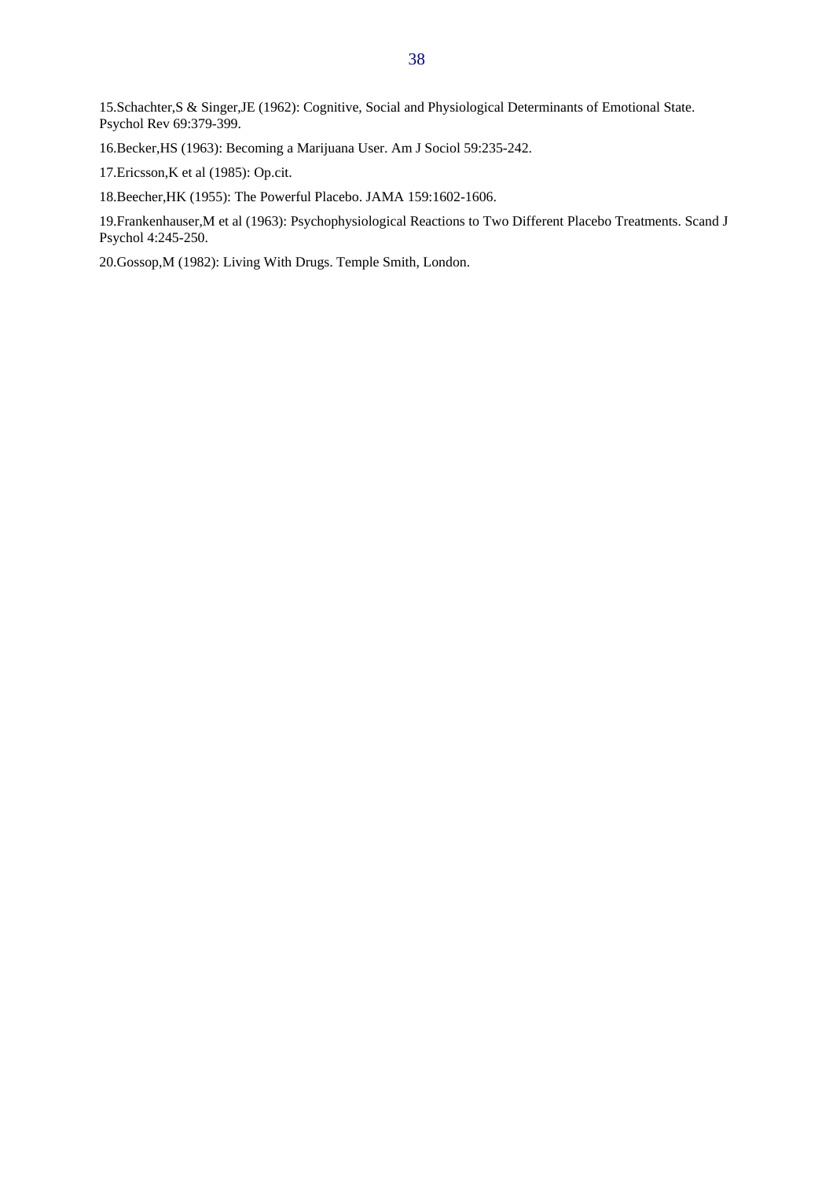15.Schachter,S & Singer,JE (1962): Cognitive, Social and Physiological Determinants of Emotional State. Psychol Rev 69:379-399.

16.Becker,HS (1963): Becoming a Marijuana User. Am J Sociol 59:235-242.

17.Ericsson,K et al (1985): Op.cit.

18.Beecher,HK (1955): The Powerful Placebo. JAMA 159:1602-1606.

19.Frankenhauser,M et al (1963): Psychophysiological Reactions to Two Different Placebo Treatments. Scand J Psychol 4:245-250.

20.Gossop,M (1982): Living With Drugs. Temple Smith, London.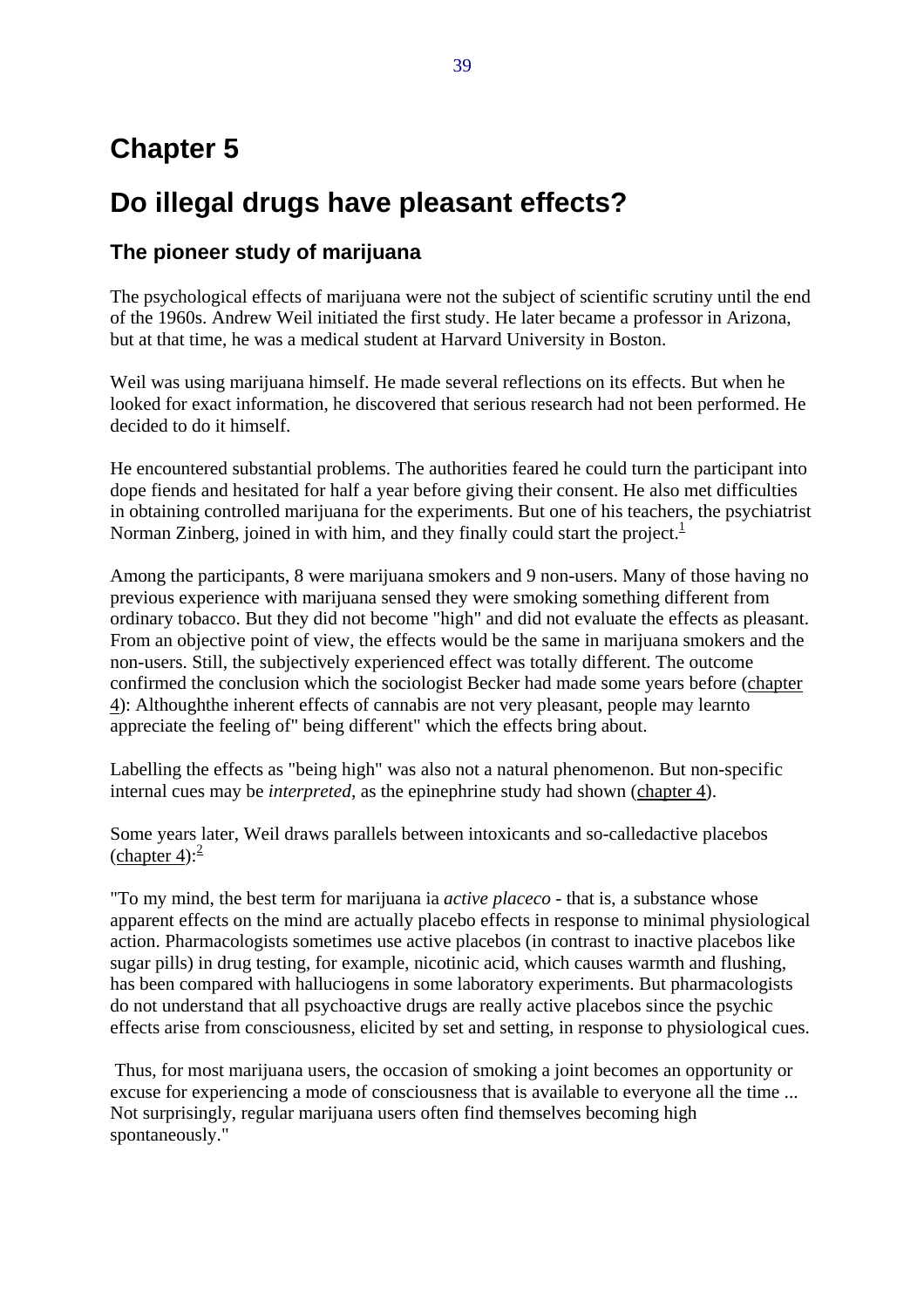# Chapter 5

# Do illegal drugs have pleasant effects?

## The pioneer study of marijuana

The psychological effects of marijuana were not the subject of scientific scrutiny until the end of the 1960s. Andrew Weil initiated the first study. He later became a professor in Arizona, but at that time, he was a medical student at Harvard University in Boston.

Weil was using marijuana himself. He made several reflections on its effects. But when he looked for exact information, he discovered that serious research had not been performed. He decided to do it himself.

He encountered substantial problems. The authorities feared he could turn the participant into dope fiends and hesitated for half a year before giving their consent. He also met difficulties in obtaining controlled marijuana for the experiments. But one of his teachers, the psychiatrist Norman Zinberg, joined in with him, and they finally could start the project.[1]

Among the participants, 8 were marijuana smokers and 9 non-users. Many of those having no previous experience with marijuana sensed they were smoking something different from ordinary tobacco. But they did not become "high" and did not evaluate the effects as pleasant. From an objective point of view, the effects would be the same in marijuana smokers and the non-users. Still, the subjectively experienced effect was totally different. The outcome confirmed the conclusion which the sociologist Becker had made some years before (chapter 4): Althoughthe inherent effects of cannabis are not very pleasant, people may learnto appreciate the feeling of" being different" which the effects bring about.

Labelling the effects as "being high" was also not a natural phenomenon. But non-specific internal cues may be *interpreted*, as the epinephrine study had shown (chapter 4).

Some years later, Weil draws parallels between intoxicants and so-calledactive placebos (chapter 4):[2]

"To my mind, the best term for marijuana ia *active placeco* - that is, a substance whose apparent effects on the mind are actually placebo effects in response to minimal physiological action. Pharmacologists sometimes use active placebos (in contrast to inactive placebos like sugar pills) in drug testing, for example, nicotinic acid, which causes warmth and flushing, has been compared with halluciogens in some laboratory experiments. But pharmacologists do not understand that all psychoactive drugs are really active placebos since the psychic effects arise from consciousness, elicited by set and setting, in response to physiological cues.

Thus, for most marijuana users, the occasion of smoking a joint becomes an opportunity or excuse for experiencing a mode of consciousness that is available to everyone all the time ... Not surprisingly, regular marijuana users often find themselves becoming high spontaneously."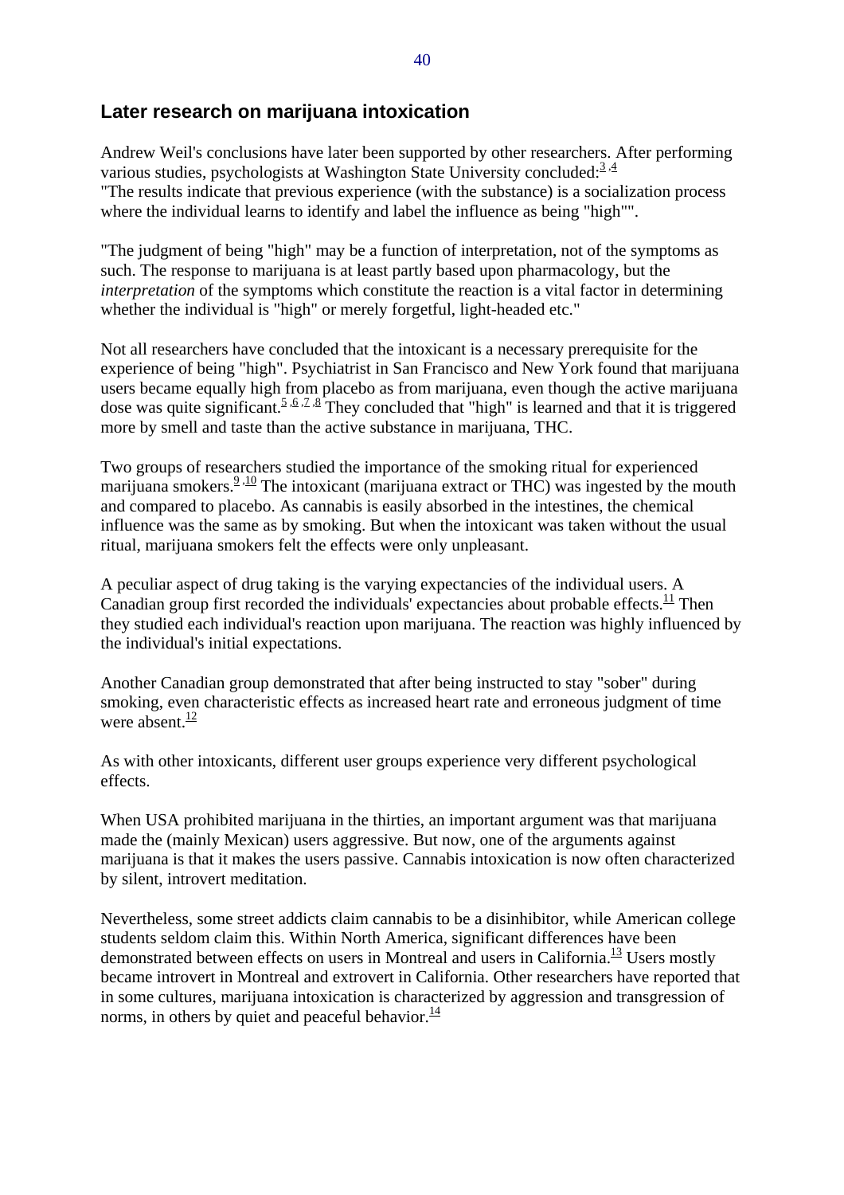## Later research on marijuana intoxication

Andrew Weil's conclusions have later been supported by other researchers. After performing various studies, psychologists at Washington State University concluded:[3,4]
"The results indicate that previous experience (with the substance) is a socialization process where the individual learns to identify and label the influence as being "high"".

"The judgment of being "high" may be a function of interpretation, not of the symptoms as such. The response to marijuana is at least partly based upon pharmacology, but the *interpretation* of the symptoms which constitute the reaction is a vital factor in determining whether the individual is "high" or merely forgetful, light-headed etc."

Not all researchers have concluded that the intoxicant is a necessary prerequisite for the experience of being "high". Psychiatrist in San Francisco and New York found that marijuana users became equally high from placebo as from marijuana, even though the active marijuana dose was quite significant.[5,6,7,8] They concluded that "high" is learned and that it is triggered more by smell and taste than the active substance in marijuana, THC.

Two groups of researchers studied the importance of the smoking ritual for experienced marijuana smokers.[9,10] The intoxicant (marijuana extract or THC) was ingested by the mouth and compared to placebo. As cannabis is easily absorbed in the intestines, the chemical influence was the same as by smoking. But when the intoxicant was taken without the usual ritual, marijuana smokers felt the effects were only unpleasant.

A peculiar aspect of drug taking is the varying expectancies of the individual users. A Canadian group first recorded the individuals' expectancies about probable effects.[11] Then they studied each individual's reaction upon marijuana. The reaction was highly influenced by the individual's initial expectations.

Another Canadian group demonstrated that after being instructed to stay "sober" during smoking, even characteristic effects as increased heart rate and erroneous judgment of time were absent.[12]

As with other intoxicants, different user groups experience very different psychological effects.

When USA prohibited marijuana in the thirties, an important argument was that marijuana made the (mainly Mexican) users aggressive. But now, one of the arguments against marijuana is that it makes the users passive. Cannabis intoxication is now often characterized by silent, introvert meditation.

Nevertheless, some street addicts claim cannabis to be a disinhibitor, while American college students seldom claim this. Within North America, significant differences have been demonstrated between effects on users in Montreal and users in California.[13] Users mostly became introvert in Montreal and extrovert in California. Other researchers have reported that in some cultures, marijuana intoxication is characterized by aggression and transgression of norms, in others by quiet and peaceful behavior.[14]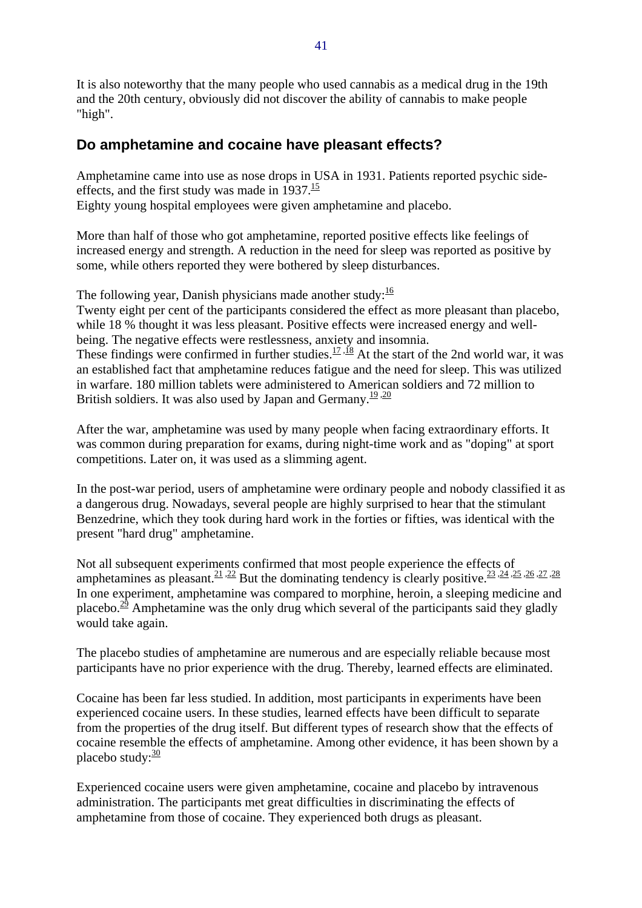It is also noteworthy that the many people who used cannabis as a medical drug in the 19th and the 20th century, obviously did not discover the ability of cannabis to make people "high".

## Do amphetamine and cocaine have pleasant effects?

Amphetamine came into use as nose drops in USA in 1931. Patients reported psychic side-effects, and the first study was made in 1937.[15]
Eighty young hospital employees were given amphetamine and placebo.

More than half of those who got amphetamine, reported positive effects like feelings of increased energy and strength. A reduction in the need for sleep was reported as positive by some, while others reported they were bothered by sleep disturbances.

The following year, Danish physicians made another study:[16]
Twenty eight per cent of the participants considered the effect as more pleasant than placebo, while 18 % thought it was less pleasant. Positive effects were increased energy and well-being. The negative effects were restlessness, anxiety and insomnia.
These findings were confirmed in further studies.[17,18] At the start of the 2nd world war, it was an established fact that amphetamine reduces fatigue and the need for sleep. This was utilized in warfare. 180 million tablets were administered to American soldiers and 72 million to British soldiers. It was also used by Japan and Germany.[19,20]

After the war, amphetamine was used by many people when facing extraordinary efforts. It was common during preparation for exams, during night-time work and as "doping" at sport competitions. Later on, it was used as a slimming agent.

In the post-war period, users of amphetamine were ordinary people and nobody classified it as a dangerous drug. Nowadays, several people are highly surprised to hear that the stimulant Benzedrine, which they took during hard work in the forties or fifties, was identical with the present "hard drug" amphetamine.

Not all subsequent experiments confirmed that most people experience the effects of amphetamines as pleasant.[21,22] But the dominating tendency is clearly positive.[23,24,25,26,27,28]
In one experiment, amphetamine was compared to morphine, heroin, a sleeping medicine and placebo.[29] Amphetamine was the only drug which several of the participants said they gladly would take again.

The placebo studies of amphetamine are numerous and are especially reliable because most participants have no prior experience with the drug. Thereby, learned effects are eliminated.

Cocaine has been far less studied. In addition, most participants in experiments have been experienced cocaine users. In these studies, learned effects have been difficult to separate from the properties of the drug itself. But different types of research show that the effects of cocaine resemble the effects of amphetamine. Among other evidence, it has been shown by a placebo study:[30]

Experienced cocaine users were given amphetamine, cocaine and placebo by intravenous administration. The participants met great difficulties in discriminating the effects of amphetamine from those of cocaine. They experienced both drugs as pleasant.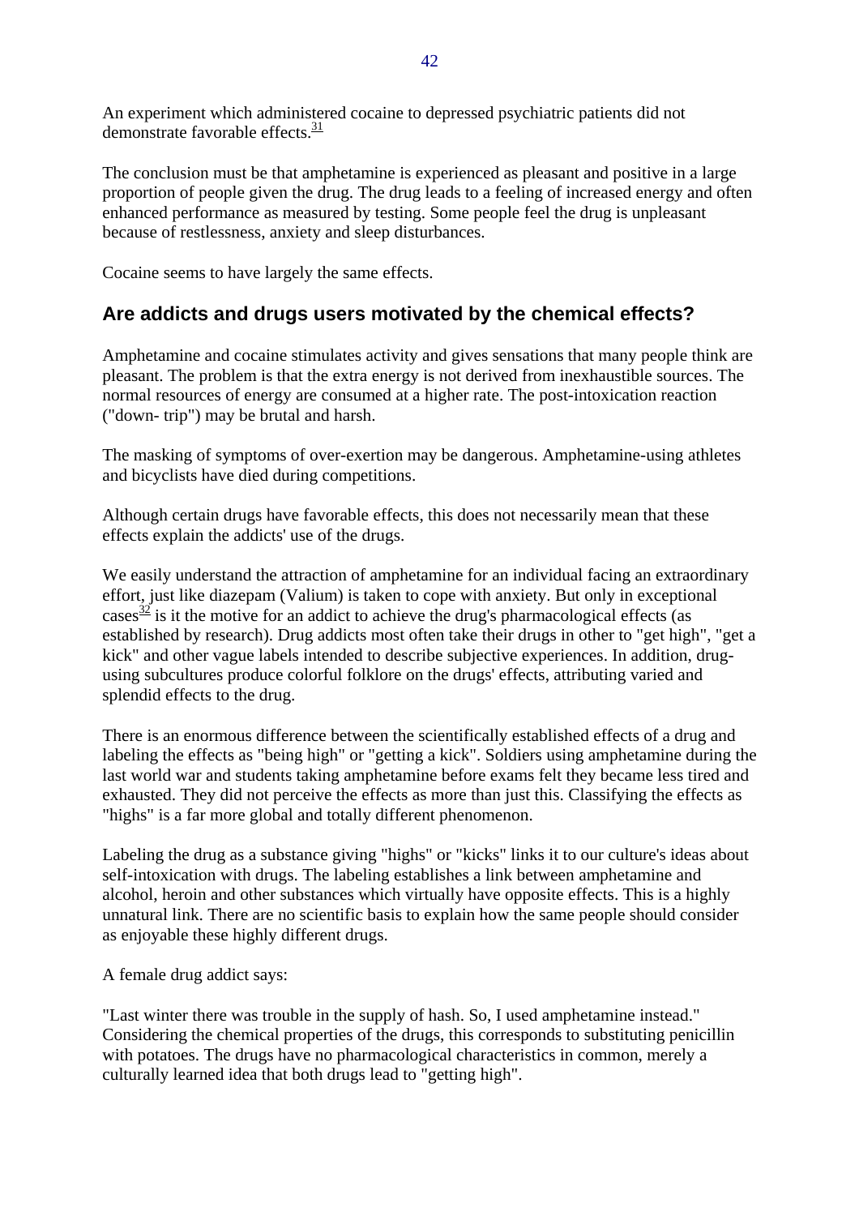An experiment which administered cocaine to depressed psychiatric patients did not demonstrate favorable effects.[31]

The conclusion must be that amphetamine is experienced as pleasant and positive in a large proportion of people given the drug. The drug leads to a feeling of increased energy and often enhanced performance as measured by testing. Some people feel the drug is unpleasant because of restlessness, anxiety and sleep disturbances.

Cocaine seems to have largely the same effects.

## Are addicts and drugs users motivated by the chemical effects?

Amphetamine and cocaine stimulates activity and gives sensations that many people think are pleasant. The problem is that the extra energy is not derived from inexhaustible sources. The normal resources of energy are consumed at a higher rate. The post-intoxication reaction ("down- trip") may be brutal and harsh.

The masking of symptoms of over-exertion may be dangerous. Amphetamine-using athletes and bicyclists have died during competitions.

Although certain drugs have favorable effects, this does not necessarily mean that these effects explain the addicts' use of the drugs.

We easily understand the attraction of amphetamine for an individual facing an extraordinary effort, just like diazepam (Valium) is taken to cope with anxiety. But only in exceptional cases[32] is it the motive for an addict to achieve the drug's pharmacological effects (as established by research). Drug addicts most often take their drugs in other to "get high", "get a kick" and other vague labels intended to describe subjective experiences. In addition, drug-using subcultures produce colorful folklore on the drugs' effects, attributing varied and splendid effects to the drug.

There is an enormous difference between the scientifically established effects of a drug and labeling the effects as "being high" or "getting a kick". Soldiers using amphetamine during the last world war and students taking amphetamine before exams felt they became less tired and exhausted. They did not perceive the effects as more than just this. Classifying the effects as "highs" is a far more global and totally different phenomenon.

Labeling the drug as a substance giving "highs" or "kicks" links it to our culture's ideas about self-intoxication with drugs. The labeling establishes a link between amphetamine and alcohol, heroin and other substances which virtually have opposite effects. This is a highly unnatural link. There are no scientific basis to explain how the same people should consider as enjoyable these highly different drugs.

A female drug addict says:

"Last winter there was trouble in the supply of hash. So, I used amphetamine instead." Considering the chemical properties of the drugs, this corresponds to substituting penicillin with potatoes. The drugs have no pharmacological characteristics in common, merely a culturally learned idea that both drugs lead to "getting high".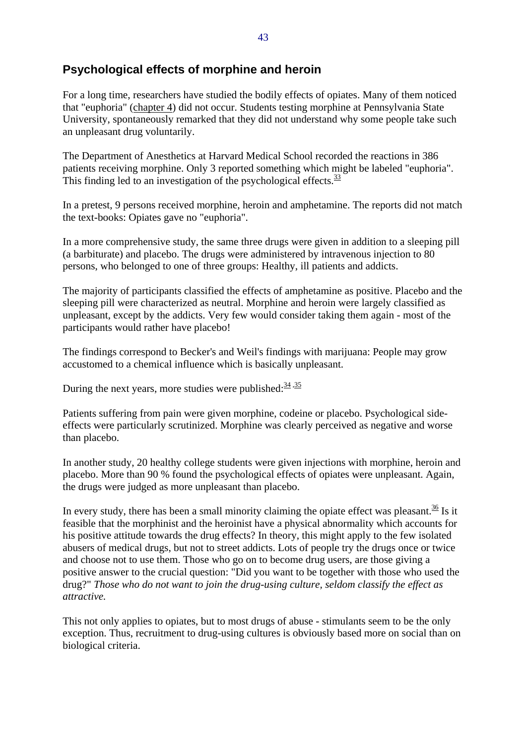## Psychological effects of morphine and heroin

For a long time, researchers have studied the bodily effects of opiates. Many of them noticed that "euphoria" (chapter 4) did not occur. Students testing morphine at Pennsylvania State University, spontaneously remarked that they did not understand why some people take such an unpleasant drug voluntarily.

The Department of Anesthetics at Harvard Medical School recorded the reactions in 386 patients receiving morphine. Only 3 reported something which might be labeled "euphoria". This finding led to an investigation of the psychological effects.[33]

In a pretest, 9 persons received morphine, heroin and amphetamine. The reports did not match the text-books: Opiates gave no "euphoria".

In a more comprehensive study, the same three drugs were given in addition to a sleeping pill (a barbiturate) and placebo. The drugs were administered by intravenous injection to 80 persons, who belonged to one of three groups: Healthy, ill patients and addicts.

The majority of participants classified the effects of amphetamine as positive. Placebo and the sleeping pill were characterized as neutral. Morphine and heroin were largely classified as unpleasant, except by the addicts. Very few would consider taking them again - most of the participants would rather have placebo!

The findings correspond to Becker's and Weil's findings with marijuana: People may grow accustomed to a chemical influence which is basically unpleasant.

During the next years, more studies were published:[34,35]

Patients suffering from pain were given morphine, codeine or placebo. Psychological side-effects were particularly scrutinized. Morphine was clearly perceived as negative and worse than placebo.

In another study, 20 healthy college students were given injections with morphine, heroin and placebo. More than 90 % found the psychological effects of opiates were unpleasant. Again, the drugs were judged as more unpleasant than placebo.

In every study, there has been a small minority claiming the opiate effect was pleasant.[36] Is it feasible that the morphinist and the heroinist have a physical abnormality which accounts for his positive attitude towards the drug effects? In theory, this might apply to the few isolated abusers of medical drugs, but not to street addicts. Lots of people try the drugs once or twice and choose not to use them. Those who go on to become drug users, are those giving a positive answer to the crucial question: "Did you want to be together with those who used the drug?" *Those who do not want to join the drug-using culture, seldom classify the effect as attractive.*

This not only applies to opiates, but to most drugs of abuse - stimulants seem to be the only exception. Thus, recruitment to drug-using cultures is obviously based more on social than on biological criteria.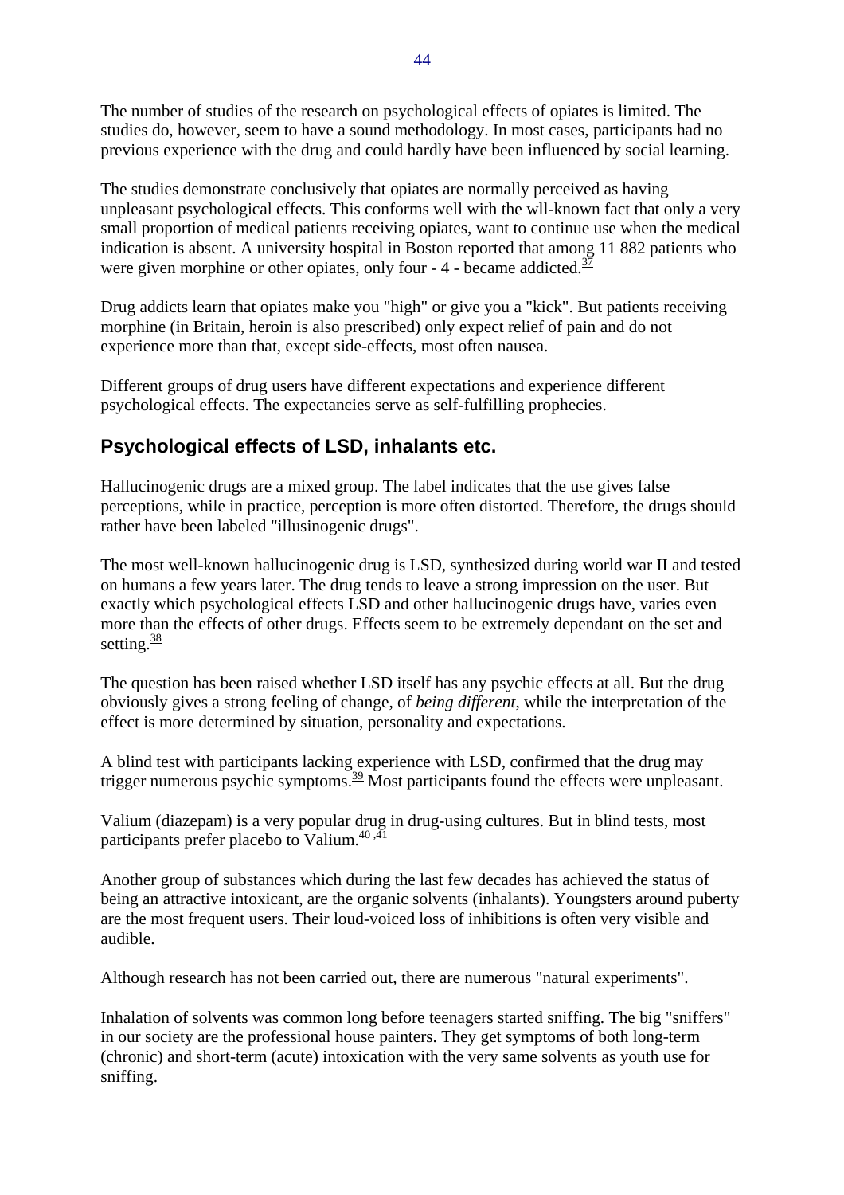The number of studies of the research on psychological effects of opiates is limited. The studies do, however, seem to have a sound methodology. In most cases, participants had no previous experience with the drug and could hardly have been influenced by social learning.

The studies demonstrate conclusively that opiates are normally perceived as having unpleasant psychological effects. This conforms well with the wll-known fact that only a very small proportion of medical patients receiving opiates, want to continue use when the medical indication is absent. A university hospital in Boston reported that among 11 882 patients who were given morphine or other opiates, only four - 4 - became addicted.[37]

Drug addicts learn that opiates make you "high" or give you a "kick". But patients receiving morphine (in Britain, heroin is also prescribed) only expect relief of pain and do not experience more than that, except side-effects, most often nausea.

Different groups of drug users have different expectations and experience different psychological effects. The expectancies serve as self-fulfilling prophecies.

## Psychological effects of LSD, inhalants etc.

Hallucinogenic drugs are a mixed group. The label indicates that the use gives false perceptions, while in practice, perception is more often distorted. Therefore, the drugs should rather have been labeled "illusinogenic drugs".

The most well-known hallucinogenic drug is LSD, synthesized during world war II and tested on humans a few years later. The drug tends to leave a strong impression on the user. But exactly which psychological effects LSD and other hallucinogenic drugs have, varies even more than the effects of other drugs. Effects seem to be extremely dependant on the set and setting.[38]

The question has been raised whether LSD itself has any psychic effects at all. But the drug obviously gives a strong feeling of change, of *being different*, while the interpretation of the effect is more determined by situation, personality and expectations.

A blind test with participants lacking experience with LSD, confirmed that the drug may trigger numerous psychic symptoms.[39] Most participants found the effects were unpleasant.

Valium (diazepam) is a very popular drug in drug-using cultures. But in blind tests, most participants prefer placebo to Valium.[40,41]

Another group of substances which during the last few decades has achieved the status of being an attractive intoxicant, are the organic solvents (inhalants). Youngsters around puberty are the most frequent users. Their loud-voiced loss of inhibitions is often very visible and audible.

Although research has not been carried out, there are numerous "natural experiments".

Inhalation of solvents was common long before teenagers started sniffing. The big "sniffers" in our society are the professional house painters. They get symptoms of both long-term (chronic) and short-term (acute) intoxication with the very same solvents as youth use for sniffing.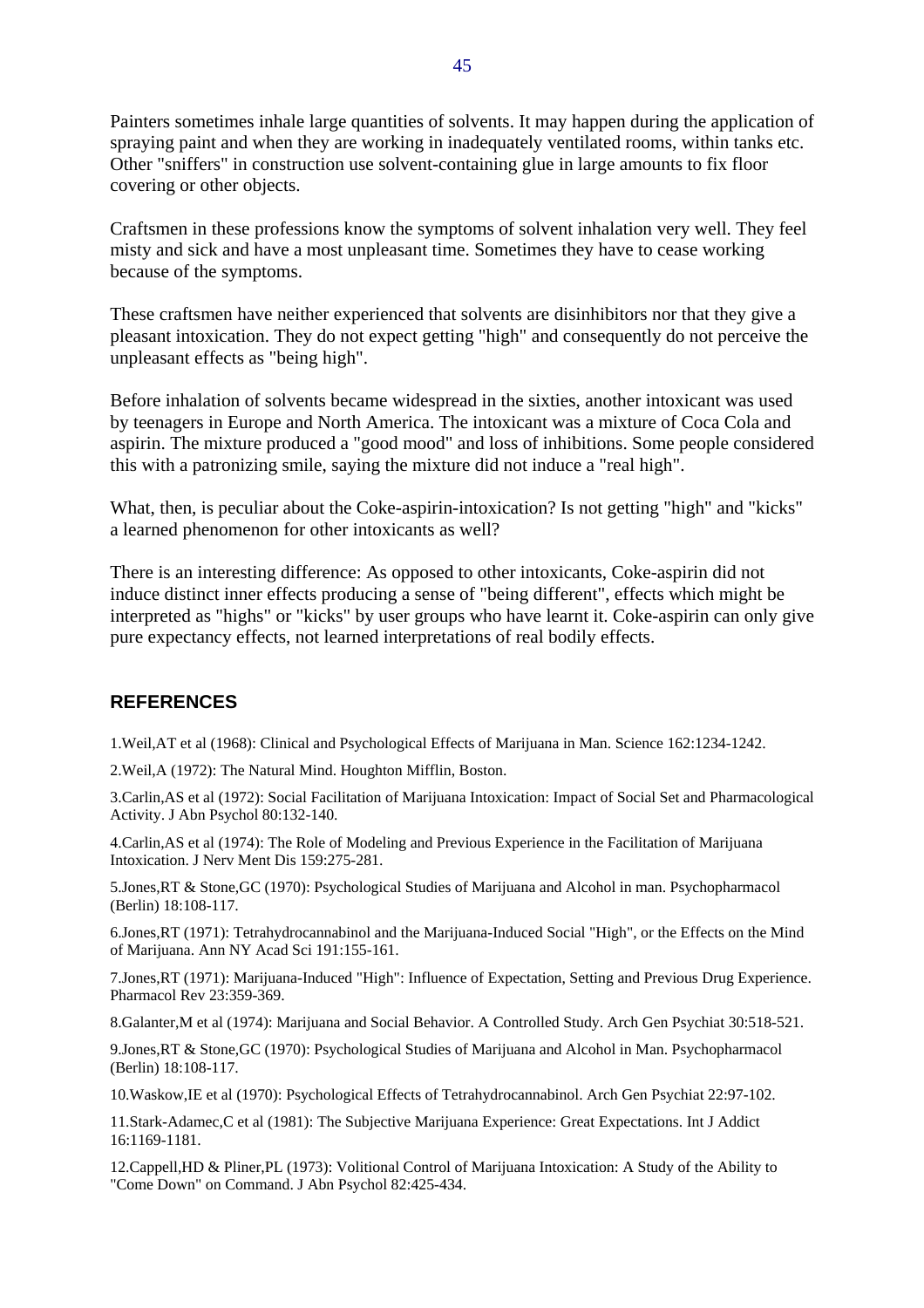Painters sometimes inhale large quantities of solvents. It may happen during the application of spraying paint and when they are working in inadequately ventilated rooms, within tanks etc. Other "sniffers" in construction use solvent-containing glue in large amounts to fix floor covering or other objects.

Craftsmen in these professions know the symptoms of solvent inhalation very well. They feel misty and sick and have a most unpleasant time. Sometimes they have to cease working because of the symptoms.

These craftsmen have neither experienced that solvents are disinhibitors nor that they give a pleasant intoxication. They do not expect getting "high" and consequently do not perceive the unpleasant effects as "being high".

Before inhalation of solvents became widespread in the sixties, another intoxicant was used by teenagers in Europe and North America. The intoxicant was a mixture of Coca Cola and aspirin. The mixture produced a "good mood" and loss of inhibitions. Some people considered this with a patronizing smile, saying the mixture did not induce a "real high".

What, then, is peculiar about the Coke-aspirin-intoxication? Is not getting "high" and "kicks" a learned phenomenon for other intoxicants as well?

There is an interesting difference: As opposed to other intoxicants, Coke-aspirin did not induce distinct inner effects producing a sense of "being different", effects which might be interpreted as "highs" or "kicks" by user groups who have learnt it. Coke-aspirin can only give pure expectancy effects, not learned interpretations of real bodily effects.

## REFERENCES

1.Weil,AT et al (1968): Clinical and Psychological Effects of Marijuana in Man. Science 162:1234-1242.

2.Weil,A (1972): The Natural Mind. Houghton Mifflin, Boston.

3.Carlin,AS et al (1972): Social Facilitation of Marijuana Intoxication: Impact of Social Set and Pharmacological Activity. J Abn Psychol 80:132-140.

4.Carlin,AS et al (1974): The Role of Modeling and Previous Experience in the Facilitation of Marijuana Intoxication. J Nerv Ment Dis 159:275-281.

5.Jones,RT & Stone,GC (1970): Psychological Studies of Marijuana and Alcohol in man. Psychopharmacol (Berlin) 18:108-117.

6.Jones,RT (1971): Tetrahydrocannabinol and the Marijuana-Induced Social "High", or the Effects on the Mind of Marijuana. Ann NY Acad Sci 191:155-161.

7.Jones,RT (1971): Marijuana-Induced "High": Influence of Expectation, Setting and Previous Drug Experience. Pharmacol Rev 23:359-369.

8.Galanter,M et al (1974): Marijuana and Social Behavior. A Controlled Study. Arch Gen Psychiat 30:518-521.

9.Jones,RT & Stone,GC (1970): Psychological Studies of Marijuana and Alcohol in Man. Psychopharmacol (Berlin) 18:108-117.

10.Waskow,IE et al (1970): Psychological Effects of Tetrahydrocannabinol. Arch Gen Psychiat 22:97-102.

11.Stark-Adamec,C et al (1981): The Subjective Marijuana Experience: Great Expectations. Int J Addict 16:1169-1181.

12.Cappell,HD & Pliner,PL (1973): Volitional Control of Marijuana Intoxication: A Study of the Ability to "Come Down" on Command. J Abn Psychol 82:425-434.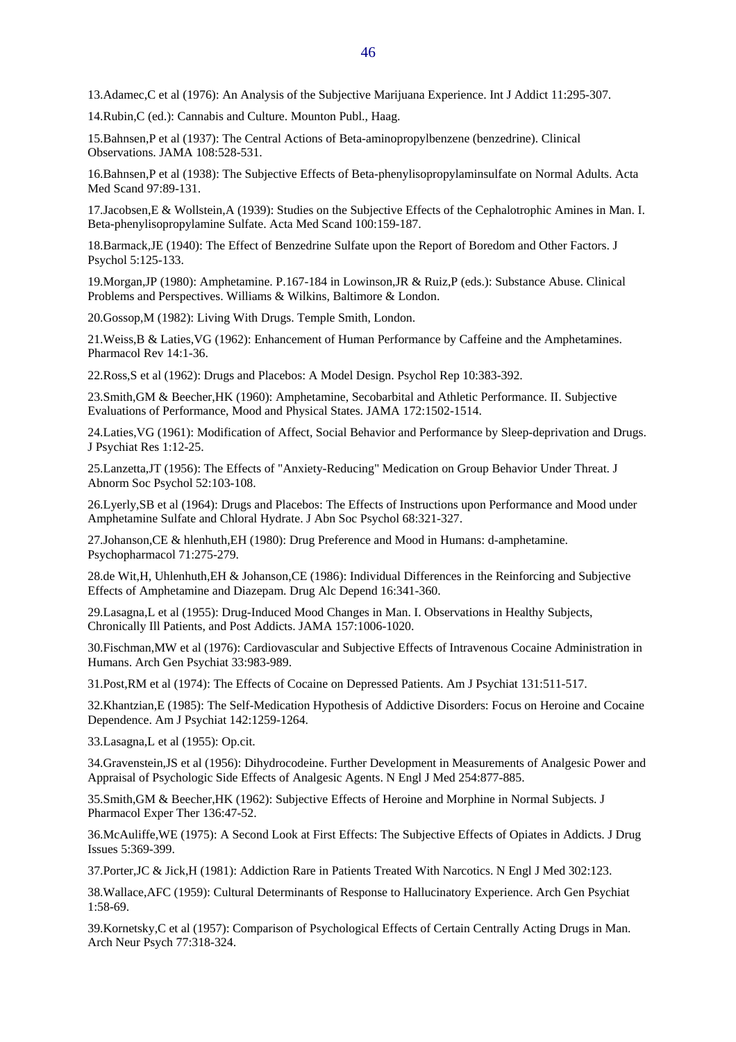13.Adamec,C et al (1976): An Analysis of the Subjective Marijuana Experience. Int J Addict 11:295-307.

14.Rubin,C (ed.): Cannabis and Culture. Mounton Publ., Haag.

15.Bahnsen,P et al (1937): The Central Actions of Beta-aminopropylbenzene (benzedrine). Clinical Observations. JAMA 108:528-531.

16.Bahnsen,P et al (1938): The Subjective Effects of Beta-phenylisopropylaminsulfate on Normal Adults. Acta Med Scand 97:89-131.

17.Jacobsen,E & Wollstein,A (1939): Studies on the Subjective Effects of the Cephalotrophic Amines in Man. I. Beta-phenylisopropylamine Sulfate. Acta Med Scand 100:159-187.

18.Barmack,JE (1940): The Effect of Benzedrine Sulfate upon the Report of Boredom and Other Factors. J Psychol 5:125-133.

19.Morgan,JP (1980): Amphetamine. P.167-184 in Lowinson,JR & Ruiz,P (eds.): Substance Abuse. Clinical Problems and Perspectives. Williams & Wilkins, Baltimore & London.

20.Gossop,M (1982): Living With Drugs. Temple Smith, London.

21.Weiss,B & Laties,VG (1962): Enhancement of Human Performance by Caffeine and the Amphetamines. Pharmacol Rev 14:1-36.

22.Ross,S et al (1962): Drugs and Placebos: A Model Design. Psychol Rep 10:383-392.

23.Smith,GM & Beecher,HK (1960): Amphetamine, Secobarbital and Athletic Performance. II. Subjective Evaluations of Performance, Mood and Physical States. JAMA 172:1502-1514.

24.Laties,VG (1961): Modification of Affect, Social Behavior and Performance by Sleep-deprivation and Drugs. J Psychiat Res 1:12-25.

25.Lanzetta,JT (1956): The Effects of "Anxiety-Reducing" Medication on Group Behavior Under Threat. J Abnorm Soc Psychol 52:103-108.

26.Lyerly,SB et al (1964): Drugs and Placebos: The Effects of Instructions upon Performance and Mood under Amphetamine Sulfate and Chloral Hydrate. J Abn Soc Psychol 68:321-327.

27.Johanson,CE & hlenhuth,EH (1980): Drug Preference and Mood in Humans: d-amphetamine. Psychopharmacol 71:275-279.

28.de Wit,H, Uhlenhuth,EH & Johanson,CE (1986): Individual Differences in the Reinforcing and Subjective Effects of Amphetamine and Diazepam. Drug Alc Depend 16:341-360.

29.Lasagna,L et al (1955): Drug-Induced Mood Changes in Man. I. Observations in Healthy Subjects, Chronically Ill Patients, and Post Addicts. JAMA 157:1006-1020.

30.Fischman,MW et al (1976): Cardiovascular and Subjective Effects of Intravenous Cocaine Administration in Humans. Arch Gen Psychiat 33:983-989.

31.Post,RM et al (1974): The Effects of Cocaine on Depressed Patients. Am J Psychiat 131:511-517.

32.Khantzian,E (1985): The Self-Medication Hypothesis of Addictive Disorders: Focus on Heroine and Cocaine Dependence. Am J Psychiat 142:1259-1264.

33.Lasagna,L et al (1955): Op.cit.

34.Gravenstein,JS et al (1956): Dihydrocodeine. Further Development in Measurements of Analgesic Power and Appraisal of Psychologic Side Effects of Analgesic Agents. N Engl J Med 254:877-885.

35.Smith,GM & Beecher,HK (1962): Subjective Effects of Heroine and Morphine in Normal Subjects. J Pharmacol Exper Ther 136:47-52.

36.McAuliffe,WE (1975): A Second Look at First Effects: The Subjective Effects of Opiates in Addicts. J Drug Issues 5:369-399.

37.Porter,JC & Jick,H (1981): Addiction Rare in Patients Treated With Narcotics. N Engl J Med 302:123.

38.Wallace,AFC (1959): Cultural Determinants of Response to Hallucinatory Experience. Arch Gen Psychiat 1:58-69.

39.Kornetsky,C et al (1957): Comparison of Psychological Effects of Certain Centrally Acting Drugs in Man. Arch Neur Psych 77:318-324.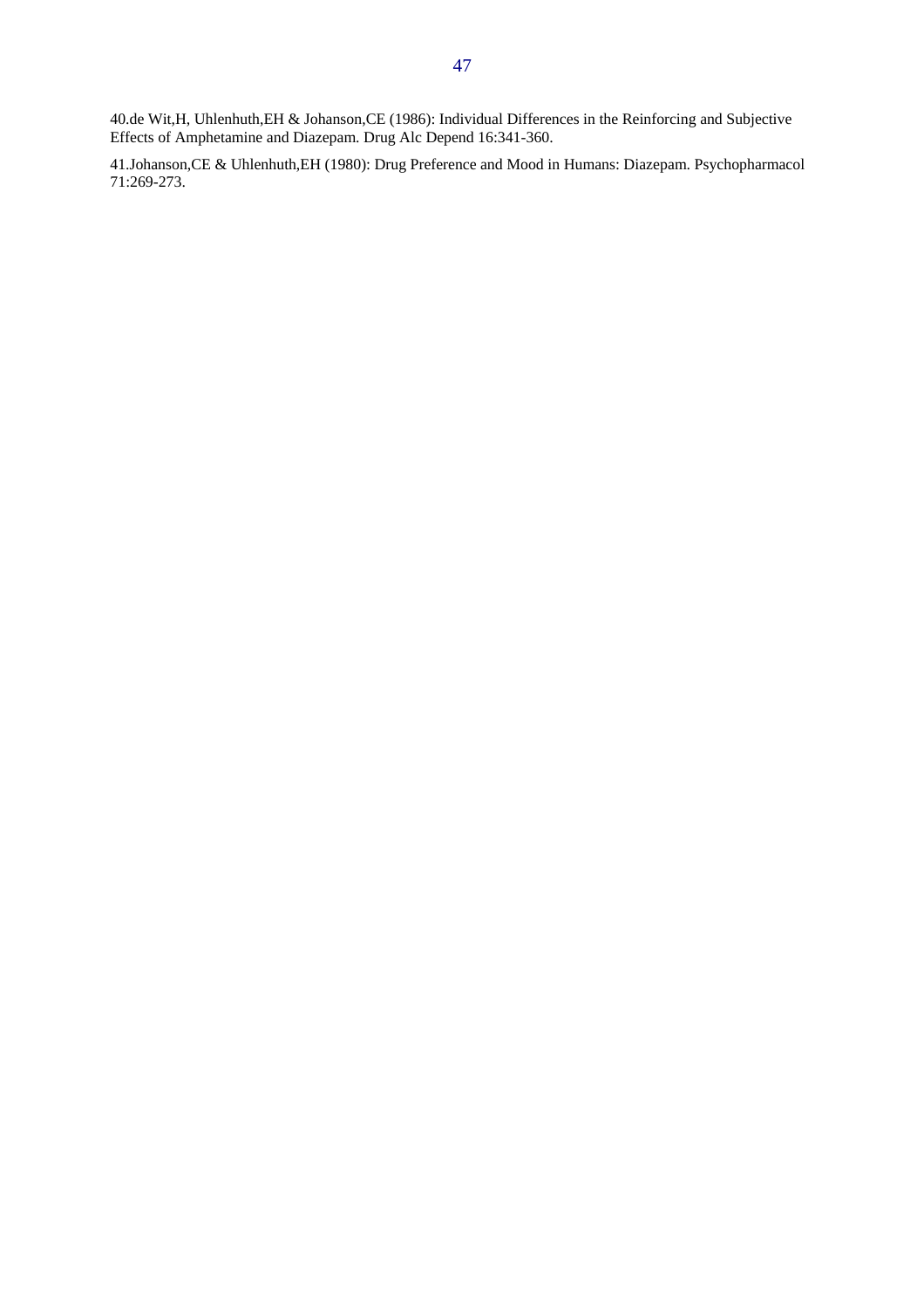40.de Wit,H, Uhlenhuth,EH & Johanson,CE (1986): Individual Differences in the Reinforcing and Subjective Effects of Amphetamine and Diazepam. Drug Alc Depend 16:341-360.

41.Johanson,CE & Uhlenhuth,EH (1980): Drug Preference and Mood in Humans: Diazepam. Psychopharmacol 71:269-273.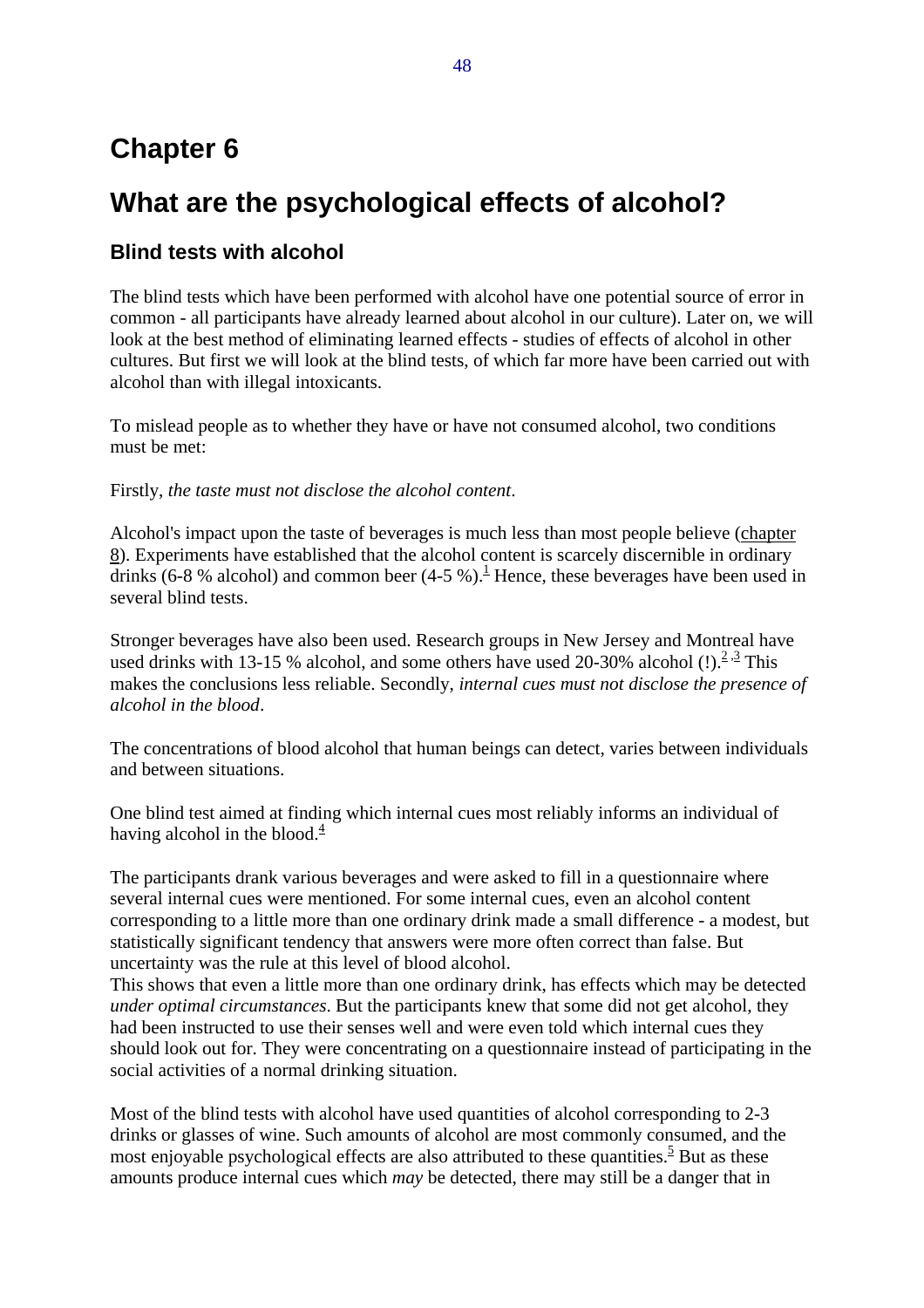# Chapter 6

# What are the psychological effects of alcohol?

## Blind tests with alcohol

The blind tests which have been performed with alcohol have one potential source of error in common - all participants have already learned about alcohol in our culture). Later on, we will look at the best method of eliminating learned effects - studies of effects of alcohol in other cultures. But first we will look at the blind tests, of which far more have been carried out with alcohol than with illegal intoxicants.

To mislead people as to whether they have or have not consumed alcohol, two conditions must be met:

Firstly, *the taste must not disclose the alcohol content*.

Alcohol's impact upon the taste of beverages is much less than most people believe (chapter 8). Experiments have established that the alcohol content is scarcely discernible in ordinary drinks (6-8 % alcohol) and common beer (4-5 %).[1] Hence, these beverages have been used in several blind tests.

Stronger beverages have also been used. Research groups in New Jersey and Montreal have used drinks with 13-15 % alcohol, and some others have used 20-30% alcohol (!).[2,3] This makes the conclusions less reliable. Secondly, *internal cues must not disclose the presence of alcohol in the blood*.

The concentrations of blood alcohol that human beings can detect, varies between individuals and between situations.

One blind test aimed at finding which internal cues most reliably informs an individual of having alcohol in the blood.[4]

The participants drank various beverages and were asked to fill in a questionnaire where several internal cues were mentioned. For some internal cues, even an alcohol content corresponding to a little more than one ordinary drink made a small difference - a modest, but statistically significant tendency that answers were more often correct than false. But uncertainty was the rule at this level of blood alcohol.
This shows that even a little more than one ordinary drink, has effects which may be detected *under optimal circumstances*. But the participants knew that some did not get alcohol, they had been instructed to use their senses well and were even told which internal cues they should look out for. They were concentrating on a questionnaire instead of participating in the social activities of a normal drinking situation.

Most of the blind tests with alcohol have used quantities of alcohol corresponding to 2-3 drinks or glasses of wine. Such amounts of alcohol are most commonly consumed, and the most enjoyable psychological effects are also attributed to these quantities.[5] But as these amounts produce internal cues which *may* be detected, there may still be a danger that in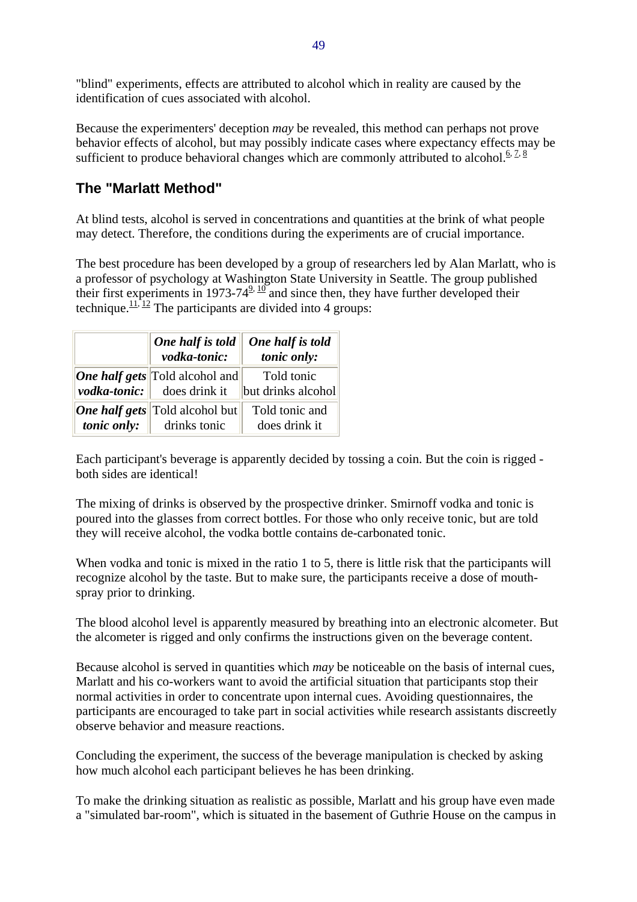"blind" experiments, effects are attributed to alcohol which in reality are caused by the identification of cues associated with alcohol.

Because the experimenters' deception *may* be revealed, this method can perhaps not prove behavior effects of alcohol, but may possibly indicate cases where expectancy effects may be sufficient to produce behavioral changes which are commonly attributed to alcohol.[6, 7, 8]

## The "Marlatt Method"

At blind tests, alcohol is served in concentrations and quantities at the brink of what people may detect. Therefore, the conditions during the experiments are of crucial importance.

The best procedure has been developed by a group of researchers led by Alan Marlatt, who is a professor of psychology at Washington State University in Seattle. The group published their first experiments in 1973-74[9, 10] and since then, they have further developed their technique.[11, 12] The participants are divided into 4 groups:

| | ***One half is told vodka-tonic:*** | ***One half is told tonic only:*** |
|---|---|---|
| ***One half gets vodka-tonic:*** | Told alcohol and does drink it | Told tonic but drinks alcohol |
| ***One half gets tonic only:*** | Told alcohol but drinks tonic | Told tonic and does drink it |

Each participant's beverage is apparently decided by tossing a coin. But the coin is rigged - both sides are identical!

The mixing of drinks is observed by the prospective drinker. Smirnoff vodka and tonic is poured into the glasses from correct bottles. For those who only receive tonic, but are told they will receive alcohol, the vodka bottle contains de-carbonated tonic.

When vodka and tonic is mixed in the ratio 1 to 5, there is little risk that the participants will recognize alcohol by the taste. But to make sure, the participants receive a dose of mouth-spray prior to drinking.

The blood alcohol level is apparently measured by breathing into an electronic alcometer. But the alcometer is rigged and only confirms the instructions given on the beverage content.

Because alcohol is served in quantities which *may* be noticeable on the basis of internal cues, Marlatt and his co-workers want to avoid the artificial situation that participants stop their normal activities in order to concentrate upon internal cues. Avoiding questionnaires, the participants are encouraged to take part in social activities while research assistants discreetly observe behavior and measure reactions.

Concluding the experiment, the success of the beverage manipulation is checked by asking how much alcohol each participant believes he has been drinking.

To make the drinking situation as realistic as possible, Marlatt and his group have even made a "simulated bar-room", which is situated in the basement of Guthrie House on the campus in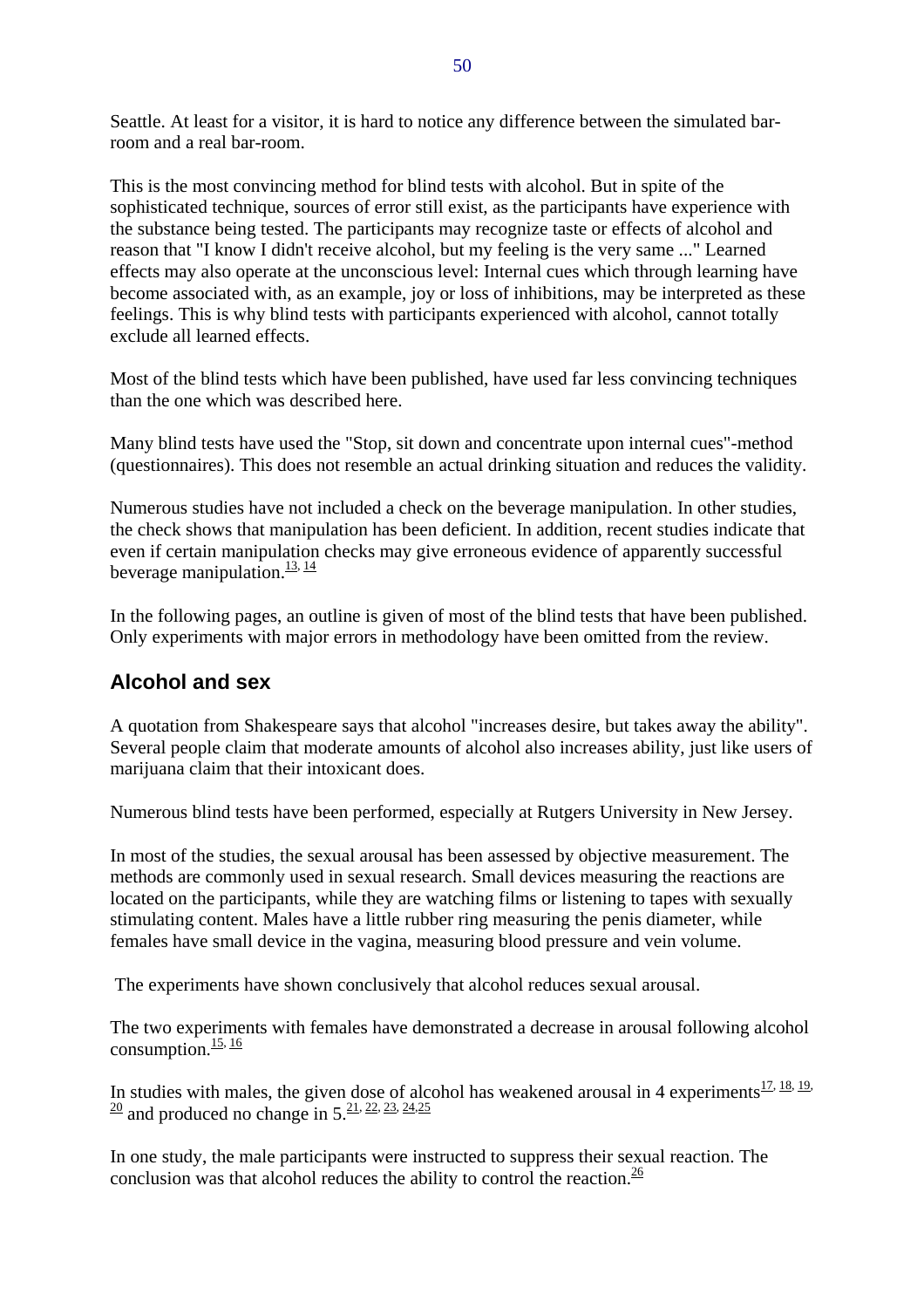Seattle. At least for a visitor, it is hard to notice any difference between the simulated bar-room and a real bar-room.

This is the most convincing method for blind tests with alcohol. But in spite of the sophisticated technique, sources of error still exist, as the participants have experience with the substance being tested. The participants may recognize taste or effects of alcohol and reason that "I know I didn't receive alcohol, but my feeling is the very same ..." Learned effects may also operate at the unconscious level: Internal cues which through learning have become associated with, as an example, joy or loss of inhibitions, may be interpreted as these feelings. This is why blind tests with participants experienced with alcohol, cannot totally exclude all learned effects.

Most of the blind tests which have been published, have used far less convincing techniques than the one which was described here.

Many blind tests have used the "Stop, sit down and concentrate upon internal cues"-method (questionnaires). This does not resemble an actual drinking situation and reduces the validity.

Numerous studies have not included a check on the beverage manipulation. In other studies, the check shows that manipulation has been deficient. In addition, recent studies indicate that even if certain manipulation checks may give erroneous evidence of apparently successful beverage manipulation.[13, 14]

In the following pages, an outline is given of most of the blind tests that have been published. Only experiments with major errors in methodology have been omitted from the review.

## Alcohol and sex

A quotation from Shakespeare says that alcohol "increases desire, but takes away the ability". Several people claim that moderate amounts of alcohol also increases ability, just like users of marijuana claim that their intoxicant does.

Numerous blind tests have been performed, especially at Rutgers University in New Jersey.

In most of the studies, the sexual arousal has been assessed by objective measurement. The methods are commonly used in sexual research. Small devices measuring the reactions are located on the participants, while they are watching films or listening to tapes with sexually stimulating content. Males have a little rubber ring measuring the penis diameter, while females have small device in the vagina, measuring blood pressure and vein volume.

The experiments have shown conclusively that alcohol reduces sexual arousal.

The two experiments with females have demonstrated a decrease in arousal following alcohol consumption.[15, 16]

In studies with males, the given dose of alcohol has weakened arousal in 4 experiments[17, 18, 19, 20] and produced no change in 5.[21, 22, 23, 24,25]

In one study, the male participants were instructed to suppress their sexual reaction. The conclusion was that alcohol reduces the ability to control the reaction.[26]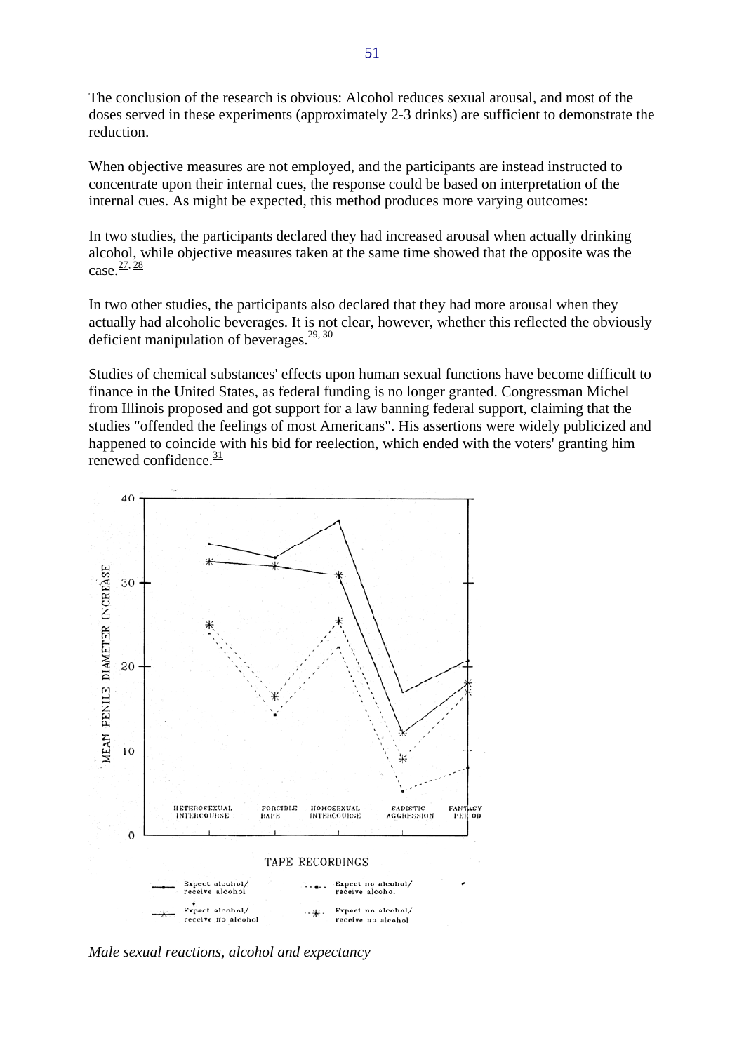The conclusion of the research is obvious: Alcohol reduces sexual arousal, and most of the doses served in these experiments (approximately 2-3 drinks) are sufficient to demonstrate the reduction.

When objective measures are not employed, and the participants are instead instructed to concentrate upon their internal cues, the response could be based on interpretation of the internal cues. As might be expected, this method produces more varying outcomes:

In two studies, the participants declared they had increased arousal when actually drinking alcohol, while objective measures taken at the same time showed that the opposite was the case.[27, 28]

In two other studies, the participants also declared that they had more arousal when they actually had alcoholic beverages. It is not clear, however, whether this reflected the obviously deficient manipulation of beverages.[29, 30]

Studies of chemical substances' effects upon human sexual functions have become difficult to finance in the United States, as federal funding is no longer granted. Congressman Michel from Illinois proposed and got support for a law banning federal support, claiming that the studies "offended the feelings of most Americans". His assertions were widely publicized and happened to coincide with his bid for reelection, which ended with the voters' granting him renewed confidence.[31]

*Male sexual reactions, alcohol and expectancy*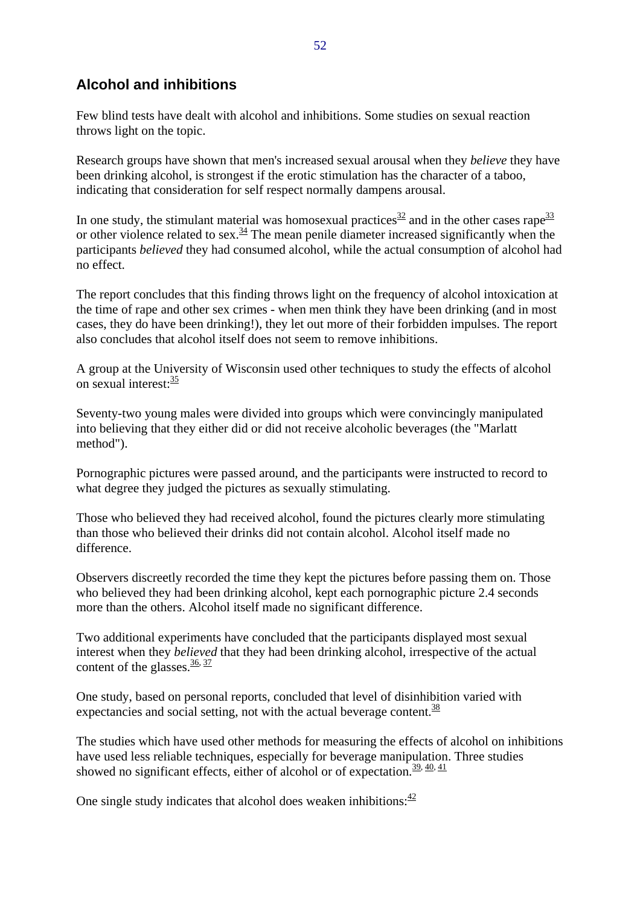## Alcohol and inhibitions

Few blind tests have dealt with alcohol and inhibitions. Some studies on sexual reaction throws light on the topic.

Research groups have shown that men's increased sexual arousal when they *believe* they have been drinking alcohol, is strongest if the erotic stimulation has the character of a taboo, indicating that consideration for self respect normally dampens arousal.

In one study, the stimulant material was homosexual practices[32] and in the other cases rape[33] or other violence related to sex.[34] The mean penile diameter increased significantly when the participants *believed* they had consumed alcohol, while the actual consumption of alcohol had no effect.

The report concludes that this finding throws light on the frequency of alcohol intoxication at the time of rape and other sex crimes - when men think they have been drinking (and in most cases, they do have been drinking!), they let out more of their forbidden impulses. The report also concludes that alcohol itself does not seem to remove inhibitions.

A group at the University of Wisconsin used other techniques to study the effects of alcohol on sexual interest:[35]

Seventy-two young males were divided into groups which were convincingly manipulated into believing that they either did or did not receive alcoholic beverages (the "Marlatt method").

Pornographic pictures were passed around, and the participants were instructed to record to what degree they judged the pictures as sexually stimulating.

Those who believed they had received alcohol, found the pictures clearly more stimulating than those who believed their drinks did not contain alcohol. Alcohol itself made no difference.

Observers discreetly recorded the time they kept the pictures before passing them on. Those who believed they had been drinking alcohol, kept each pornographic picture 2.4 seconds more than the others. Alcohol itself made no significant difference.

Two additional experiments have concluded that the participants displayed most sexual interest when they *believed* that they had been drinking alcohol, irrespective of the actual content of the glasses.[36, 37]

One study, based on personal reports, concluded that level of disinhibition varied with expectancies and social setting, not with the actual beverage content.[38]

The studies which have used other methods for measuring the effects of alcohol on inhibitions have used less reliable techniques, especially for beverage manipulation. Three studies showed no significant effects, either of alcohol or of expectation.[39, 40, 41]

One single study indicates that alcohol does weaken inhibitions:[42]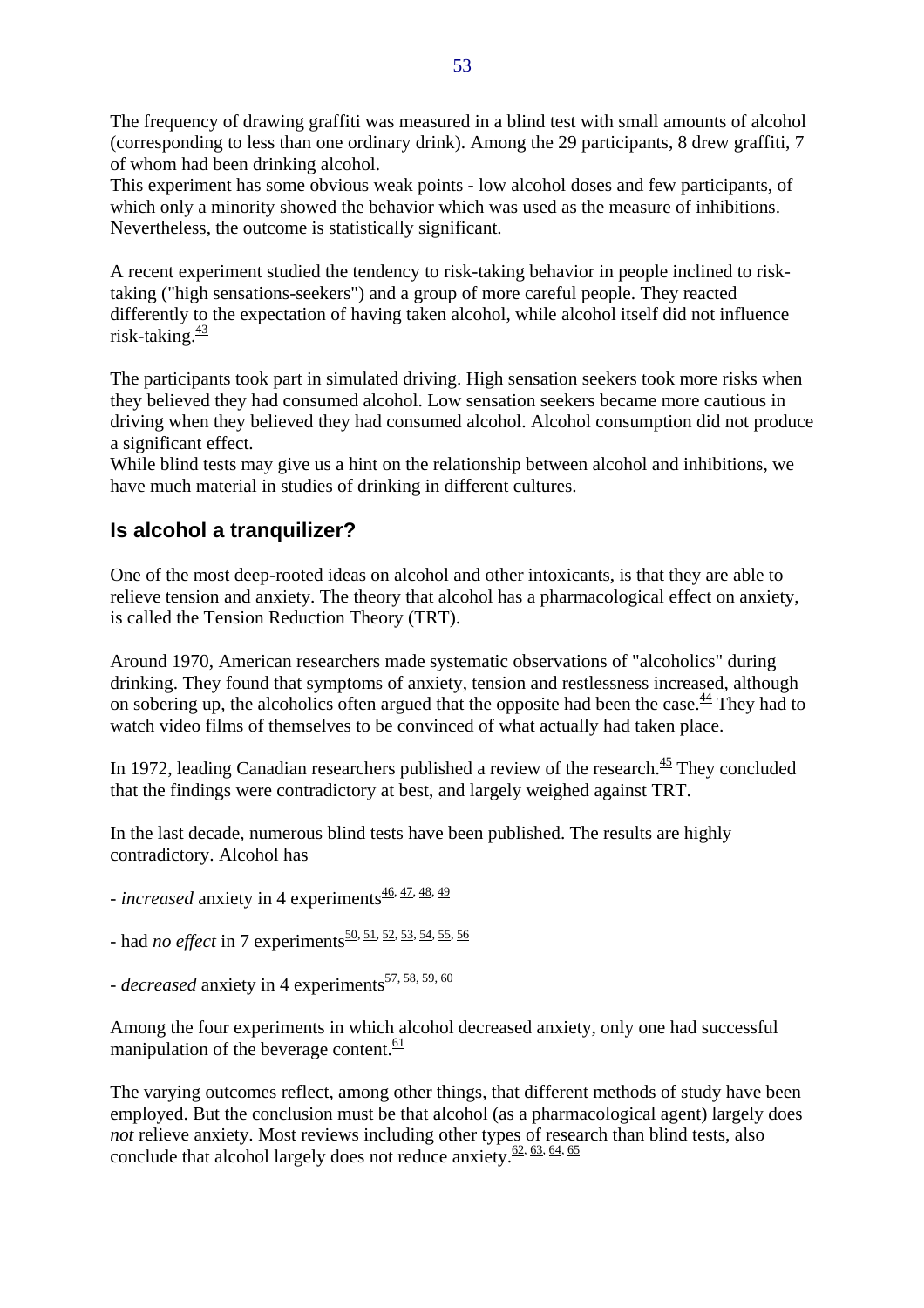The frequency of drawing graffiti was measured in a blind test with small amounts of alcohol (corresponding to less than one ordinary drink). Among the 29 participants, 8 drew graffiti, 7 of whom had been drinking alcohol.
This experiment has some obvious weak points - low alcohol doses and few participants, of which only a minority showed the behavior which was used as the measure of inhibitions. Nevertheless, the outcome is statistically significant.

A recent experiment studied the tendency to risk-taking behavior in people inclined to risk-taking ("high sensations-seekers") and a group of more careful people. They reacted differently to the expectation of having taken alcohol, while alcohol itself did not influence risk-taking.[43]

The participants took part in simulated driving. High sensation seekers took more risks when they believed they had consumed alcohol. Low sensation seekers became more cautious in driving when they believed they had consumed alcohol. Alcohol consumption did not produce a significant effect.
While blind tests may give us a hint on the relationship between alcohol and inhibitions, we have much material in studies of drinking in different cultures.

## Is alcohol a tranquilizer?

One of the most deep-rooted ideas on alcohol and other intoxicants, is that they are able to relieve tension and anxiety. The theory that alcohol has a pharmacological effect on anxiety, is called the Tension Reduction Theory (TRT).

Around 1970, American researchers made systematic observations of "alcoholics" during drinking. They found that symptoms of anxiety, tension and restlessness increased, although on sobering up, the alcoholics often argued that the opposite had been the case.[44] They had to watch video films of themselves to be convinced of what actually had taken place.

In 1972, leading Canadian researchers published a review of the research.[45] They concluded that the findings were contradictory at best, and largely weighed against TRT.

In the last decade, numerous blind tests have been published. The results are highly contradictory. Alcohol has

- *increased* anxiety in 4 experiments[46, 47, 48, 49]

- had *no effect* in 7 experiments[50, 51, 52, 53, 54, 55, 56]

- *decreased* anxiety in 4 experiments[57, 58, 59, 60]

Among the four experiments in which alcohol decreased anxiety, only one had successful manipulation of the beverage content.[61]

The varying outcomes reflect, among other things, that different methods of study have been employed. But the conclusion must be that alcohol (as a pharmacological agent) largely does *not* relieve anxiety. Most reviews including other types of research than blind tests, also conclude that alcohol largely does not reduce anxiety.[62, 63, 64, 65]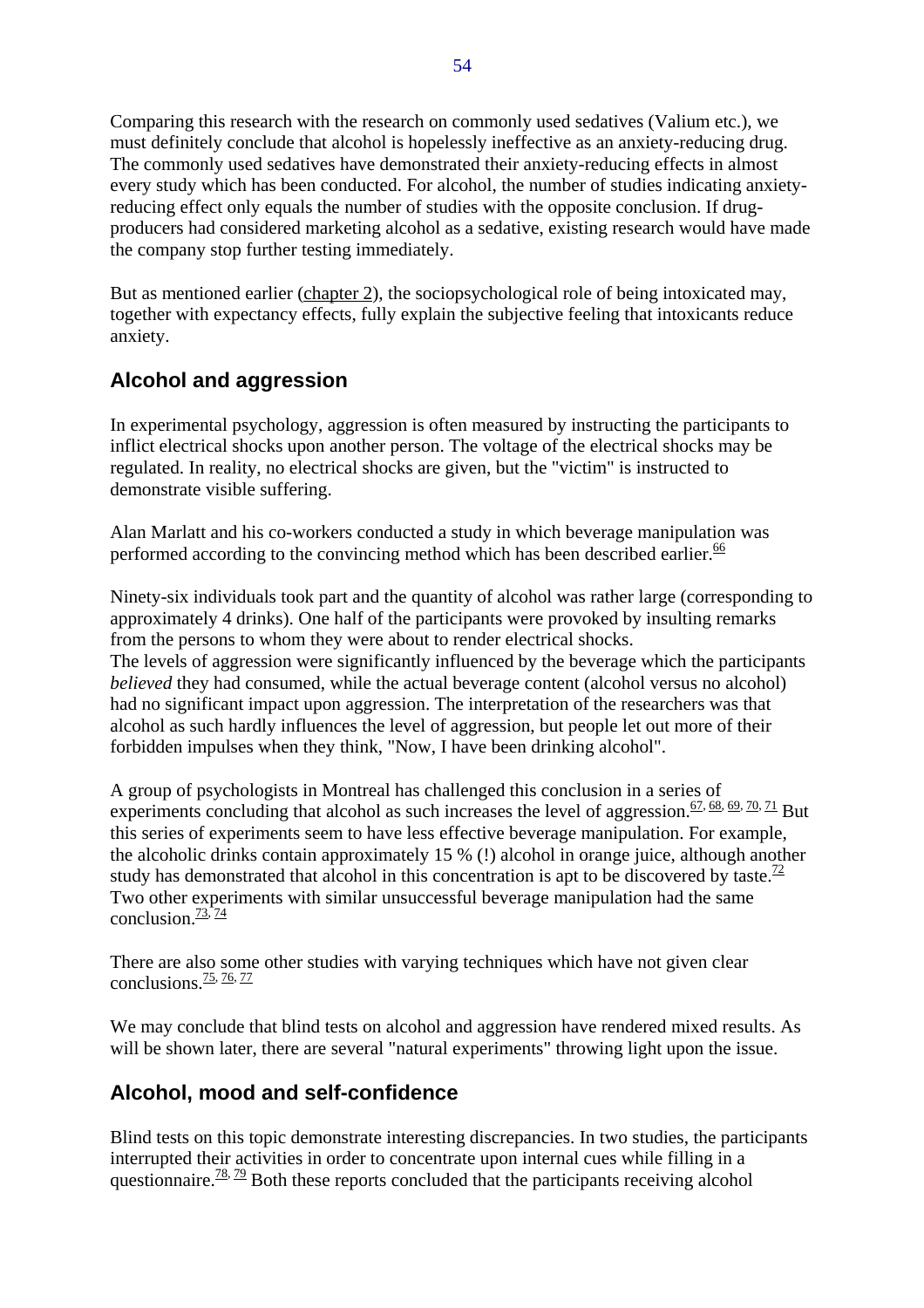Comparing this research with the research on commonly used sedatives (Valium etc.), we must definitely conclude that alcohol is hopelessly ineffective as an anxiety-reducing drug. The commonly used sedatives have demonstrated their anxiety-reducing effects in almost every study which has been conducted. For alcohol, the number of studies indicating anxiety-reducing effect only equals the number of studies with the opposite conclusion. If drug-producers had considered marketing alcohol as a sedative, existing research would have made the company stop further testing immediately.

But as mentioned earlier (chapter 2), the sociopsychological role of being intoxicated may, together with expectancy effects, fully explain the subjective feeling that intoxicants reduce anxiety.

## Alcohol and aggression

In experimental psychology, aggression is often measured by instructing the participants to inflict electrical shocks upon another person. The voltage of the electrical shocks may be regulated. In reality, no electrical shocks are given, but the "victim" is instructed to demonstrate visible suffering.

Alan Marlatt and his co-workers conducted a study in which beverage manipulation was performed according to the convincing method which has been described earlier.[66]

Ninety-six individuals took part and the quantity of alcohol was rather large (corresponding to approximately 4 drinks). One half of the participants were provoked by insulting remarks from the persons to whom they were about to render electrical shocks.
The levels of aggression were significantly influenced by the beverage which the participants *believed* they had consumed, while the actual beverage content (alcohol versus no alcohol) had no significant impact upon aggression. The interpretation of the researchers was that alcohol as such hardly influences the level of aggression, but people let out more of their forbidden impulses when they think, "Now, I have been drinking alcohol".

A group of psychologists in Montreal has challenged this conclusion in a series of experiments concluding that alcohol as such increases the level of aggression.[67, 68, 69, 70, 71] But this series of experiments seem to have less effective beverage manipulation. For example, the alcoholic drinks contain approximately 15 % (!) alcohol in orange juice, although another study has demonstrated that alcohol in this concentration is apt to be discovered by taste.[72] Two other experiments with similar unsuccessful beverage manipulation had the same conclusion.[73, 74]

There are also some other studies with varying techniques which have not given clear conclusions.[75, 76, 77]

We may conclude that blind tests on alcohol and aggression have rendered mixed results. As will be shown later, there are several "natural experiments" throwing light upon the issue.

## Alcohol, mood and self-confidence

Blind tests on this topic demonstrate interesting discrepancies. In two studies, the participants interrupted their activities in order to concentrate upon internal cues while filling in a questionnaire.[78, 79] Both these reports concluded that the participants receiving alcohol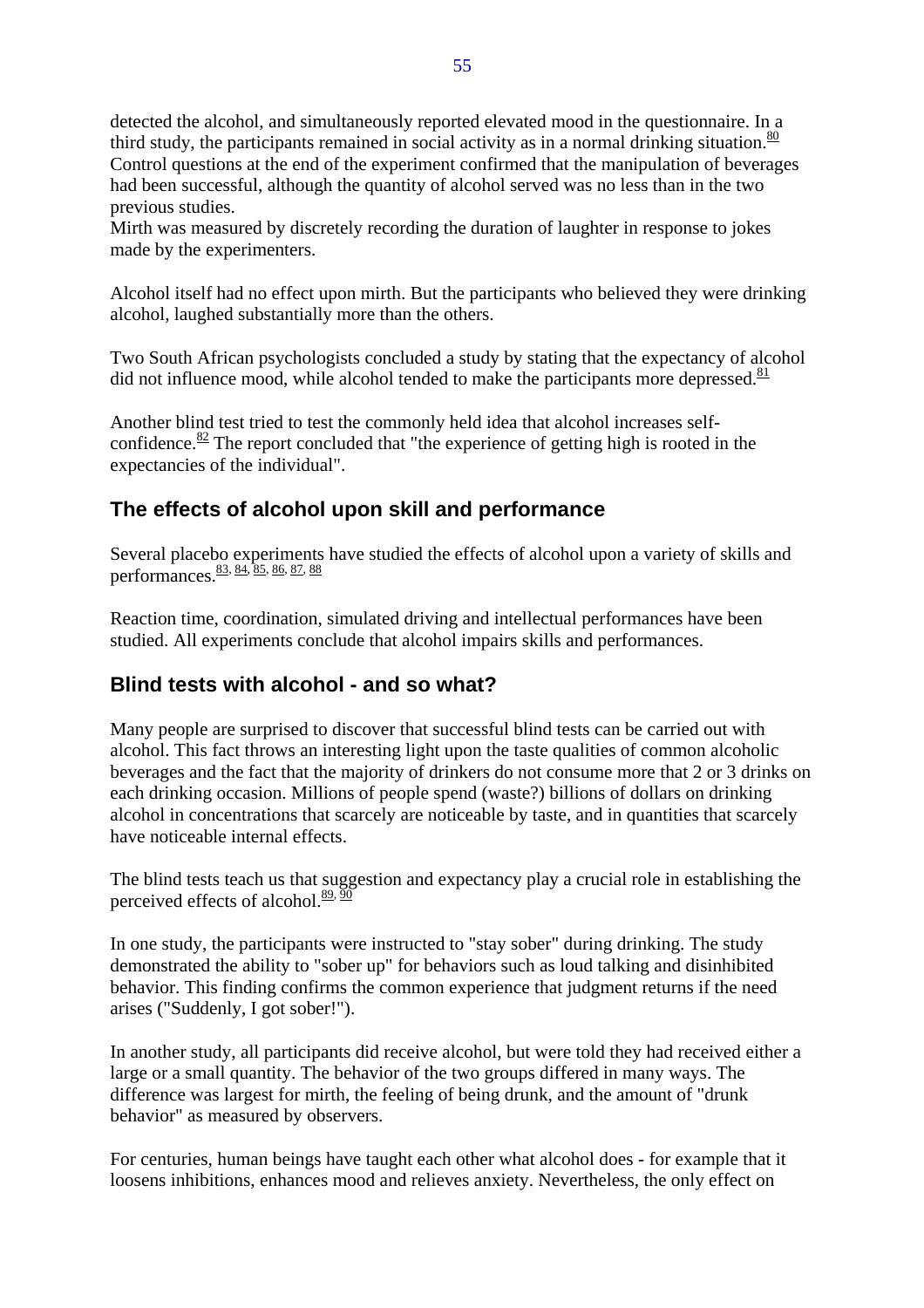detected the alcohol, and simultaneously reported elevated mood in the questionnaire. In a third study, the participants remained in social activity as in a normal drinking situation.[80] Control questions at the end of the experiment confirmed that the manipulation of beverages had been successful, although the quantity of alcohol served was no less than in the two previous studies.
Mirth was measured by discretely recording the duration of laughter in response to jokes made by the experimenters.

Alcohol itself had no effect upon mirth. But the participants who believed they were drinking alcohol, laughed substantially more than the others.

Two South African psychologists concluded a study by stating that the expectancy of alcohol did not influence mood, while alcohol tended to make the participants more depressed.[81]

Another blind test tried to test the commonly held idea that alcohol increases self-confidence.[82] The report concluded that "the experience of getting high is rooted in the expectancies of the individual".

## The effects of alcohol upon skill and performance

Several placebo experiments have studied the effects of alcohol upon a variety of skills and performances.[83, 84, 85, 86, 87, 88]

Reaction time, coordination, simulated driving and intellectual performances have been studied. All experiments conclude that alcohol impairs skills and performances.

## Blind tests with alcohol - and so what?

Many people are surprised to discover that successful blind tests can be carried out with alcohol. This fact throws an interesting light upon the taste qualities of common alcoholic beverages and the fact that the majority of drinkers do not consume more that 2 or 3 drinks on each drinking occasion. Millions of people spend (waste?) billions of dollars on drinking alcohol in concentrations that scarcely are noticeable by taste, and in quantities that scarcely have noticeable internal effects.

The blind tests teach us that suggestion and expectancy play a crucial role in establishing the perceived effects of alcohol.[89, 90]

In one study, the participants were instructed to "stay sober" during drinking. The study demonstrated the ability to "sober up" for behaviors such as loud talking and disinhibited behavior. This finding confirms the common experience that judgment returns if the need arises ("Suddenly, I got sober!").

In another study, all participants did receive alcohol, but were told they had received either a large or a small quantity. The behavior of the two groups differed in many ways. The difference was largest for mirth, the feeling of being drunk, and the amount of "drunk behavior" as measured by observers.

For centuries, human beings have taught each other what alcohol does - for example that it loosens inhibitions, enhances mood and relieves anxiety. Nevertheless, the only effect on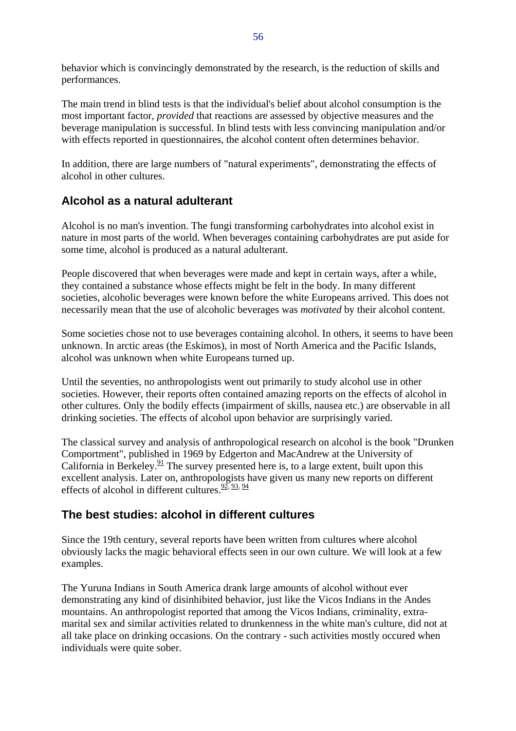behavior which is convincingly demonstrated by the research, is the reduction of skills and performances.

The main trend in blind tests is that the individual's belief about alcohol consumption is the most important factor, *provided* that reactions are assessed by objective measures and the beverage manipulation is successful. In blind tests with less convincing manipulation and/or with effects reported in questionnaires, the alcohol content often determines behavior.

In addition, there are large numbers of "natural experiments", demonstrating the effects of alcohol in other cultures.

## Alcohol as a natural adulterant

Alcohol is no man's invention. The fungi transforming carbohydrates into alcohol exist in nature in most parts of the world. When beverages containing carbohydrates are put aside for some time, alcohol is produced as a natural adulterant.

People discovered that when beverages were made and kept in certain ways, after a while, they contained a substance whose effects might be felt in the body. In many different societies, alcoholic beverages were known before the white Europeans arrived. This does not necessarily mean that the use of alcoholic beverages was *motivated* by their alcohol content.

Some societies chose not to use beverages containing alcohol. In others, it seems to have been unknown. In arctic areas (the Eskimos), in most of North America and the Pacific Islands, alcohol was unknown when white Europeans turned up.

Until the seventies, no anthropologists went out primarily to study alcohol use in other societies. However, their reports often contained amazing reports on the effects of alcohol in other cultures. Only the bodily effects (impairment of skills, nausea etc.) are observable in all drinking societies. The effects of alcohol upon behavior are surprisingly varied.

The classical survey and analysis of anthropological research on alcohol is the book "Drunken Comportment", published in 1969 by Edgerton and MacAndrew at the University of California in Berkeley.[91] The survey presented here is, to a large extent, built upon this excellent analysis. Later on, anthropologists have given us many new reports on different effects of alcohol in different cultures.[92, 93, 94]

## The best studies: alcohol in different cultures

Since the 19th century, several reports have been written from cultures where alcohol obviously lacks the magic behavioral effects seen in our own culture. We will look at a few examples.

The Yuruna Indians in South America drank large amounts of alcohol without ever demonstrating any kind of disinhibited behavior, just like the Vicos Indians in the Andes mountains. An anthropologist reported that among the Vicos Indians, criminality, extra-marital sex and similar activities related to drunkenness in the white man's culture, did not at all take place on drinking occasions. On the contrary - such activities mostly occured when individuals were quite sober.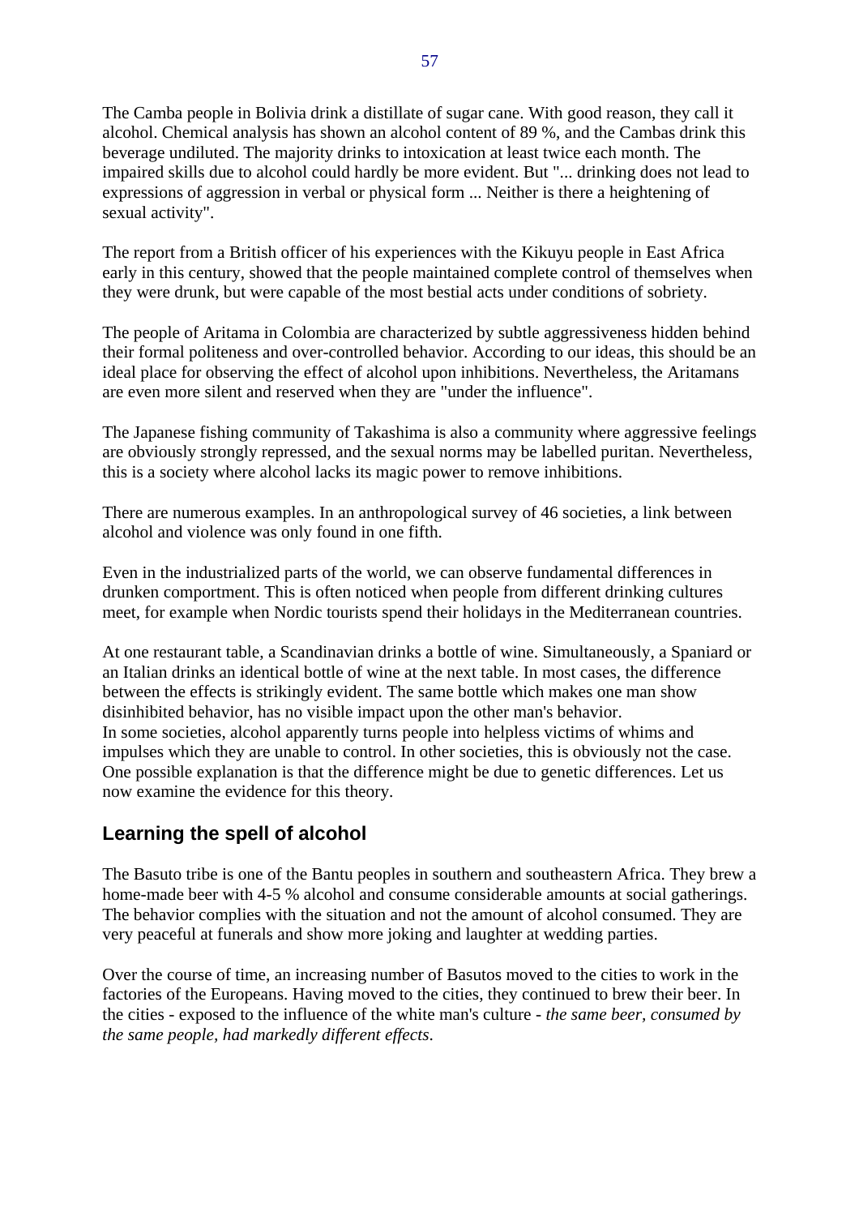The Camba people in Bolivia drink a distillate of sugar cane. With good reason, they call it alcohol. Chemical analysis has shown an alcohol content of 89 %, and the Cambas drink this beverage undiluted. The majority drinks to intoxication at least twice each month. The impaired skills due to alcohol could hardly be more evident. But "... drinking does not lead to expressions of aggression in verbal or physical form ... Neither is there a heightening of sexual activity".

The report from a British officer of his experiences with the Kikuyu people in East Africa early in this century, showed that the people maintained complete control of themselves when they were drunk, but were capable of the most bestial acts under conditions of sobriety.

The people of Aritama in Colombia are characterized by subtle aggressiveness hidden behind their formal politeness and over-controlled behavior. According to our ideas, this should be an ideal place for observing the effect of alcohol upon inhibitions. Nevertheless, the Aritamans are even more silent and reserved when they are "under the influence".

The Japanese fishing community of Takashima is also a community where aggressive feelings are obviously strongly repressed, and the sexual norms may be labelled puritan. Nevertheless, this is a society where alcohol lacks its magic power to remove inhibitions.

There are numerous examples. In an anthropological survey of 46 societies, a link between alcohol and violence was only found in one fifth.

Even in the industrialized parts of the world, we can observe fundamental differences in drunken comportment. This is often noticed when people from different drinking cultures meet, for example when Nordic tourists spend their holidays in the Mediterranean countries.

At one restaurant table, a Scandinavian drinks a bottle of wine. Simultaneously, a Spaniard or an Italian drinks an identical bottle of wine at the next table. In most cases, the difference between the effects is strikingly evident. The same bottle which makes one man show disinhibited behavior, has no visible impact upon the other man's behavior.
In some societies, alcohol apparently turns people into helpless victims of whims and impulses which they are unable to control. In other societies, this is obviously not the case. One possible explanation is that the difference might be due to genetic differences. Let us now examine the evidence for this theory.

## Learning the spell of alcohol

The Basuto tribe is one of the Bantu peoples in southern and southeastern Africa. They brew a home-made beer with 4-5 % alcohol and consume considerable amounts at social gatherings. The behavior complies with the situation and not the amount of alcohol consumed. They are very peaceful at funerals and show more joking and laughter at wedding parties.

Over the course of time, an increasing number of Basutos moved to the cities to work in the factories of the Europeans. Having moved to the cities, they continued to brew their beer. In the cities - exposed to the influence of the white man's culture - *the same beer, consumed by the same people, had markedly different effects*.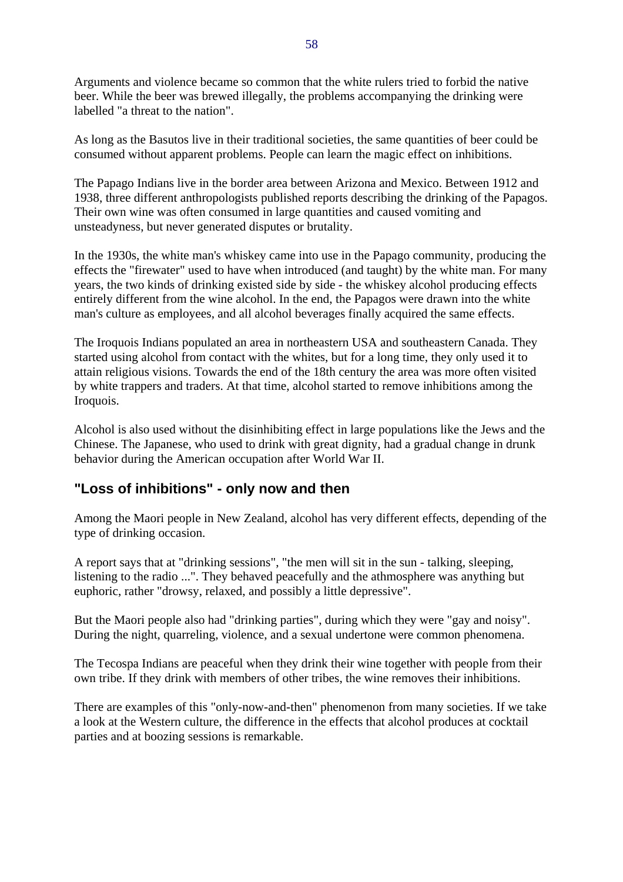Arguments and violence became so common that the white rulers tried to forbid the native beer. While the beer was brewed illegally, the problems accompanying the drinking were labelled "a threat to the nation".

As long as the Basutos live in their traditional societies, the same quantities of beer could be consumed without apparent problems. People can learn the magic effect on inhibitions.

The Papago Indians live in the border area between Arizona and Mexico. Between 1912 and 1938, three different anthropologists published reports describing the drinking of the Papagos. Their own wine was often consumed in large quantities and caused vomiting and unsteadyness, but never generated disputes or brutality.

In the 1930s, the white man's whiskey came into use in the Papago community, producing the effects the "firewater" used to have when introduced (and taught) by the white man. For many years, the two kinds of drinking existed side by side - the whiskey alcohol producing effects entirely different from the wine alcohol. In the end, the Papagos were drawn into the white man's culture as employees, and all alcohol beverages finally acquired the same effects.

The Iroquois Indians populated an area in northeastern USA and southeastern Canada. They started using alcohol from contact with the whites, but for a long time, they only used it to attain religious visions. Towards the end of the 18th century the area was more often visited by white trappers and traders. At that time, alcohol started to remove inhibitions among the Iroquois.

Alcohol is also used without the disinhibiting effect in large populations like the Jews and the Chinese. The Japanese, who used to drink with great dignity, had a gradual change in drunk behavior during the American occupation after World War II.

## "Loss of inhibitions" - only now and then

Among the Maori people in New Zealand, alcohol has very different effects, depending of the type of drinking occasion.

A report says that at "drinking sessions", "the men will sit in the sun - talking, sleeping, listening to the radio ...". They behaved peacefully and the athmosphere was anything but euphoric, rather "drowsy, relaxed, and possibly a little depressive".

But the Maori people also had "drinking parties", during which they were "gay and noisy". During the night, quarreling, violence, and a sexual undertone were common phenomena.

The Tecospa Indians are peaceful when they drink their wine together with people from their own tribe. If they drink with members of other tribes, the wine removes their inhibitions.

There are examples of this "only-now-and-then" phenomenon from many societies. If we take a look at the Western culture, the difference in the effects that alcohol produces at cocktail parties and at boozing sessions is remarkable.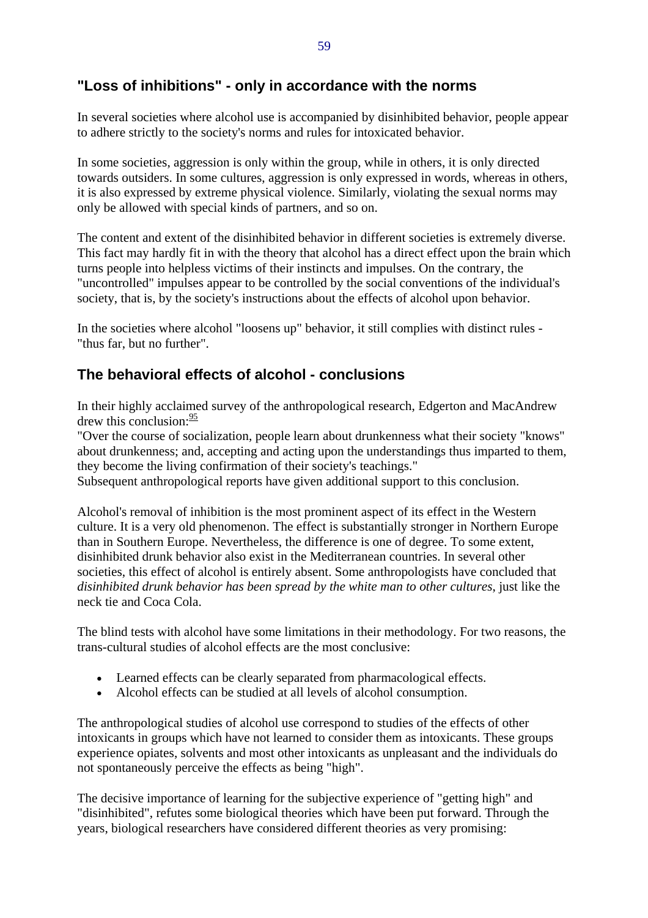## "Loss of inhibitions" - only in accordance with the norms

In several societies where alcohol use is accompanied by disinhibited behavior, people appear to adhere strictly to the society's norms and rules for intoxicated behavior.

In some societies, aggression is only within the group, while in others, it is only directed towards outsiders. In some cultures, aggression is only expressed in words, whereas in others, it is also expressed by extreme physical violence. Similarly, violating the sexual norms may only be allowed with special kinds of partners, and so on.

The content and extent of the disinhibited behavior in different societies is extremely diverse. This fact may hardly fit in with the theory that alcohol has a direct effect upon the brain which turns people into helpless victims of their instincts and impulses. On the contrary, the "uncontrolled" impulses appear to be controlled by the social conventions of the individual's society, that is, by the society's instructions about the effects of alcohol upon behavior.

In the societies where alcohol "loosens up" behavior, it still complies with distinct rules - "thus far, but no further".

## The behavioral effects of alcohol - conclusions

In their highly acclaimed survey of the anthropological research, Edgerton and MacAndrew drew this conclusion:[95]
"Over the course of socialization, people learn about drunkenness what their society "knows" about drunkenness; and, accepting and acting upon the understandings thus imparted to them, they become the living confirmation of their society's teachings."
Subsequent anthropological reports have given additional support to this conclusion.

Alcohol's removal of inhibition is the most prominent aspect of its effect in the Western culture. It is a very old phenomenon. The effect is substantially stronger in Northern Europe than in Southern Europe. Nevertheless, the difference is one of degree. To some extent, disinhibited drunk behavior also exist in the Mediterranean countries. In several other societies, this effect of alcohol is entirely absent. Some anthropologists have concluded that *disinhibited drunk behavior has been spread by the white man to other cultures*, just like the neck tie and Coca Cola.

The blind tests with alcohol have some limitations in their methodology. For two reasons, the trans-cultural studies of alcohol effects are the most conclusive:

- Learned effects can be clearly separated from pharmacological effects.
- Alcohol effects can be studied at all levels of alcohol consumption.

The anthropological studies of alcohol use correspond to studies of the effects of other intoxicants in groups which have not learned to consider them as intoxicants. These groups experience opiates, solvents and most other intoxicants as unpleasant and the individuals do not spontaneously perceive the effects as being "high".

The decisive importance of learning for the subjective experience of "getting high" and "disinhibited", refutes some biological theories which have been put forward. Through the years, biological researchers have considered different theories as very promising: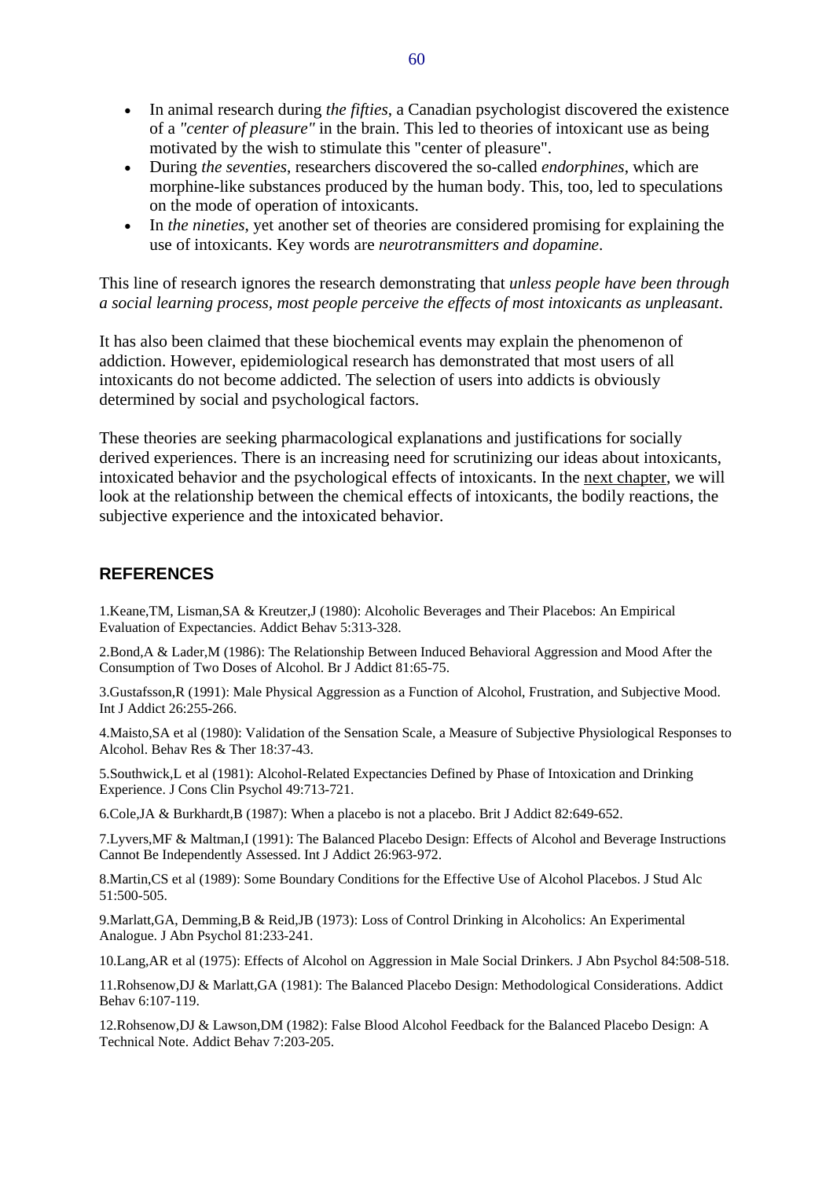- In animal research during *the fifties*, a Canadian psychologist discovered the existence of a *"center of pleasure"* in the brain. This led to theories of intoxicant use as being motivated by the wish to stimulate this "center of pleasure".
- During *the seventies*, researchers discovered the so-called *endorphines*, which are morphine-like substances produced by the human body. This, too, led to speculations on the mode of operation of intoxicants.
- In *the nineties*, yet another set of theories are considered promising for explaining the use of intoxicants. Key words are *neurotransmitters and dopamine*.

This line of research ignores the research demonstrating that *unless people have been through a social learning process, most people perceive the effects of most intoxicants as unpleasant*.

It has also been claimed that these biochemical events may explain the phenomenon of addiction. However, epidemiological research has demonstrated that most users of all intoxicants do not become addicted. The selection of users into addicts is obviously determined by social and psychological factors.

These theories are seeking pharmacological explanations and justifications for socially derived experiences. There is an increasing need for scrutinizing our ideas about intoxicants, intoxicated behavior and the psychological effects of intoxicants. In the next chapter, we will look at the relationship between the chemical effects of intoxicants, the bodily reactions, the subjective experience and the intoxicated behavior.

## REFERENCES

1.Keane,TM, Lisman,SA & Kreutzer,J (1980): Alcoholic Beverages and Their Placebos: An Empirical Evaluation of Expectancies. Addict Behav 5:313-328.

2.Bond,A & Lader,M (1986): The Relationship Between Induced Behavioral Aggression and Mood After the Consumption of Two Doses of Alcohol. Br J Addict 81:65-75.

3.Gustafsson,R (1991): Male Physical Aggression as a Function of Alcohol, Frustration, and Subjective Mood. Int J Addict 26:255-266.

4.Maisto,SA et al (1980): Validation of the Sensation Scale, a Measure of Subjective Physiological Responses to Alcohol. Behav Res & Ther 18:37-43.

5.Southwick,L et al (1981): Alcohol-Related Expectancies Defined by Phase of Intoxication and Drinking Experience. J Cons Clin Psychol 49:713-721.

6.Cole,JA & Burkhardt,B (1987): When a placebo is not a placebo. Brit J Addict 82:649-652.

7.Lyvers,MF & Maltman,I (1991): The Balanced Placebo Design: Effects of Alcohol and Beverage Instructions Cannot Be Independently Assessed. Int J Addict 26:963-972.

8.Martin,CS et al (1989): Some Boundary Conditions for the Effective Use of Alcohol Placebos. J Stud Alc 51:500-505.

9.Marlatt,GA, Demming,B & Reid,JB (1973): Loss of Control Drinking in Alcoholics: An Experimental Analogue. J Abn Psychol 81:233-241.

10.Lang,AR et al (1975): Effects of Alcohol on Aggression in Male Social Drinkers. J Abn Psychol 84:508-518.

11.Rohsenow,DJ & Marlatt,GA (1981): The Balanced Placebo Design: Methodological Considerations. Addict Behav 6:107-119.

12.Rohsenow,DJ & Lawson,DM (1982): False Blood Alcohol Feedback for the Balanced Placebo Design: A Technical Note. Addict Behav 7:203-205.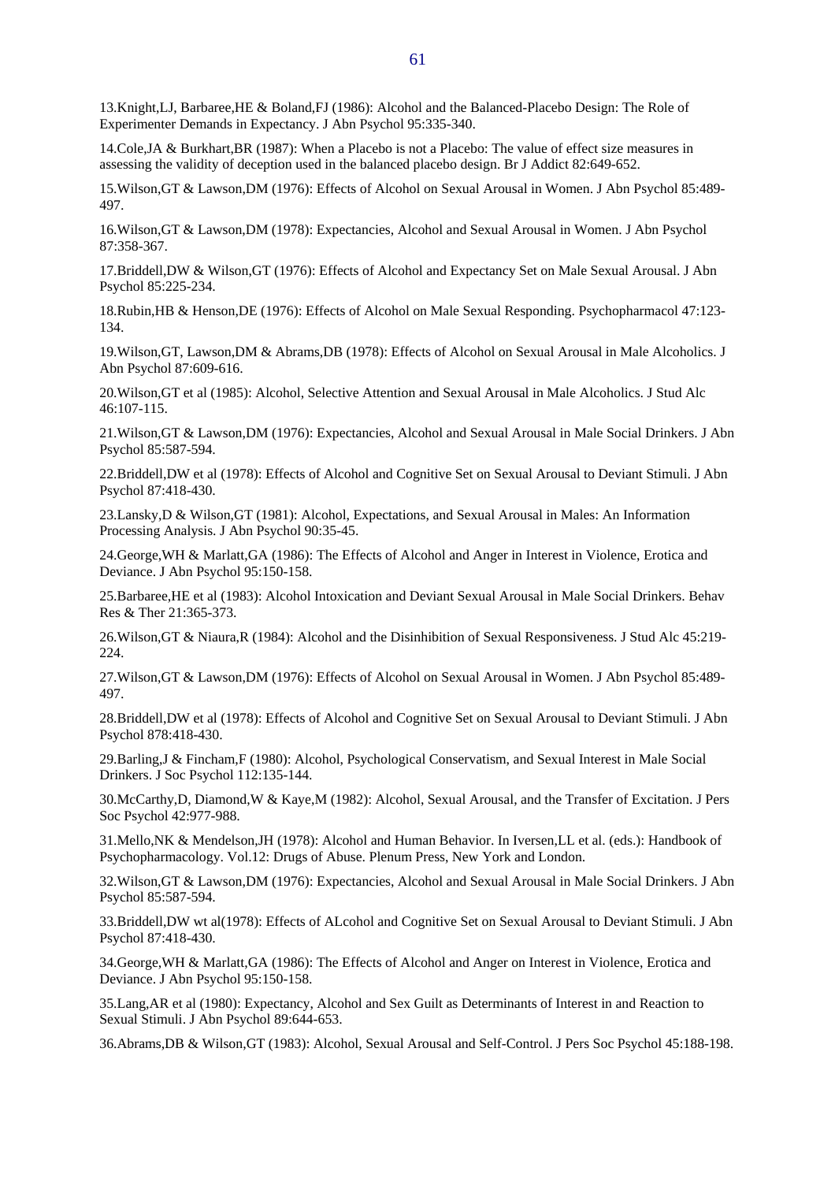13.Knight,LJ, Barbaree,HE & Boland,FJ (1986): Alcohol and the Balanced-Placebo Design: The Role of Experimenter Demands in Expectancy. J Abn Psychol 95:335-340.

14.Cole,JA & Burkhart,BR (1987): When a Placebo is not a Placebo: The value of effect size measures in assessing the validity of deception used in the balanced placebo design. Br J Addict 82:649-652.

15.Wilson,GT & Lawson,DM (1976): Effects of Alcohol on Sexual Arousal in Women. J Abn Psychol 85:489-497.

16.Wilson,GT & Lawson,DM (1978): Expectancies, Alcohol and Sexual Arousal in Women. J Abn Psychol 87:358-367.

17.Briddell,DW & Wilson,GT (1976): Effects of Alcohol and Expectancy Set on Male Sexual Arousal. J Abn Psychol 85:225-234.

18.Rubin,HB & Henson,DE (1976): Effects of Alcohol on Male Sexual Responding. Psychopharmacol 47:123-134.

19.Wilson,GT, Lawson,DM & Abrams,DB (1978): Effects of Alcohol on Sexual Arousal in Male Alcoholics. J Abn Psychol 87:609-616.

20.Wilson,GT et al (1985): Alcohol, Selective Attention and Sexual Arousal in Male Alcoholics. J Stud Alc 46:107-115.

21.Wilson,GT & Lawson,DM (1976): Expectancies, Alcohol and Sexual Arousal in Male Social Drinkers. J Abn Psychol 85:587-594.

22.Briddell,DW et al (1978): Effects of Alcohol and Cognitive Set on Sexual Arousal to Deviant Stimuli. J Abn Psychol 87:418-430.

23.Lansky,D & Wilson,GT (1981): Alcohol, Expectations, and Sexual Arousal in Males: An Information Processing Analysis. J Abn Psychol 90:35-45.

24.George,WH & Marlatt,GA (1986): The Effects of Alcohol and Anger in Interest in Violence, Erotica and Deviance. J Abn Psychol 95:150-158.

25.Barbaree,HE et al (1983): Alcohol Intoxication and Deviant Sexual Arousal in Male Social Drinkers. Behav Res & Ther 21:365-373.

26.Wilson,GT & Niaura,R (1984): Alcohol and the Disinhibition of Sexual Responsiveness. J Stud Alc 45:219-224.

27.Wilson,GT & Lawson,DM (1976): Effects of Alcohol on Sexual Arousal in Women. J Abn Psychol 85:489-497.

28.Briddell,DW et al (1978): Effects of Alcohol and Cognitive Set on Sexual Arousal to Deviant Stimuli. J Abn Psychol 878:418-430.

29.Barling,J & Fincham,F (1980): Alcohol, Psychological Conservatism, and Sexual Interest in Male Social Drinkers. J Soc Psychol 112:135-144.

30.McCarthy,D, Diamond,W & Kaye,M (1982): Alcohol, Sexual Arousal, and the Transfer of Excitation. J Pers Soc Psychol 42:977-988.

31.Mello,NK & Mendelson,JH (1978): Alcohol and Human Behavior. In Iversen,LL et al. (eds.): Handbook of Psychopharmacology. Vol.12: Drugs of Abuse. Plenum Press, New York and London.

32.Wilson,GT & Lawson,DM (1976): Expectancies, Alcohol and Sexual Arousal in Male Social Drinkers. J Abn Psychol 85:587-594.

33.Briddell,DW wt al(1978): Effects of ALcohol and Cognitive Set on Sexual Arousal to Deviant Stimuli. J Abn Psychol 87:418-430.

34.George,WH & Marlatt,GA (1986): The Effects of Alcohol and Anger on Interest in Violence, Erotica and Deviance. J Abn Psychol 95:150-158.

35.Lang,AR et al (1980): Expectancy, Alcohol and Sex Guilt as Determinants of Interest in and Reaction to Sexual Stimuli. J Abn Psychol 89:644-653.

36.Abrams,DB & Wilson,GT (1983): Alcohol, Sexual Arousal and Self-Control. J Pers Soc Psychol 45:188-198.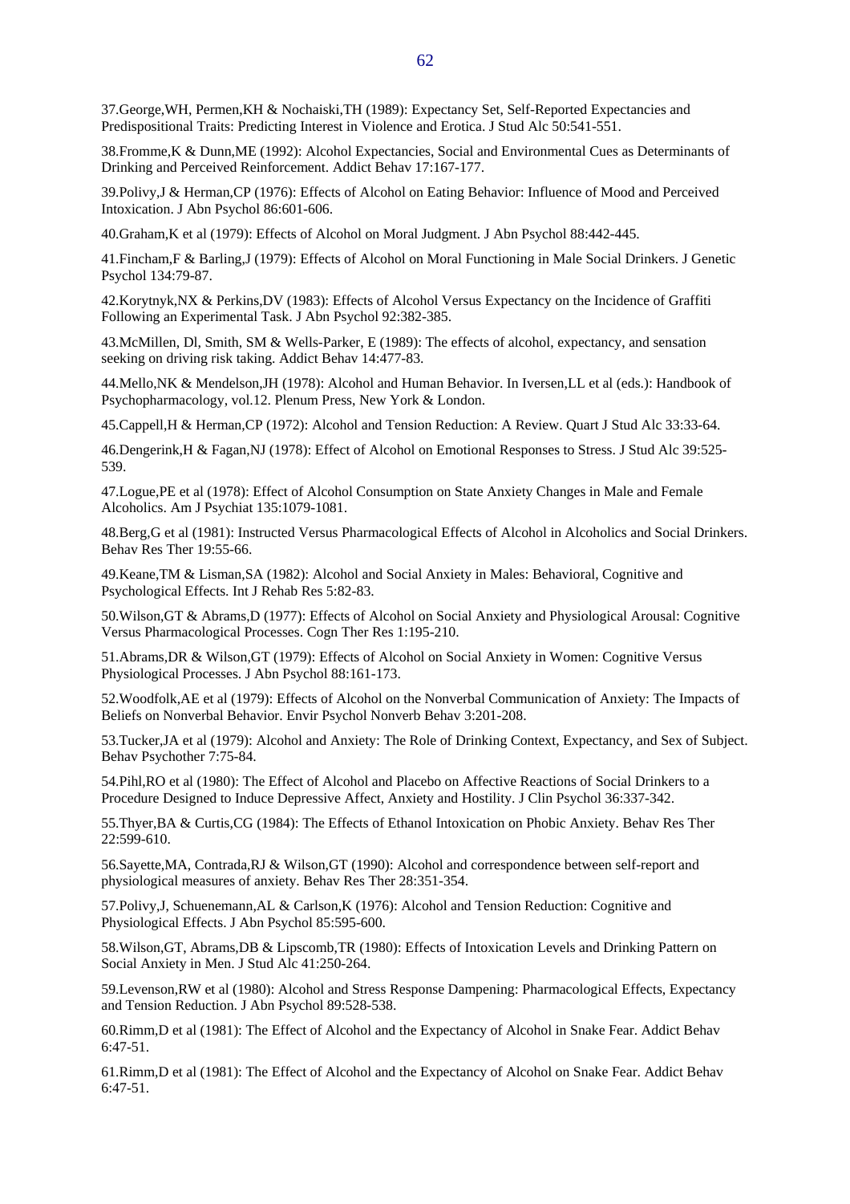37.George,WH, Permen,KH & Nochaiski,TH (1989): Expectancy Set, Self-Reported Expectancies and Predispositional Traits: Predicting Interest in Violence and Erotica. J Stud Alc 50:541-551.

38.Fromme,K & Dunn,ME (1992): Alcohol Expectancies, Social and Environmental Cues as Determinants of Drinking and Perceived Reinforcement. Addict Behav 17:167-177.

39.Polivy,J & Herman,CP (1976): Effects of Alcohol on Eating Behavior: Influence of Mood and Perceived Intoxication. J Abn Psychol 86:601-606.

40.Graham,K et al (1979): Effects of Alcohol on Moral Judgment. J Abn Psychol 88:442-445.

41.Fincham,F & Barling,J (1979): Effects of Alcohol on Moral Functioning in Male Social Drinkers. J Genetic Psychol 134:79-87.

42.Korytnyk,NX & Perkins,DV (1983): Effects of Alcohol Versus Expectancy on the Incidence of Graffiti Following an Experimental Task. J Abn Psychol 92:382-385.

43.McMillen, Dl, Smith, SM & Wells-Parker, E (1989): The effects of alcohol, expectancy, and sensation seeking on driving risk taking. Addict Behav 14:477-83.

44.Mello,NK & Mendelson,JH (1978): Alcohol and Human Behavior. In Iversen,LL et al (eds.): Handbook of Psychopharmacology, vol.12. Plenum Press, New York & London.

45.Cappell,H & Herman,CP (1972): Alcohol and Tension Reduction: A Review. Quart J Stud Alc 33:33-64.

46.Dengerink,H & Fagan,NJ (1978): Effect of Alcohol on Emotional Responses to Stress. J Stud Alc 39:525-539.

47.Logue,PE et al (1978): Effect of Alcohol Consumption on State Anxiety Changes in Male and Female Alcoholics. Am J Psychiat 135:1079-1081.

48.Berg,G et al (1981): Instructed Versus Pharmacological Effects of Alcohol in Alcoholics and Social Drinkers. Behav Res Ther 19:55-66.

49.Keane,TM & Lisman,SA (1982): Alcohol and Social Anxiety in Males: Behavioral, Cognitive and Psychological Effects. Int J Rehab Res 5:82-83.

50.Wilson,GT & Abrams,D (1977): Effects of Alcohol on Social Anxiety and Physiological Arousal: Cognitive Versus Pharmacological Processes. Cogn Ther Res 1:195-210.

51.Abrams,DR & Wilson,GT (1979): Effects of Alcohol on Social Anxiety in Women: Cognitive Versus Physiological Processes. J Abn Psychol 88:161-173.

52.Woodfolk,AE et al (1979): Effects of Alcohol on the Nonverbal Communication of Anxiety: The Impacts of Beliefs on Nonverbal Behavior. Envir Psychol Nonverb Behav 3:201-208.

53.Tucker,JA et al (1979): Alcohol and Anxiety: The Role of Drinking Context, Expectancy, and Sex of Subject. Behav Psychother 7:75-84.

54.Pihl,RO et al (1980): The Effect of Alcohol and Placebo on Affective Reactions of Social Drinkers to a Procedure Designed to Induce Depressive Affect, Anxiety and Hostility. J Clin Psychol 36:337-342.

55.Thyer,BA & Curtis,CG (1984): The Effects of Ethanol Intoxication on Phobic Anxiety. Behav Res Ther 22:599-610.

56.Sayette,MA, Contrada,RJ & Wilson,GT (1990): Alcohol and correspondence between self-report and physiological measures of anxiety. Behav Res Ther 28:351-354.

57.Polivy,J, Schuenemann,AL & Carlson,K (1976): Alcohol and Tension Reduction: Cognitive and Physiological Effects. J Abn Psychol 85:595-600.

58.Wilson,GT, Abrams,DB & Lipscomb,TR (1980): Effects of Intoxication Levels and Drinking Pattern on Social Anxiety in Men. J Stud Alc 41:250-264.

59.Levenson,RW et al (1980): Alcohol and Stress Response Dampening: Pharmacological Effects, Expectancy and Tension Reduction. J Abn Psychol 89:528-538.

60.Rimm,D et al (1981): The Effect of Alcohol and the Expectancy of Alcohol in Snake Fear. Addict Behav 6:47-51.

61.Rimm,D et al (1981): The Effect of Alcohol and the Expectancy of Alcohol on Snake Fear. Addict Behav 6:47-51.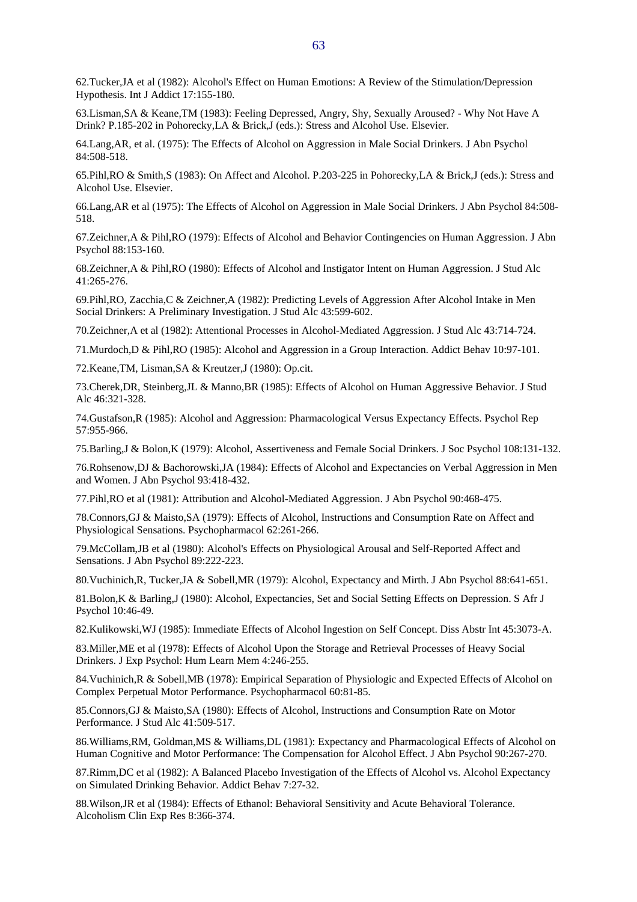62.Tucker,JA et al (1982): Alcohol's Effect on Human Emotions: A Review of the Stimulation/Depression Hypothesis. Int J Addict 17:155-180.

63.Lisman,SA & Keane,TM (1983): Feeling Depressed, Angry, Shy, Sexually Aroused? - Why Not Have A Drink? P.185-202 in Pohorecky,LA & Brick,J (eds.): Stress and Alcohol Use. Elsevier.

64.Lang,AR, et al. (1975): The Effects of Alcohol on Aggression in Male Social Drinkers. J Abn Psychol 84:508-518.

65.Pihl,RO & Smith,S (1983): On Affect and Alcohol. P.203-225 in Pohorecky,LA & Brick,J (eds.): Stress and Alcohol Use. Elsevier.

66.Lang,AR et al (1975): The Effects of Alcohol on Aggression in Male Social Drinkers. J Abn Psychol 84:508-518.

67.Zeichner,A & Pihl,RO (1979): Effects of Alcohol and Behavior Contingencies on Human Aggression. J Abn Psychol 88:153-160.

68.Zeichner,A & Pihl,RO (1980): Effects of Alcohol and Instigator Intent on Human Aggression. J Stud Alc 41:265-276.

69.Pihl,RO, Zacchia,C & Zeichner,A (1982): Predicting Levels of Aggression After Alcohol Intake in Men Social Drinkers: A Preliminary Investigation. J Stud Alc 43:599-602.

70.Zeichner,A et al (1982): Attentional Processes in Alcohol-Mediated Aggression. J Stud Alc 43:714-724.

71.Murdoch,D & Pihl,RO (1985): Alcohol and Aggression in a Group Interaction. Addict Behav 10:97-101.

72.Keane,TM, Lisman,SA & Kreutzer,J (1980): Op.cit.

73.Cherek,DR, Steinberg,JL & Manno,BR (1985): Effects of Alcohol on Human Aggressive Behavior. J Stud Alc 46:321-328.

74.Gustafson,R (1985): Alcohol and Aggression: Pharmacological Versus Expectancy Effects. Psychol Rep 57:955-966.

75.Barling,J & Bolon,K (1979): Alcohol, Assertiveness and Female Social Drinkers. J Soc Psychol 108:131-132.

76.Rohsenow,DJ & Bachorowski,JA (1984): Effects of Alcohol and Expectancies on Verbal Aggression in Men and Women. J Abn Psychol 93:418-432.

77.Pihl,RO et al (1981): Attribution and Alcohol-Mediated Aggression. J Abn Psychol 90:468-475.

78.Connors,GJ & Maisto,SA (1979): Effects of Alcohol, Instructions and Consumption Rate on Affect and Physiological Sensations. Psychopharmacol 62:261-266.

79.McCollam,JB et al (1980): Alcohol's Effects on Physiological Arousal and Self-Reported Affect and Sensations. J Abn Psychol 89:222-223.

80.Vuchinich,R, Tucker,JA & Sobell,MR (1979): Alcohol, Expectancy and Mirth. J Abn Psychol 88:641-651.

81.Bolon,K & Barling,J (1980): Alcohol, Expectancies, Set and Social Setting Effects on Depression. S Afr J Psychol 10:46-49.

82.Kulikowski,WJ (1985): Immediate Effects of Alcohol Ingestion on Self Concept. Diss Abstr Int 45:3073-A.

83.Miller,ME et al (1978): Effects of Alcohol Upon the Storage and Retrieval Processes of Heavy Social Drinkers. J Exp Psychol: Hum Learn Mem 4:246-255.

84.Vuchinich,R & Sobell,MB (1978): Empirical Separation of Physiologic and Expected Effects of Alcohol on Complex Perpetual Motor Performance. Psychopharmacol 60:81-85.

85.Connors,GJ & Maisto,SA (1980): Effects of Alcohol, Instructions and Consumption Rate on Motor Performance. J Stud Alc 41:509-517.

86.Williams,RM, Goldman,MS & Williams,DL (1981): Expectancy and Pharmacological Effects of Alcohol on Human Cognitive and Motor Performance: The Compensation for Alcohol Effect. J Abn Psychol 90:267-270.

87.Rimm,DC et al (1982): A Balanced Placebo Investigation of the Effects of Alcohol vs. Alcohol Expectancy on Simulated Drinking Behavior. Addict Behav 7:27-32.

88.Wilson,JR et al (1984): Effects of Ethanol: Behavioral Sensitivity and Acute Behavioral Tolerance. Alcoholism Clin Exp Res 8:366-374.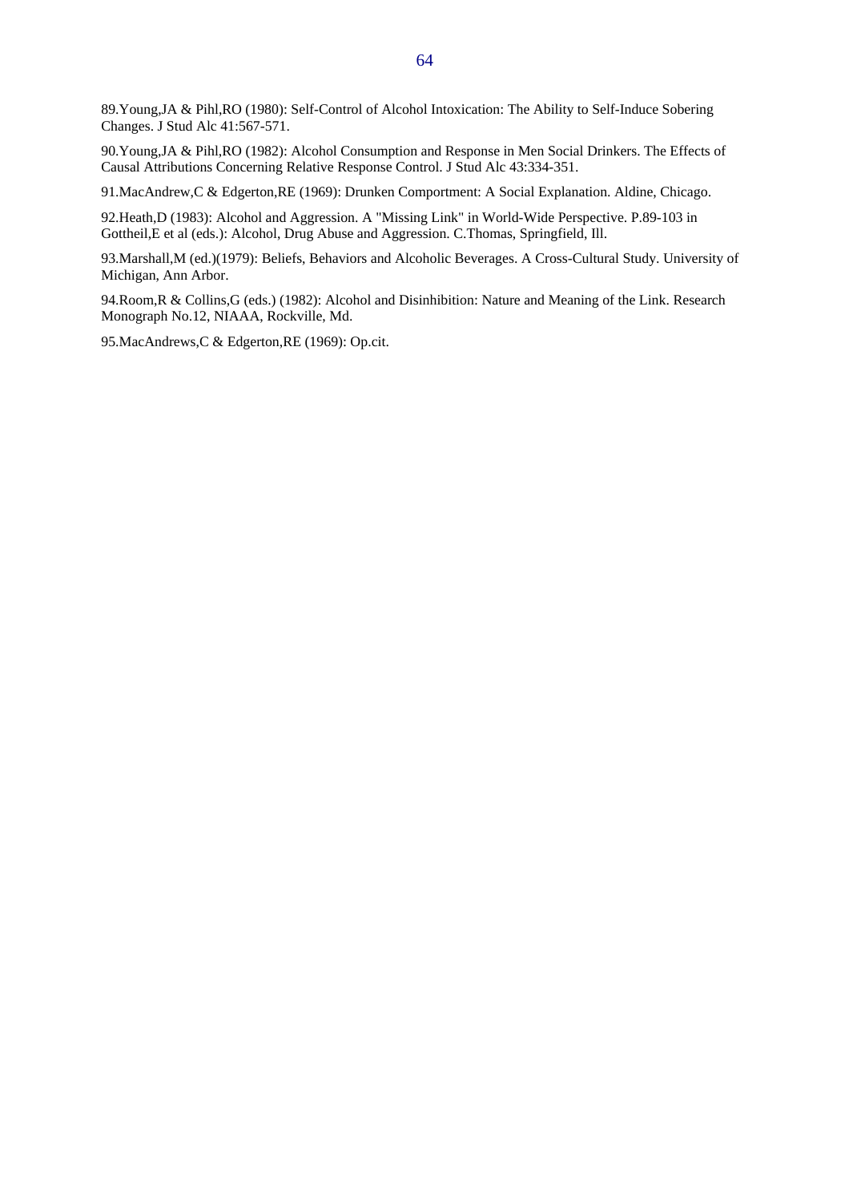89.Young,JA & Pihl,RO (1980): Self-Control of Alcohol Intoxication: The Ability to Self-Induce Sobering Changes. J Stud Alc 41:567-571.

90.Young,JA & Pihl,RO (1982): Alcohol Consumption and Response in Men Social Drinkers. The Effects of Causal Attributions Concerning Relative Response Control. J Stud Alc 43:334-351.

91.MacAndrew,C & Edgerton,RE (1969): Drunken Comportment: A Social Explanation. Aldine, Chicago.

92.Heath,D (1983): Alcohol and Aggression. A "Missing Link" in World-Wide Perspective. P.89-103 in Gottheil,E et al (eds.): Alcohol, Drug Abuse and Aggression. C.Thomas, Springfield, Ill.

93.Marshall,M (ed.)(1979): Beliefs, Behaviors and Alcoholic Beverages. A Cross-Cultural Study. University of Michigan, Ann Arbor.

94.Room,R & Collins,G (eds.) (1982): Alcohol and Disinhibition: Nature and Meaning of the Link. Research Monograph No.12, NIAAA, Rockville, Md.

95.MacAndrews,C & Edgerton,RE (1969): Op.cit.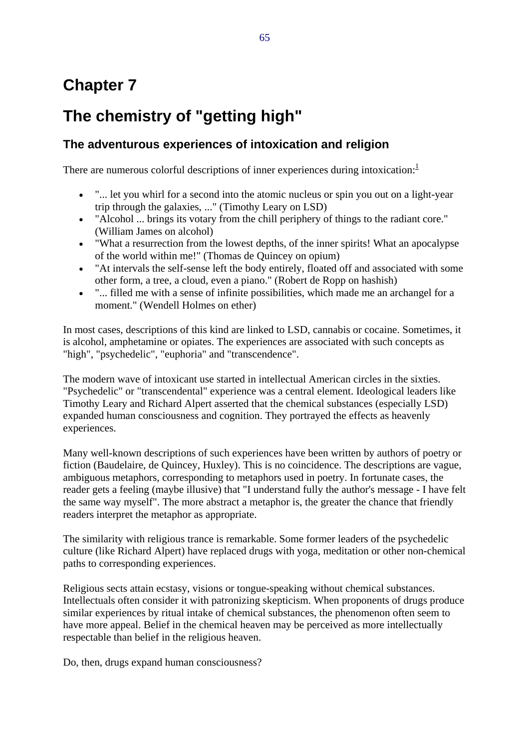# Chapter 7

# The chemistry of "getting high"

## The adventurous experiences of intoxication and religion

There are numerous colorful descriptions of inner experiences during intoxication:[1]

- "... let you whirl for a second into the atomic nucleus or spin you out on a light-year trip through the galaxies, ..." (Timothy Leary on LSD)
- "Alcohol ... brings its votary from the chill periphery of things to the radiant core." (William James on alcohol)
- "What a resurrection from the lowest depths, of the inner spirits! What an apocalypse of the world within me!" (Thomas de Quincey on opium)
- "At intervals the self-sense left the body entirely, floated off and associated with some other form, a tree, a cloud, even a piano." (Robert de Ropp on hashish)
- "... filled me with a sense of infinite possibilities, which made me an archangel for a moment." (Wendell Holmes on ether)

In most cases, descriptions of this kind are linked to LSD, cannabis or cocaine. Sometimes, it is alcohol, amphetamine or opiates. The experiences are associated with such concepts as "high", "psychedelic", "euphoria" and "transcendence".

The modern wave of intoxicant use started in intellectual American circles in the sixties. "Psychedelic" or "transcendental" experience was a central element. Ideological leaders like Timothy Leary and Richard Alpert asserted that the chemical substances (especially LSD) expanded human consciousness and cognition. They portrayed the effects as heavenly experiences.

Many well-known descriptions of such experiences have been written by authors of poetry or fiction (Baudelaire, de Quincey, Huxley). This is no coincidence. The descriptions are vague, ambiguous metaphors, corresponding to metaphors used in poetry. In fortunate cases, the reader gets a feeling (maybe illusive) that "I understand fully the author's message - I have felt the same way myself". The more abstract a metaphor is, the greater the chance that friendly readers interpret the metaphor as appropriate.

The similarity with religious trance is remarkable. Some former leaders of the psychedelic culture (like Richard Alpert) have replaced drugs with yoga, meditation or other non-chemical paths to corresponding experiences.

Religious sects attain ecstasy, visions or tongue-speaking without chemical substances. Intellectuals often consider it with patronizing skepticism. When proponents of drugs produce similar experiences by ritual intake of chemical substances, the phenomenon often seem to have more appeal. Belief in the chemical heaven may be perceived as more intellectually respectable than belief in the religious heaven.

Do, then, drugs expand human consciousness?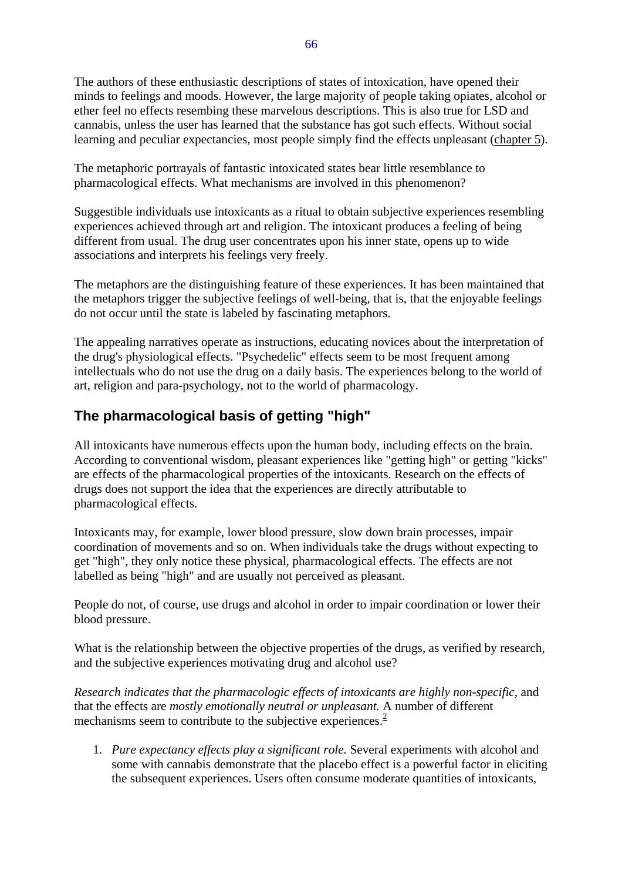The authors of these enthusiastic descriptions of states of intoxication, have opened their minds to feelings and moods. However, the large majority of people taking opiates, alcohol or ether feel no effects resembling these marvelous descriptions. This is also true for LSD and cannabis, unless the user has learned that the substance has got such effects. Without social learning and peculiar expectancies, most people simply find the effects unpleasant (chapter 5).

The metaphoric portrayals of fantastic intoxicated states bear little resemblance to pharmacological effects. What mechanisms are involved in this phenomenon?

Suggestible individuals use intoxicants as a ritual to obtain subjective experiences resembling experiences achieved through art and religion. The intoxicant produces a feeling of being different from usual. The drug user concentrates upon his inner state, opens up to wide associations and interprets his feelings very freely.

The metaphors are the distinguishing feature of these experiences. It has been maintained that the metaphors trigger the subjective feelings of well-being, that is, that the enjoyable feelings do not occur until the state is labeled by fascinating metaphors.

The appealing narratives operate as instructions, educating novices about the interpretation of the drug's physiological effects. "Psychedelic" effects seem to be most frequent among intellectuals who do not use the drug on a daily basis. The experiences belong to the world of art, religion and para-psychology, not to the world of pharmacology.

## The pharmacological basis of getting "high"

All intoxicants have numerous effects upon the human body, including effects on the brain. According to conventional wisdom, pleasant experiences like "getting high" or getting "kicks" are effects of the pharmacological properties of the intoxicants. Research on the effects of drugs does not support the idea that the experiences are directly attributable to pharmacological effects.

Intoxicants may, for example, lower blood pressure, slow down brain processes, impair coordination of movements and so on. When individuals take the drugs without expecting to get "high", they only notice these physical, pharmacological effects. The effects are not labelled as being "high" and are usually not perceived as pleasant.

People do not, of course, use drugs and alcohol in order to impair coordination or lower their blood pressure.

What is the relationship between the objective properties of the drugs, as verified by research, and the subjective experiences motivating drug and alcohol use?

*Research indicates that the pharmacologic effects of intoxicants are highly non-specific*, and that the effects are *mostly emotionally neutral or unpleasant.* A number of different mechanisms seem to contribute to the subjective experiences.[2]

1. *Pure expectancy effects play a significant role.* Several experiments with alcohol and some with cannabis demonstrate that the placebo effect is a powerful factor in eliciting the subsequent experiences. Users often consume moderate quantities of intoxicants,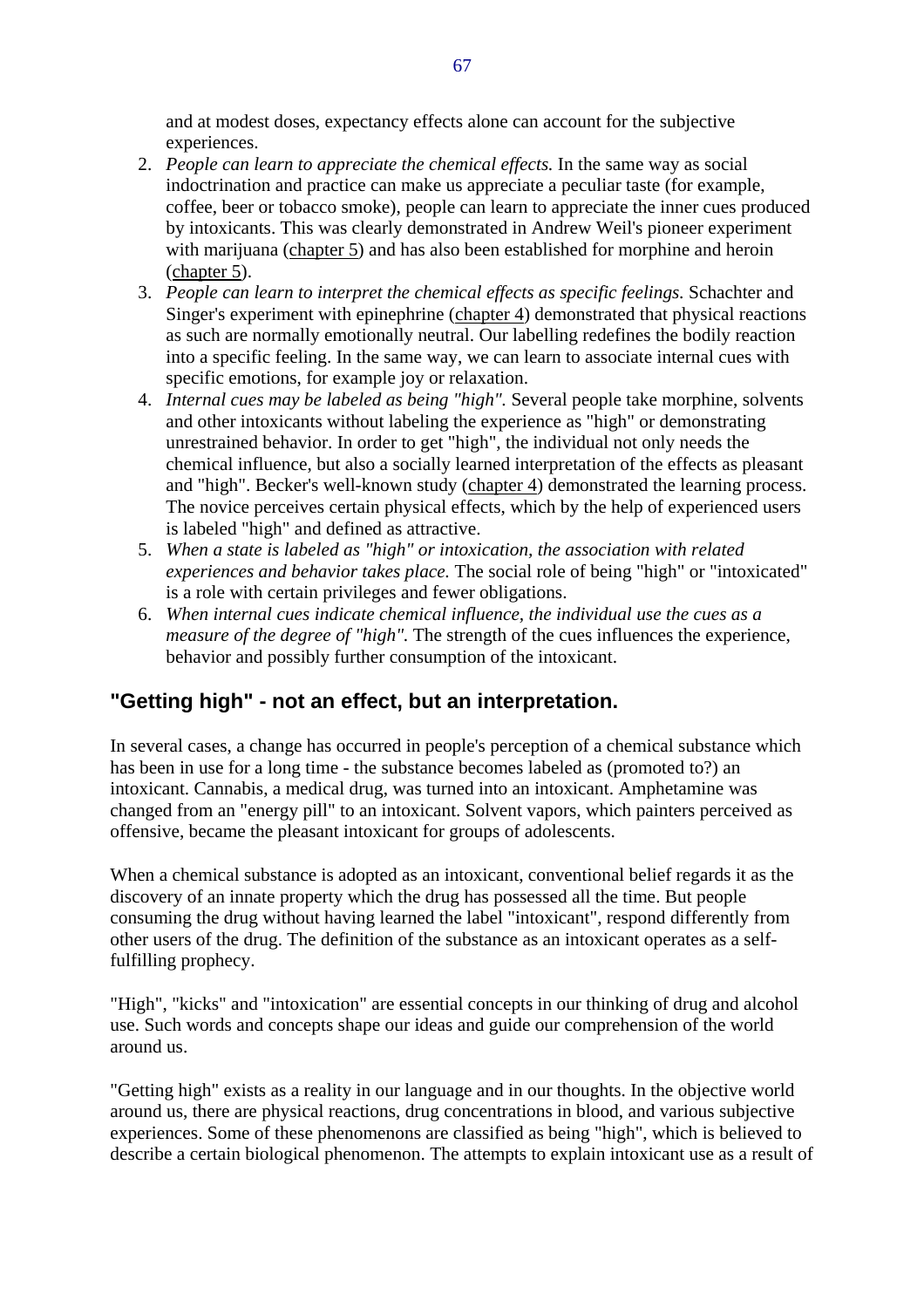and at modest doses, expectancy effects alone can account for the subjective experiences.

2. *People can learn to appreciate the chemical effects.* In the same way as social indoctrination and practice can make us appreciate a peculiar taste (for example, coffee, beer or tobacco smoke), people can learn to appreciate the inner cues produced by intoxicants. This was clearly demonstrated in Andrew Weil's pioneer experiment with marijuana (chapter 5) and has also been established for morphine and heroin (chapter 5).
3. *People can learn to interpret the chemical effects as specific feelings.* Schachter and Singer's experiment with epinephrine (chapter 4) demonstrated that physical reactions as such are normally emotionally neutral. Our labelling redefines the bodily reaction into a specific feeling. In the same way, we can learn to associate internal cues with specific emotions, for example joy or relaxation.
4. *Internal cues may be labeled as being "high".* Several people take morphine, solvents and other intoxicants without labeling the experience as "high" or demonstrating unrestrained behavior. In order to get "high", the individual not only needs the chemical influence, but also a socially learned interpretation of the effects as pleasant and "high". Becker's well-known study (chapter 4) demonstrated the learning process. The novice perceives certain physical effects, which by the help of experienced users is labeled "high" and defined as attractive.
5. *When a state is labeled as "high" or intoxication, the association with related experiences and behavior takes place.* The social role of being "high" or "intoxicated" is a role with certain privileges and fewer obligations.
6. *When internal cues indicate chemical influence, the individual use the cues as a measure of the degree of "high".* The strength of the cues influences the experience, behavior and possibly further consumption of the intoxicant.

## "Getting high" - not an effect, but an interpretation.

In several cases, a change has occurred in people's perception of a chemical substance which has been in use for a long time - the substance becomes labeled as (promoted to?) an intoxicant. Cannabis, a medical drug, was turned into an intoxicant. Amphetamine was changed from an "energy pill" to an intoxicant. Solvent vapors, which painters perceived as offensive, became the pleasant intoxicant for groups of adolescents.

When a chemical substance is adopted as an intoxicant, conventional belief regards it as the discovery of an innate property which the drug has possessed all the time. But people consuming the drug without having learned the label "intoxicant", respond differently from other users of the drug. The definition of the substance as an intoxicant operates as a self-fulfilling prophecy.

"High", "kicks" and "intoxication" are essential concepts in our thinking of drug and alcohol use. Such words and concepts shape our ideas and guide our comprehension of the world around us.

"Getting high" exists as a reality in our language and in our thoughts. In the objective world around us, there are physical reactions, drug concentrations in blood, and various subjective experiences. Some of these phenomenons are classified as being "high", which is believed to describe a certain biological phenomenon. The attempts to explain intoxicant use as a result of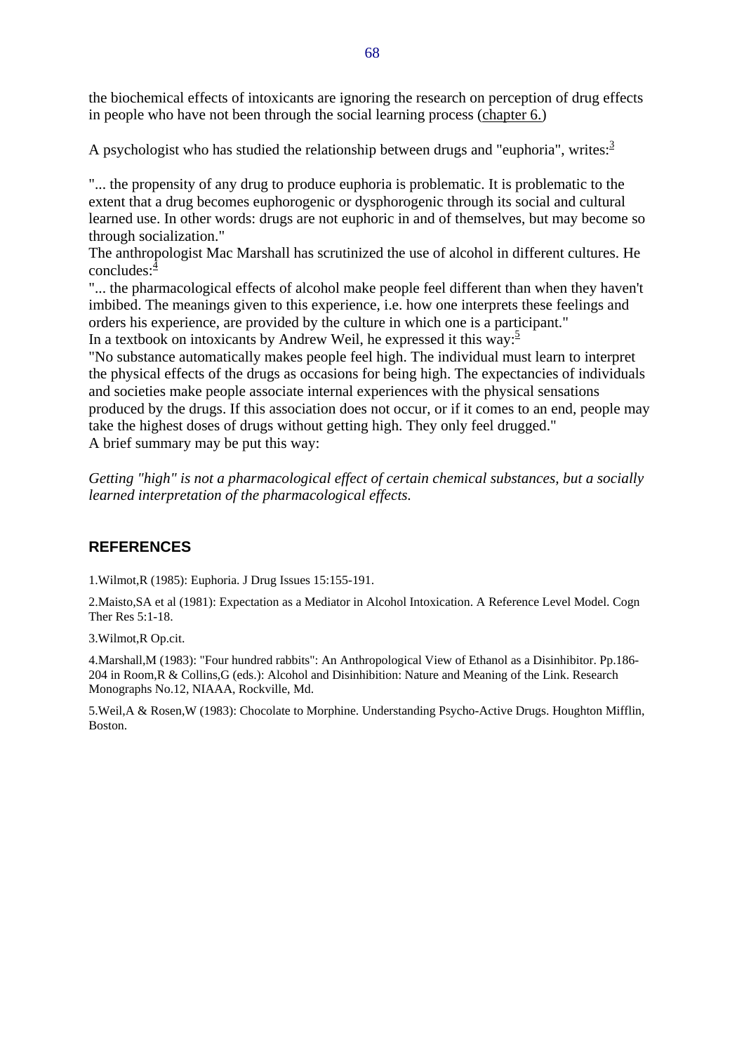the biochemical effects of intoxicants are ignoring the research on perception of drug effects in people who have not been through the social learning process (chapter 6.)

A psychologist who has studied the relationship between drugs and "euphoria", writes:[3]

"... the propensity of any drug to produce euphoria is problematic. It is problematic to the extent that a drug becomes euphorogenic or dysphorogenic through its social and cultural learned use. In other words: drugs are not euphoric in and of themselves, but may become so through socialization."

The anthropologist Mac Marshall has scrutinized the use of alcohol in different cultures. He concludes:[4]

"... the pharmacological effects of alcohol make people feel different than when they haven't imbibed. The meanings given to this experience, i.e. how one interprets these feelings and orders his experience, are provided by the culture in which one is a participant."

In a textbook on intoxicants by Andrew Weil, he expressed it this way:[5]

"No substance automatically makes people feel high. The individual must learn to interpret the physical effects of the drugs as occasions for being high. The expectancies of individuals and societies make people associate internal experiences with the physical sensations produced by the drugs. If this association does not occur, or if it comes to an end, people may take the highest doses of drugs without getting high. They only feel drugged."

A brief summary may be put this way:

*Getting "high" is not a pharmacological effect of certain chemical substances, but a socially learned interpretation of the pharmacological effects.*

## REFERENCES

1.Wilmot,R (1985): Euphoria. J Drug Issues 15:155-191.

2.Maisto,SA et al (1981): Expectation as a Mediator in Alcohol Intoxication. A Reference Level Model. Cogn Ther Res 5:1-18.

3.Wilmot,R Op.cit.

4.Marshall,M (1983): "Four hundred rabbits": An Anthropological View of Ethanol as a Disinhibitor. Pp.186-204 in Room,R & Collins,G (eds.): Alcohol and Disinhibition: Nature and Meaning of the Link. Research Monographs No.12, NIAAA, Rockville, Md.

5.Weil,A & Rosen,W (1983): Chocolate to Morphine. Understanding Psycho-Active Drugs. Houghton Mifflin, Boston.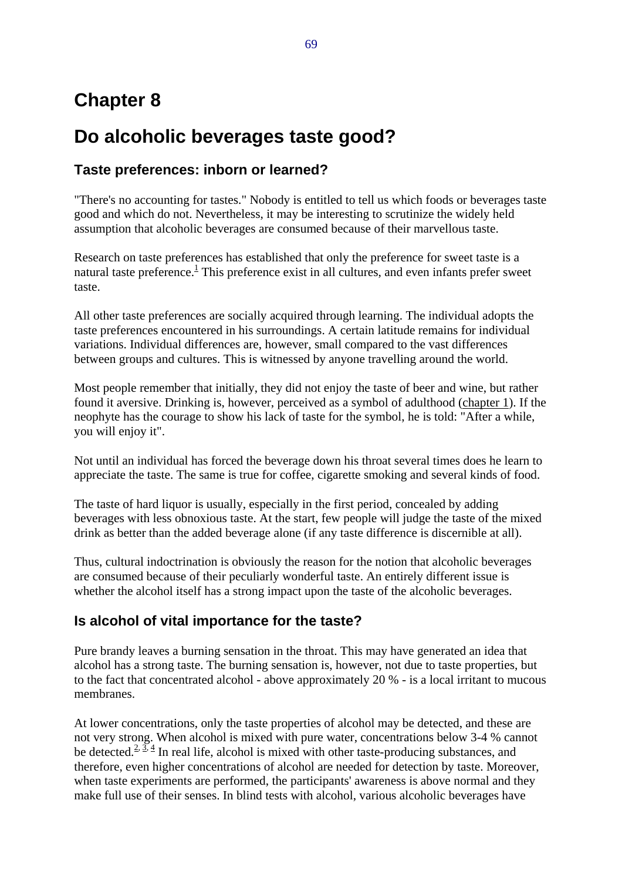# Chapter 8

# Do alcoholic beverages taste good?

## Taste preferences: inborn or learned?

"There's no accounting for tastes." Nobody is entitled to tell us which foods or beverages taste good and which do not. Nevertheless, it may be interesting to scrutinize the widely held assumption that alcoholic beverages are consumed because of their marvellous taste.

Research on taste preferences has established that only the preference for sweet taste is a natural taste preference.[1] This preference exist in all cultures, and even infants prefer sweet taste.

All other taste preferences are socially acquired through learning. The individual adopts the taste preferences encountered in his surroundings. A certain latitude remains for individual variations. Individual differences are, however, small compared to the vast differences between groups and cultures. This is witnessed by anyone travelling around the world.

Most people remember that initially, they did not enjoy the taste of beer and wine, but rather found it aversive. Drinking is, however, perceived as a symbol of adulthood (chapter 1). If the neophyte has the courage to show his lack of taste for the symbol, he is told: "After a while, you will enjoy it".

Not until an individual has forced the beverage down his throat several times does he learn to appreciate the taste. The same is true for coffee, cigarette smoking and several kinds of food.

The taste of hard liquor is usually, especially in the first period, concealed by adding beverages with less obnoxious taste. At the start, few people will judge the taste of the mixed drink as better than the added beverage alone (if any taste difference is discernible at all).

Thus, cultural indoctrination is obviously the reason for the notion that alcoholic beverages are consumed because of their peculiarly wonderful taste. An entirely different issue is whether the alcohol itself has a strong impact upon the taste of the alcoholic beverages.

## Is alcohol of vital importance for the taste?

Pure brandy leaves a burning sensation in the throat. This may have generated an idea that alcohol has a strong taste. The burning sensation is, however, not due to taste properties, but to the fact that concentrated alcohol - above approximately 20 % - is a local irritant to mucous membranes.

At lower concentrations, only the taste properties of alcohol may be detected, and these are not very strong. When alcohol is mixed with pure water, concentrations below 3-4 % cannot be detected.[2, 3, 4] In real life, alcohol is mixed with other taste-producing substances, and therefore, even higher concentrations of alcohol are needed for detection by taste. Moreover, when taste experiments are performed, the participants' awareness is above normal and they make full use of their senses. In blind tests with alcohol, various alcoholic beverages have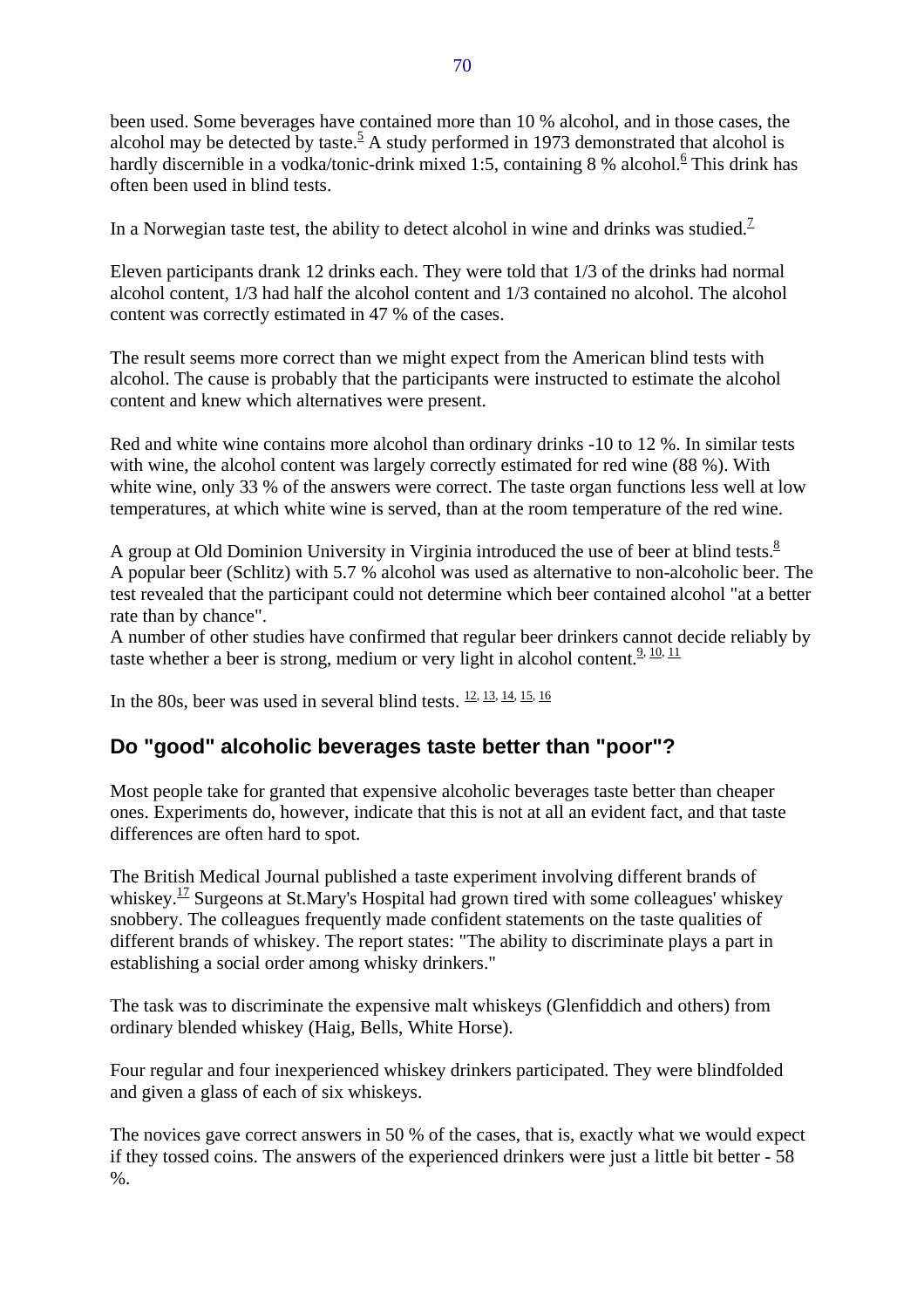been used. Some beverages have contained more than 10 % alcohol, and in those cases, the alcohol may be detected by taste.[5] A study performed in 1973 demonstrated that alcohol is hardly discernible in a vodka/tonic-drink mixed 1:5, containing 8 % alcohol.[6] This drink has often been used in blind tests.

In a Norwegian taste test, the ability to detect alcohol in wine and drinks was studied.[7]

Eleven participants drank 12 drinks each. They were told that 1/3 of the drinks had normal alcohol content, 1/3 had half the alcohol content and 1/3 contained no alcohol. The alcohol content was correctly estimated in 47 % of the cases.

The result seems more correct than we might expect from the American blind tests with alcohol. The cause is probably that the participants were instructed to estimate the alcohol content and knew which alternatives were present.

Red and white wine contains more alcohol than ordinary drinks -10 to 12 %. In similar tests with wine, the alcohol content was largely correctly estimated for red wine (88 %). With white wine, only 33 % of the answers were correct. The taste organ functions less well at low temperatures, at which white wine is served, than at the room temperature of the red wine.

A group at Old Dominion University in Virginia introduced the use of beer at blind tests.[8]
A popular beer (Schlitz) with 5.7 % alcohol was used as alternative to non-alcoholic beer. The test revealed that the participant could not determine which beer contained alcohol "at a better rate than by chance".
A number of other studies have confirmed that regular beer drinkers cannot decide reliably by taste whether a beer is strong, medium or very light in alcohol content.[9, 10, 11]

In the 80s, beer was used in several blind tests. [12, 13, 14, 15, 16]

## Do "good" alcoholic beverages taste better than "poor"?

Most people take for granted that expensive alcoholic beverages taste better than cheaper ones. Experiments do, however, indicate that this is not at all an evident fact, and that taste differences are often hard to spot.

The British Medical Journal published a taste experiment involving different brands of whiskey.[17] Surgeons at St.Mary's Hospital had grown tired with some colleagues' whiskey snobbery. The colleagues frequently made confident statements on the taste qualities of different brands of whiskey. The report states: "The ability to discriminate plays a part in establishing a social order among whisky drinkers."

The task was to discriminate the expensive malt whiskeys (Glenfiddich and others) from ordinary blended whiskey (Haig, Bells, White Horse).

Four regular and four inexperienced whiskey drinkers participated. They were blindfolded and given a glass of each of six whiskeys.

The novices gave correct answers in 50 % of the cases, that is, exactly what we would expect if they tossed coins. The answers of the experienced drinkers were just a little bit better - 58 %.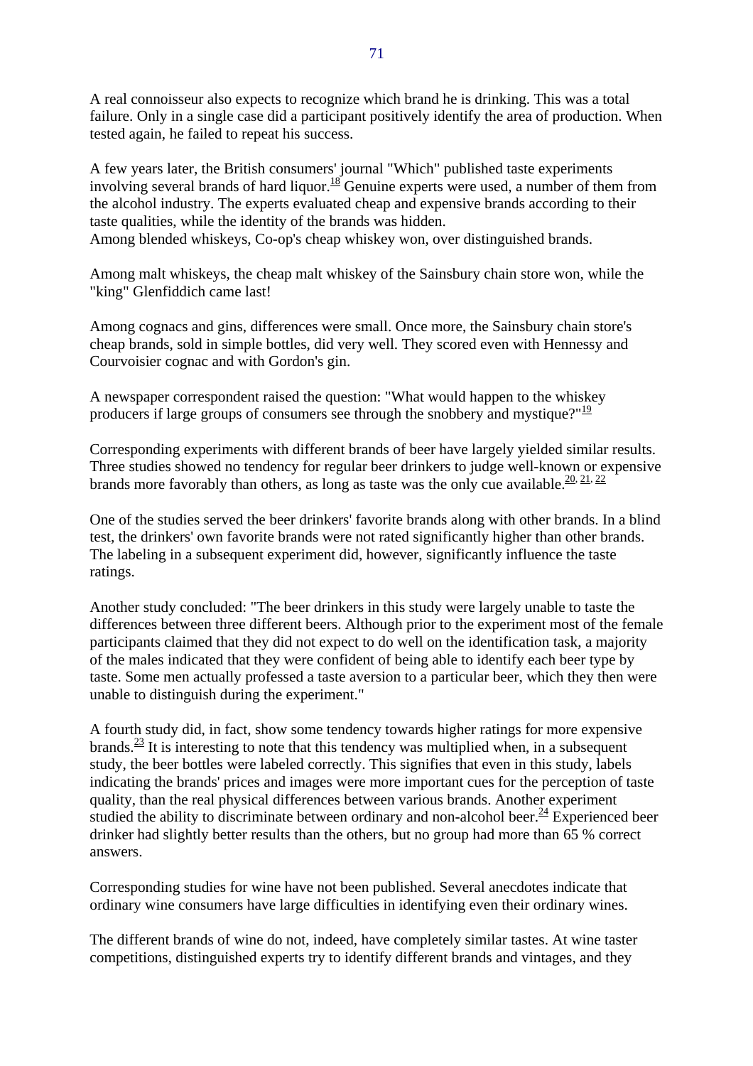A real connoisseur also expects to recognize which brand he is drinking. This was a total failure. Only in a single case did a participant positively identify the area of production. When tested again, he failed to repeat his success.

A few years later, the British consumers' journal "Which" published taste experiments involving several brands of hard liquor.[18] Genuine experts were used, a number of them from the alcohol industry. The experts evaluated cheap and expensive brands according to their taste qualities, while the identity of the brands was hidden.
Among blended whiskeys, Co-op's cheap whiskey won, over distinguished brands.

Among malt whiskeys, the cheap malt whiskey of the Sainsbury chain store won, while the "king" Glenfiddich came last!

Among cognacs and gins, differences were small. Once more, the Sainsbury chain store's cheap brands, sold in simple bottles, did very well. They scored even with Hennessy and Courvoisier cognac and with Gordon's gin.

A newspaper correspondent raised the question: "What would happen to the whiskey producers if large groups of consumers see through the snobbery and mystique?"[19]

Corresponding experiments with different brands of beer have largely yielded similar results. Three studies showed no tendency for regular beer drinkers to judge well-known or expensive brands more favorably than others, as long as taste was the only cue available.[20, 21, 22]

One of the studies served the beer drinkers' favorite brands along with other brands. In a blind test, the drinkers' own favorite brands were not rated significantly higher than other brands. The labeling in a subsequent experiment did, however, significantly influence the taste ratings.

Another study concluded: "The beer drinkers in this study were largely unable to taste the differences between three different beers. Although prior to the experiment most of the female participants claimed that they did not expect to do well on the identification task, a majority of the males indicated that they were confident of being able to identify each beer type by taste. Some men actually professed a taste aversion to a particular beer, which they then were unable to distinguish during the experiment."

A fourth study did, in fact, show some tendency towards higher ratings for more expensive brands.[23] It is interesting to note that this tendency was multiplied when, in a subsequent study, the beer bottles were labeled correctly. This signifies that even in this study, labels indicating the brands' prices and images were more important cues for the perception of taste quality, than the real physical differences between various brands. Another experiment studied the ability to discriminate between ordinary and non-alcohol beer.[24] Experienced beer drinker had slightly better results than the others, but no group had more than 65 % correct answers.

Corresponding studies for wine have not been published. Several anecdotes indicate that ordinary wine consumers have large difficulties in identifying even their ordinary wines.

The different brands of wine do not, indeed, have completely similar tastes. At wine taster competitions, distinguished experts try to identify different brands and vintages, and they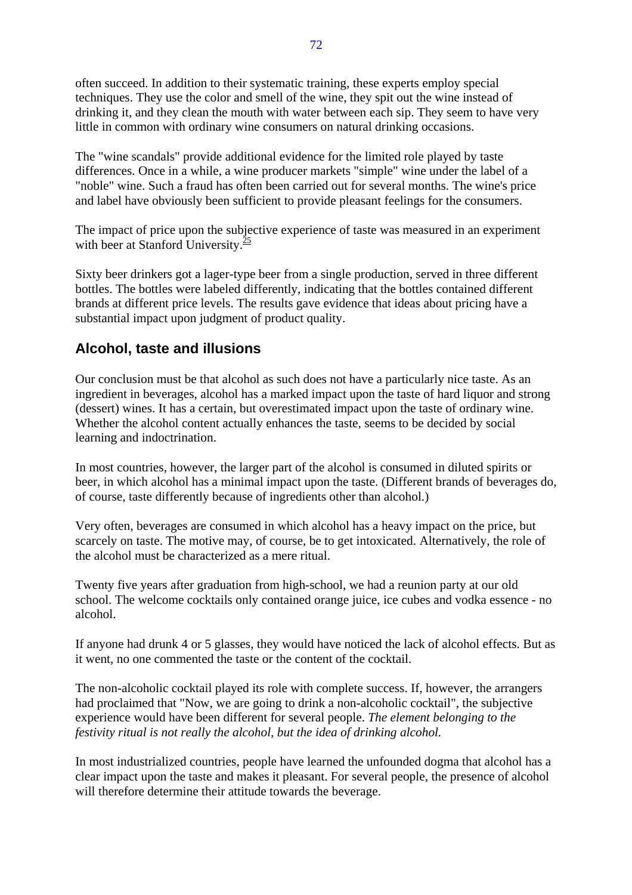often succeed. In addition to their systematic training, these experts employ special techniques. They use the color and smell of the wine, they spit out the wine instead of drinking it, and they clean the mouth with water between each sip. They seem to have very little in common with ordinary wine consumers on natural drinking occasions.

The "wine scandals" provide additional evidence for the limited role played by taste differences. Once in a while, a wine producer markets "simple" wine under the label of a "noble" wine. Such a fraud has often been carried out for several months. The wine's price and label have obviously been sufficient to provide pleasant feelings for the consumers.

The impact of price upon the subjective experience of taste was measured in an experiment with beer at Stanford University.[25]

Sixty beer drinkers got a lager-type beer from a single production, served in three different bottles. The bottles were labeled differently, indicating that the bottles contained different brands at different price levels. The results gave evidence that ideas about pricing have a substantial impact upon judgment of product quality.

## Alcohol, taste and illusions

Our conclusion must be that alcohol as such does not have a particularly nice taste. As an ingredient in beverages, alcohol has a marked impact upon the taste of hard liquor and strong (dessert) wines. It has a certain, but overestimated impact upon the taste of ordinary wine. Whether the alcohol content actually enhances the taste, seems to be decided by social learning and indoctrination.

In most countries, however, the larger part of the alcohol is consumed in diluted spirits or beer, in which alcohol has a minimal impact upon the taste. (Different brands of beverages do, of course, taste differently because of ingredients other than alcohol.)

Very often, beverages are consumed in which alcohol has a heavy impact on the price, but scarcely on taste. The motive may, of course, be to get intoxicated. Alternatively, the role of the alcohol must be characterized as a mere ritual.

Twenty five years after graduation from high-school, we had a reunion party at our old school. The welcome cocktails only contained orange juice, ice cubes and vodka essence - no alcohol.

If anyone had drunk 4 or 5 glasses, they would have noticed the lack of alcohol effects. But as it went, no one commented the taste or the content of the cocktail.

The non-alcoholic cocktail played its role with complete success. If, however, the arrangers had proclaimed that "Now, we are going to drink a non-alcoholic cocktail", the subjective experience would have been different for several people. *The element belonging to the festivity ritual is not really the alcohol, but the idea of drinking alcohol.*

In most industrialized countries, people have learned the unfounded dogma that alcohol has a clear impact upon the taste and makes it pleasant. For several people, the presence of alcohol will therefore determine their attitude towards the beverage.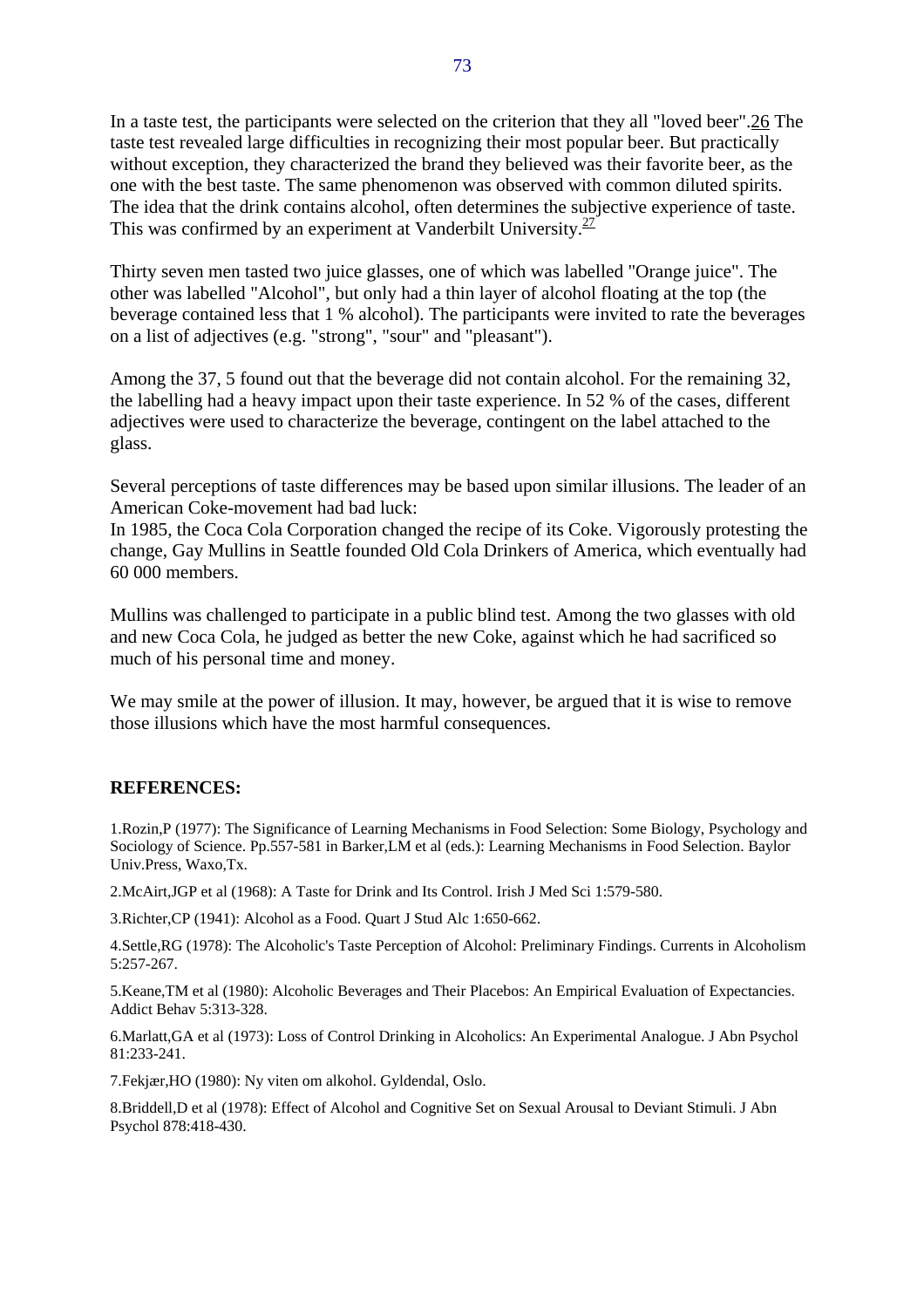In a taste test, the participants were selected on the criterion that they all "loved beer".[26] The taste test revealed large difficulties in recognizing their most popular beer. But practically without exception, they characterized the brand they believed was their favorite beer, as the one with the best taste. The same phenomenon was observed with common diluted spirits. The idea that the drink contains alcohol, often determines the subjective experience of taste. This was confirmed by an experiment at Vanderbilt University.[27]

Thirty seven men tasted two juice glasses, one of which was labelled "Orange juice". The other was labelled "Alcohol", but only had a thin layer of alcohol floating at the top (the beverage contained less that 1 % alcohol). The participants were invited to rate the beverages on a list of adjectives (e.g. "strong", "sour" and "pleasant").

Among the 37, 5 found out that the beverage did not contain alcohol. For the remaining 32, the labelling had a heavy impact upon their taste experience. In 52 % of the cases, different adjectives were used to characterize the beverage, contingent on the label attached to the glass.

Several perceptions of taste differences may be based upon similar illusions. The leader of an American Coke-movement had bad luck:
In 1985, the Coca Cola Corporation changed the recipe of its Coke. Vigorously protesting the change, Gay Mullins in Seattle founded Old Cola Drinkers of America, which eventually had 60 000 members.

Mullins was challenged to participate in a public blind test. Among the two glasses with old and new Coca Cola, he judged as better the new Coke, against which he had sacrificed so much of his personal time and money.

We may smile at the power of illusion. It may, however, be argued that it is wise to remove those illusions which have the most harmful consequences.

## REFERENCES:

1.Rozin,P (1977): The Significance of Learning Mechanisms in Food Selection: Some Biology, Psychology and Sociology of Science. Pp.557-581 in Barker,LM et al (eds.): Learning Mechanisms in Food Selection. Baylor Univ.Press, Waxo,Tx.

2.McAirt,JGP et al (1968): A Taste for Drink and Its Control. Irish J Med Sci 1:579-580.

3.Richter,CP (1941): Alcohol as a Food. Quart J Stud Alc 1:650-662.

4.Settle,RG (1978): The Alcoholic's Taste Perception of Alcohol: Preliminary Findings. Currents in Alcoholism 5:257-267.

5.Keane,TM et al (1980): Alcoholic Beverages and Their Placebos: An Empirical Evaluation of Expectancies. Addict Behav 5:313-328.

6.Marlatt,GA et al (1973): Loss of Control Drinking in Alcoholics: An Experimental Analogue. J Abn Psychol 81:233-241.

7.Fekjær,HO (1980): Ny viten om alkohol. Gyldendal, Oslo.

8.Briddell,D et al (1978): Effect of Alcohol and Cognitive Set on Sexual Arousal to Deviant Stimuli. J Abn Psychol 878:418-430.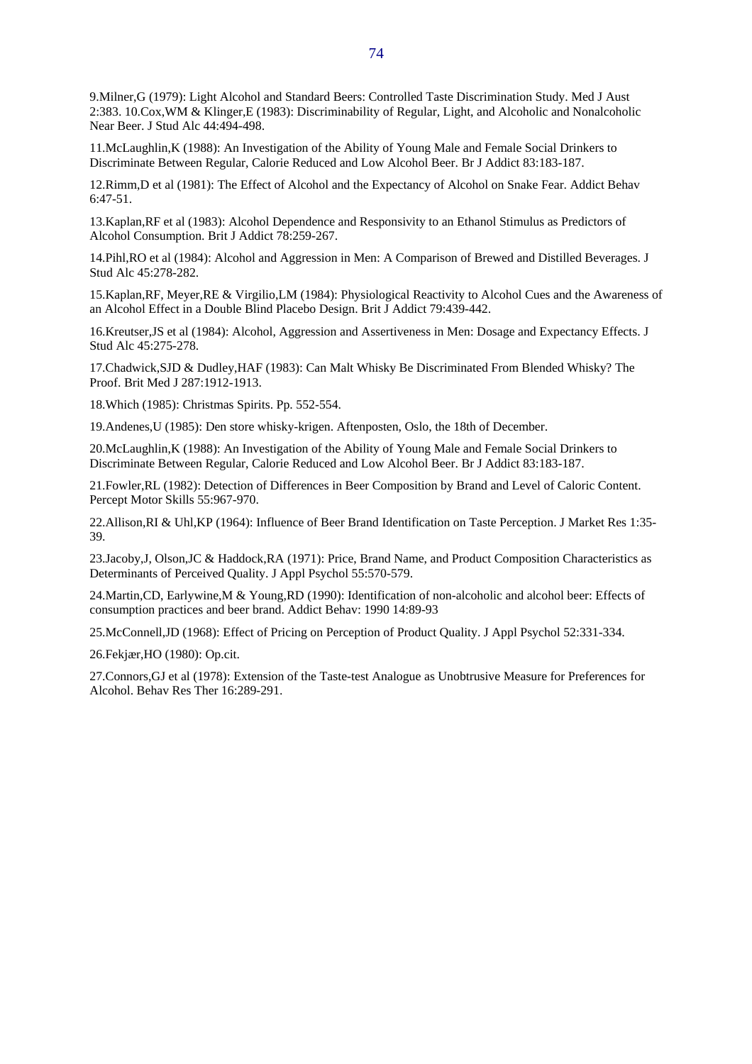9.Milner,G (1979): Light Alcohol and Standard Beers: Controlled Taste Discrimination Study. Med J Aust 2:383. 10.Cox,WM & Klinger,E (1983): Discriminability of Regular, Light, and Alcoholic and Nonalcoholic Near Beer. J Stud Alc 44:494-498.

11.McLaughlin,K (1988): An Investigation of the Ability of Young Male and Female Social Drinkers to Discriminate Between Regular, Calorie Reduced and Low Alcohol Beer. Br J Addict 83:183-187.

12.Rimm,D et al (1981): The Effect of Alcohol and the Expectancy of Alcohol on Snake Fear. Addict Behav 6:47-51.

13.Kaplan,RF et al (1983): Alcohol Dependence and Responsivity to an Ethanol Stimulus as Predictors of Alcohol Consumption. Brit J Addict 78:259-267.

14.Pihl,RO et al (1984): Alcohol and Aggression in Men: A Comparison of Brewed and Distilled Beverages. J Stud Alc 45:278-282.

15.Kaplan,RF, Meyer,RE & Virgilio,LM (1984): Physiological Reactivity to Alcohol Cues and the Awareness of an Alcohol Effect in a Double Blind Placebo Design. Brit J Addict 79:439-442.

16.Kreutser,JS et al (1984): Alcohol, Aggression and Assertiveness in Men: Dosage and Expectancy Effects. J Stud Alc 45:275-278.

17.Chadwick,SJD & Dudley,HAF (1983): Can Malt Whisky Be Discriminated From Blended Whisky? The Proof. Brit Med J 287:1912-1913.

18.Which (1985): Christmas Spirits. Pp. 552-554.

19.Andenes,U (1985): Den store whisky-krigen. Aftenposten, Oslo, the 18th of December.

20.McLaughlin,K (1988): An Investigation of the Ability of Young Male and Female Social Drinkers to Discriminate Between Regular, Calorie Reduced and Low Alcohol Beer. Br J Addict 83:183-187.

21.Fowler,RL (1982): Detection of Differences in Beer Composition by Brand and Level of Caloric Content. Percept Motor Skills 55:967-970.

22.Allison,RI & Uhl,KP (1964): Influence of Beer Brand Identification on Taste Perception. J Market Res 1:35-39.

23.Jacoby,J, Olson,JC & Haddock,RA (1971): Price, Brand Name, and Product Composition Characteristics as Determinants of Perceived Quality. J Appl Psychol 55:570-579.

24.Martin,CD, Earlywine,M & Young,RD (1990): Identification of non-alcoholic and alcohol beer: Effects of consumption practices and beer brand. Addict Behav: 1990 14:89-93

25.McConnell,JD (1968): Effect of Pricing on Perception of Product Quality. J Appl Psychol 52:331-334.

26.Fekjær,HO (1980): Op.cit.

27.Connors,GJ et al (1978): Extension of the Taste-test Analogue as Unobtrusive Measure for Preferences for Alcohol. Behav Res Ther 16:289-291.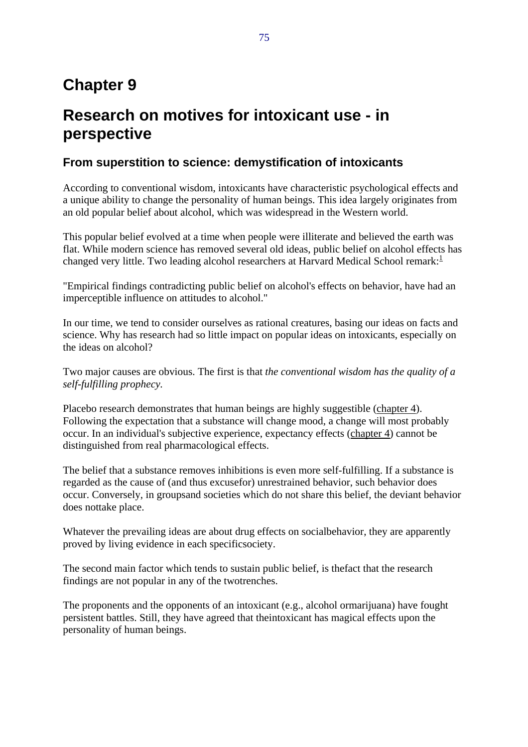# Chapter 9

# Research on motives for intoxicant use - in perspective

## From superstition to science: demystification of intoxicants

According to conventional wisdom, intoxicants have characteristic psychological effects and a unique ability to change the personality of human beings. This idea largely originates from an old popular belief about alcohol, which was widespread in the Western world.

This popular belief evolved at a time when people were illiterate and believed the earth was flat. While modern science has removed several old ideas, public belief on alcohol effects has changed very little. Two leading alcohol researchers at Harvard Medical School remark:[1]

"Empirical findings contradicting public belief on alcohol's effects on behavior, have had an imperceptible influence on attitudes to alcohol."

In our time, we tend to consider ourselves as rational creatures, basing our ideas on facts and science. Why has research had so little impact on popular ideas on intoxicants, especially on the ideas on alcohol?

Two major causes are obvious. The first is that *the conventional wisdom has the quality of a self-fulfilling prophecy.*

Placebo research demonstrates that human beings are highly suggestible (chapter 4). Following the expectation that a substance will change mood, a change will most probably occur. In an individual's subjective experience, expectancy effects (chapter 4) cannot be distinguished from real pharmacological effects.

The belief that a substance removes inhibitions is even more self-fulfilling. If a substance is regarded as the cause of (and thus excusefor) unrestrained behavior, such behavior does occur. Conversely, in groupsand societies which do not share this belief, the deviant behavior does nottake place.

Whatever the prevailing ideas are about drug effects on socialbehavior, they are apparently proved by living evidence in each specificsociety.

The second main factor which tends to sustain public belief, is thefact that the research findings are not popular in any of the twotrenches.

The proponents and the opponents of an intoxicant (e.g., alcohol ormarijuana) have fought persistent battles. Still, they have agreed that theintoxicant has magical effects upon the personality of human beings.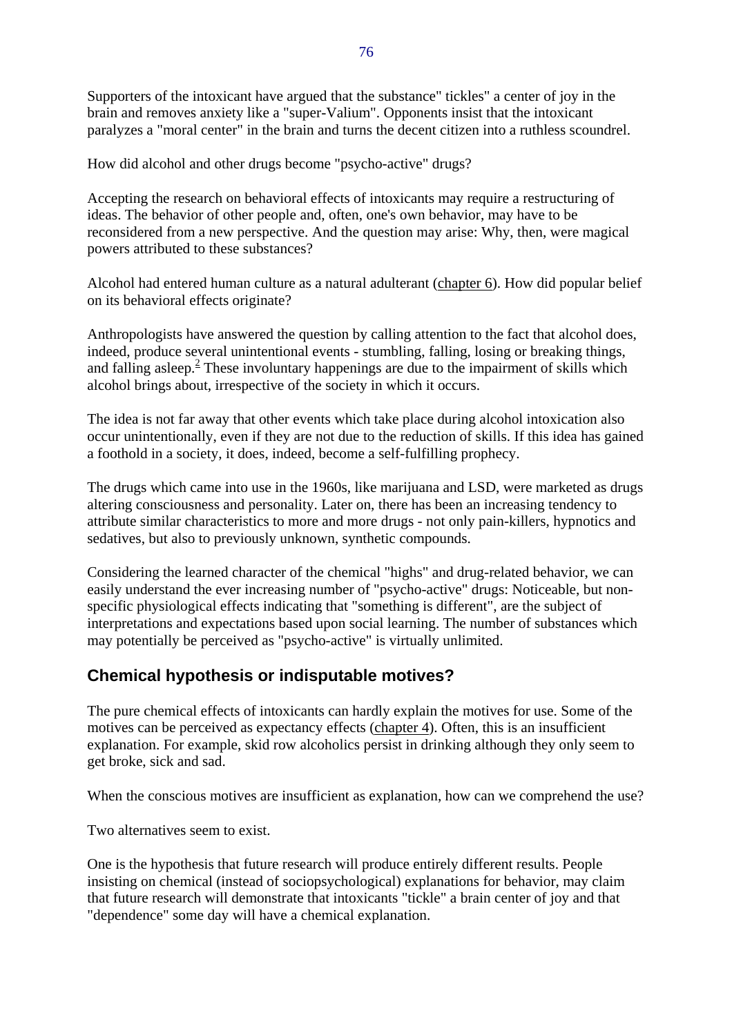Supporters of the intoxicant have argued that the substance" tickles" a center of joy in the brain and removes anxiety like a "super-Valium". Opponents insist that the intoxicant paralyzes a "moral center" in the brain and turns the decent citizen into a ruthless scoundrel.

How did alcohol and other drugs become "psycho-active" drugs?

Accepting the research on behavioral effects of intoxicants may require a restructuring of ideas. The behavior of other people and, often, one's own behavior, may have to be reconsidered from a new perspective. And the question may arise: Why, then, were magical powers attributed to these substances?

Alcohol had entered human culture as a natural adulterant (chapter 6). How did popular belief on its behavioral effects originate?

Anthropologists have answered the question by calling attention to the fact that alcohol does, indeed, produce several unintentional events - stumbling, falling, losing or breaking things, and falling asleep.[2] These involuntary happenings are due to the impairment of skills which alcohol brings about, irrespective of the society in which it occurs.

The idea is not far away that other events which take place during alcohol intoxication also occur unintentionally, even if they are not due to the reduction of skills. If this idea has gained a foothold in a society, it does, indeed, become a self-fulfilling prophecy.

The drugs which came into use in the 1960s, like marijuana and LSD, were marketed as drugs altering consciousness and personality. Later on, there has been an increasing tendency to attribute similar characteristics to more and more drugs - not only pain-killers, hypnotics and sedatives, but also to previously unknown, synthetic compounds.

Considering the learned character of the chemical "highs" and drug-related behavior, we can easily understand the ever increasing number of "psycho-active" drugs: Noticeable, but non-specific physiological effects indicating that "something is different", are the subject of interpretations and expectations based upon social learning. The number of substances which may potentially be perceived as "psycho-active" is virtually unlimited.

## Chemical hypothesis or indisputable motives?

The pure chemical effects of intoxicants can hardly explain the motives for use. Some of the motives can be perceived as expectancy effects (chapter 4). Often, this is an insufficient explanation. For example, skid row alcoholics persist in drinking although they only seem to get broke, sick and sad.

When the conscious motives are insufficient as explanation, how can we comprehend the use?

Two alternatives seem to exist.

One is the hypothesis that future research will produce entirely different results. People insisting on chemical (instead of sociopsychological) explanations for behavior, may claim that future research will demonstrate that intoxicants "tickle" a brain center of joy and that "dependence" some day will have a chemical explanation.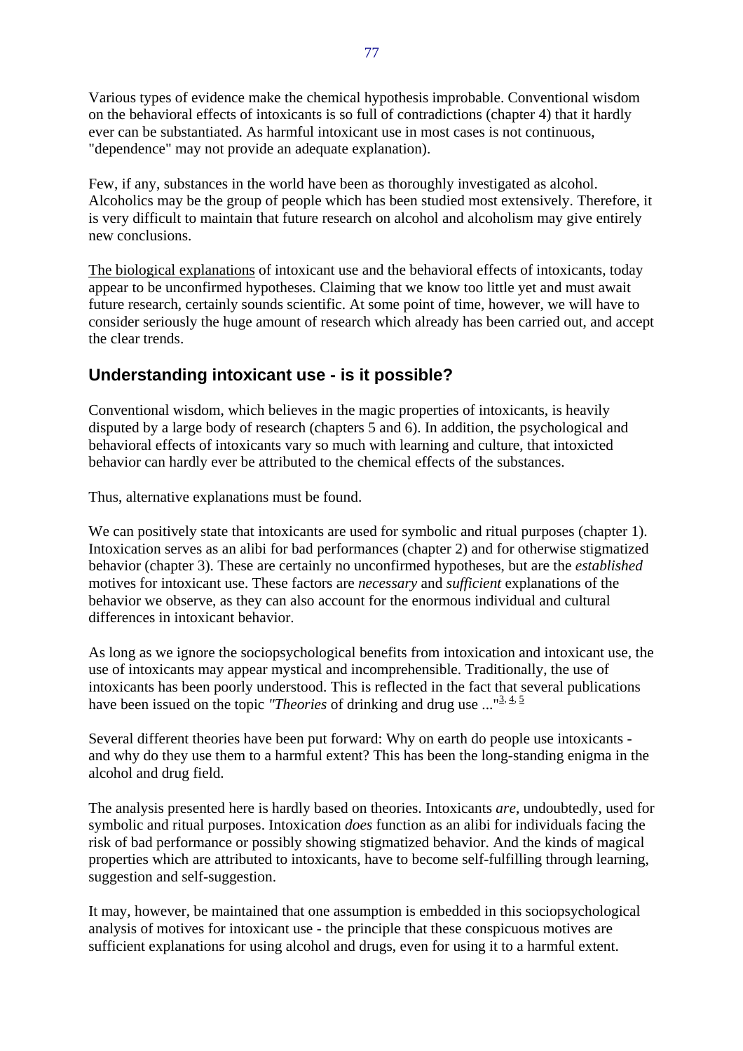Various types of evidence make the chemical hypothesis improbable. Conventional wisdom on the behavioral effects of intoxicants is so full of contradictions (chapter 4) that it hardly ever can be substantiated. As harmful intoxicant use in most cases is not continuous, "dependence" may not provide an adequate explanation).

Few, if any, substances in the world have been as thoroughly investigated as alcohol. Alcoholics may be the group of people which has been studied most extensively. Therefore, it is very difficult to maintain that future research on alcohol and alcoholism may give entirely new conclusions.

The biological explanations of intoxicant use and the behavioral effects of intoxicants, today appear to be unconfirmed hypotheses. Claiming that we know too little yet and must await future research, certainly sounds scientific. At some point of time, however, we will have to consider seriously the huge amount of research which already has been carried out, and accept the clear trends.

## Understanding intoxicant use - is it possible?

Conventional wisdom, which believes in the magic properties of intoxicants, is heavily disputed by a large body of research (chapters 5 and 6). In addition, the psychological and behavioral effects of intoxicants vary so much with learning and culture, that intoxicted behavior can hardly ever be attributed to the chemical effects of the substances.

Thus, alternative explanations must be found.

We can positively state that intoxicants are used for symbolic and ritual purposes (chapter 1). Intoxication serves as an alibi for bad performances (chapter 2) and for otherwise stigmatized behavior (chapter 3). These are certainly no unconfirmed hypotheses, but are the *established* motives for intoxicant use. These factors are *necessary* and *sufficient* explanations of the behavior we observe, as they can also account for the enormous individual and cultural differences in intoxicant behavior.

As long as we ignore the sociopsychological benefits from intoxication and intoxicant use, the use of intoxicants may appear mystical and incomprehensible. Traditionally, the use of intoxicants has been poorly understood. This is reflected in the fact that several publications have been issued on the topic *"Theories* of drinking and drug use ..."[3, 4, 5]

Several different theories have been put forward: Why on earth do people use intoxicants - and why do they use them to a harmful extent? This has been the long-standing enigma in the alcohol and drug field.

The analysis presented here is hardly based on theories. Intoxicants *are*, undoubtedly, used for symbolic and ritual purposes. Intoxication *does* function as an alibi for individuals facing the risk of bad performance or possibly showing stigmatized behavior. And the kinds of magical properties which are attributed to intoxicants, have to become self-fulfilling through learning, suggestion and self-suggestion.

It may, however, be maintained that one assumption is embedded in this sociopsychological analysis of motives for intoxicant use - the principle that these conspicuous motives are sufficient explanations for using alcohol and drugs, even for using it to a harmful extent.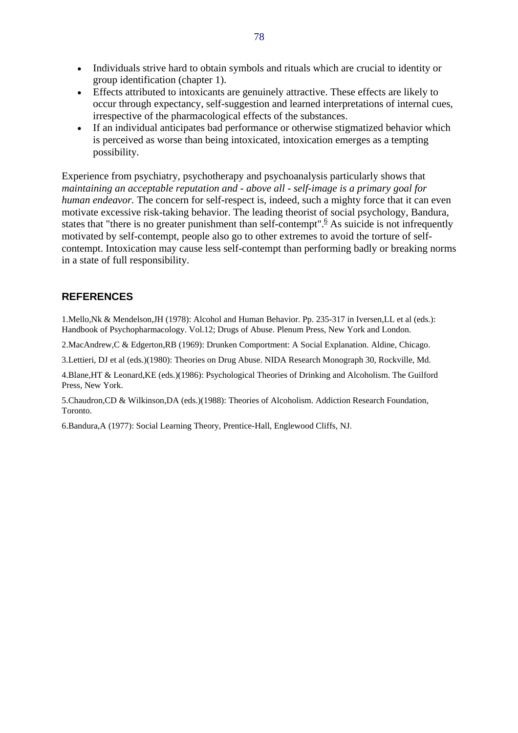- Individuals strive hard to obtain symbols and rituals which are crucial to identity or group identification (chapter 1).
- Effects attributed to intoxicants are genuinely attractive. These effects are likely to occur through expectancy, self-suggestion and learned interpretations of internal cues, irrespective of the pharmacological effects of the substances.
- If an individual anticipates bad performance or otherwise stigmatized behavior which is perceived as worse than being intoxicated, intoxication emerges as a tempting possibility.

Experience from psychiatry, psychotherapy and psychoanalysis particularly shows that *maintaining an acceptable reputation and - above all - self-image is a primary goal for human endeavor.* The concern for self-respect is, indeed, such a mighty force that it can even motivate excessive risk-taking behavior. The leading theorist of social psychology, Bandura, states that "there is no greater punishment than self-contempt".[6] As suicide is not infrequently motivated by self-contempt, people also go to other extremes to avoid the torture of self-contempt. Intoxication may cause less self-contempt than performing badly or breaking norms in a state of full responsibility.

## REFERENCES

1.Mello,Nk & Mendelson,JH (1978): Alcohol and Human Behavior. Pp. 235-317 in Iversen,LL et al (eds.): Handbook of Psychopharmacology. Vol.12; Drugs of Abuse. Plenum Press, New York and London.

2.MacAndrew,C & Edgerton,RB (1969): Drunken Comportment: A Social Explanation. Aldine, Chicago.

3.Lettieri, DJ et al (eds.)(1980): Theories on Drug Abuse. NIDA Research Monograph 30, Rockville, Md.

4.Blane,HT & Leonard,KE (eds.)(1986): Psychological Theories of Drinking and Alcoholism. The Guilford Press, New York.

5.Chaudron,CD & Wilkinson,DA (eds.)(1988): Theories of Alcoholism. Addiction Research Foundation, Toronto.

6.Bandura,A (1977): Social Learning Theory, Prentice-Hall, Englewood Cliffs, NJ.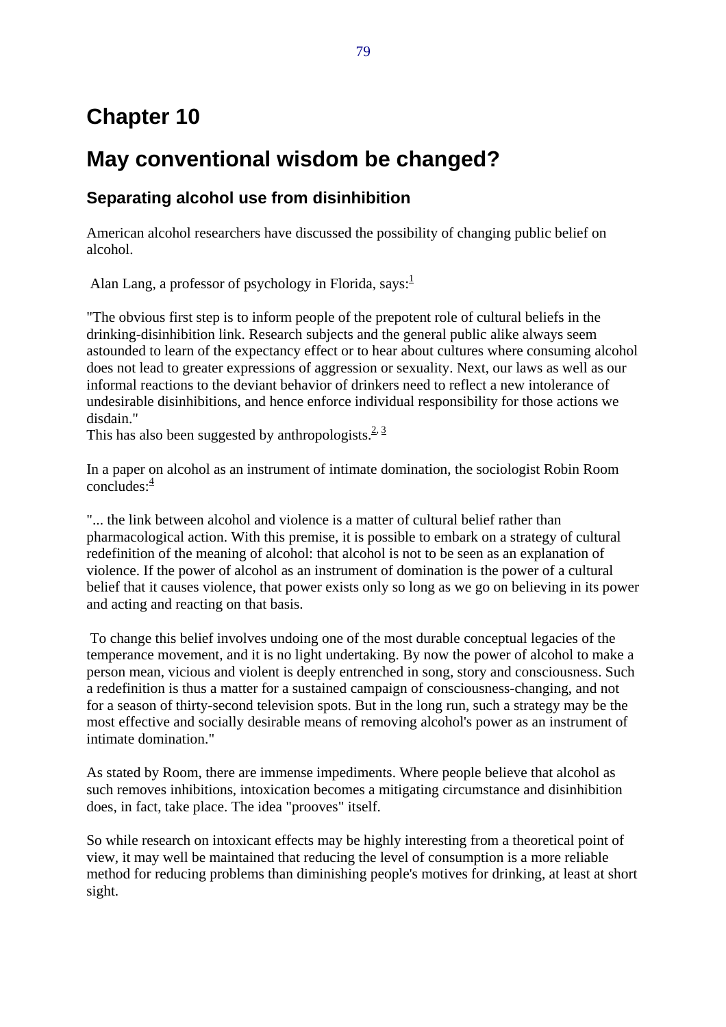# Chapter 10

# May conventional wisdom be changed?

## Separating alcohol use from disinhibition

American alcohol researchers have discussed the possibility of changing public belief on alcohol.

Alan Lang, a professor of psychology in Florida, says:[1]

"The obvious first step is to inform people of the prepotent role of cultural beliefs in the drinking-disinhibition link. Research subjects and the general public alike always seem astounded to learn of the expectancy effect or to hear about cultures where consuming alcohol does not lead to greater expressions of aggression or sexuality. Next, our laws as well as our informal reactions to the deviant behavior of drinkers need to reflect a new intolerance of undesirable disinhibitions, and hence enforce individual responsibility for those actions we disdain."
This has also been suggested by anthropologists.[2, 3]

In a paper on alcohol as an instrument of intimate domination, the sociologist Robin Room concludes:[4]

"... the link between alcohol and violence is a matter of cultural belief rather than pharmacological action. With this premise, it is possible to embark on a strategy of cultural redefinition of the meaning of alcohol: that alcohol is not to be seen as an explanation of violence. If the power of alcohol as an instrument of domination is the power of a cultural belief that it causes violence, that power exists only so long as we go on believing in its power and acting and reacting on that basis.

To change this belief involves undoing one of the most durable conceptual legacies of the temperance movement, and it is no light undertaking. By now the power of alcohol to make a person mean, vicious and violent is deeply entrenched in song, story and consciousness. Such a redefinition is thus a matter for a sustained campaign of consciousness-changing, and not for a season of thirty-second television spots. But in the long run, such a strategy may be the most effective and socially desirable means of removing alcohol's power as an instrument of intimate domination."

As stated by Room, there are immense impediments. Where people believe that alcohol as such removes inhibitions, intoxication becomes a mitigating circumstance and disinhibition does, in fact, take place. The idea "prooves" itself.

So while research on intoxicant effects may be highly interesting from a theoretical point of view, it may well be maintained that reducing the level of consumption is a more reliable method for reducing problems than diminishing people's motives for drinking, at least at short sight.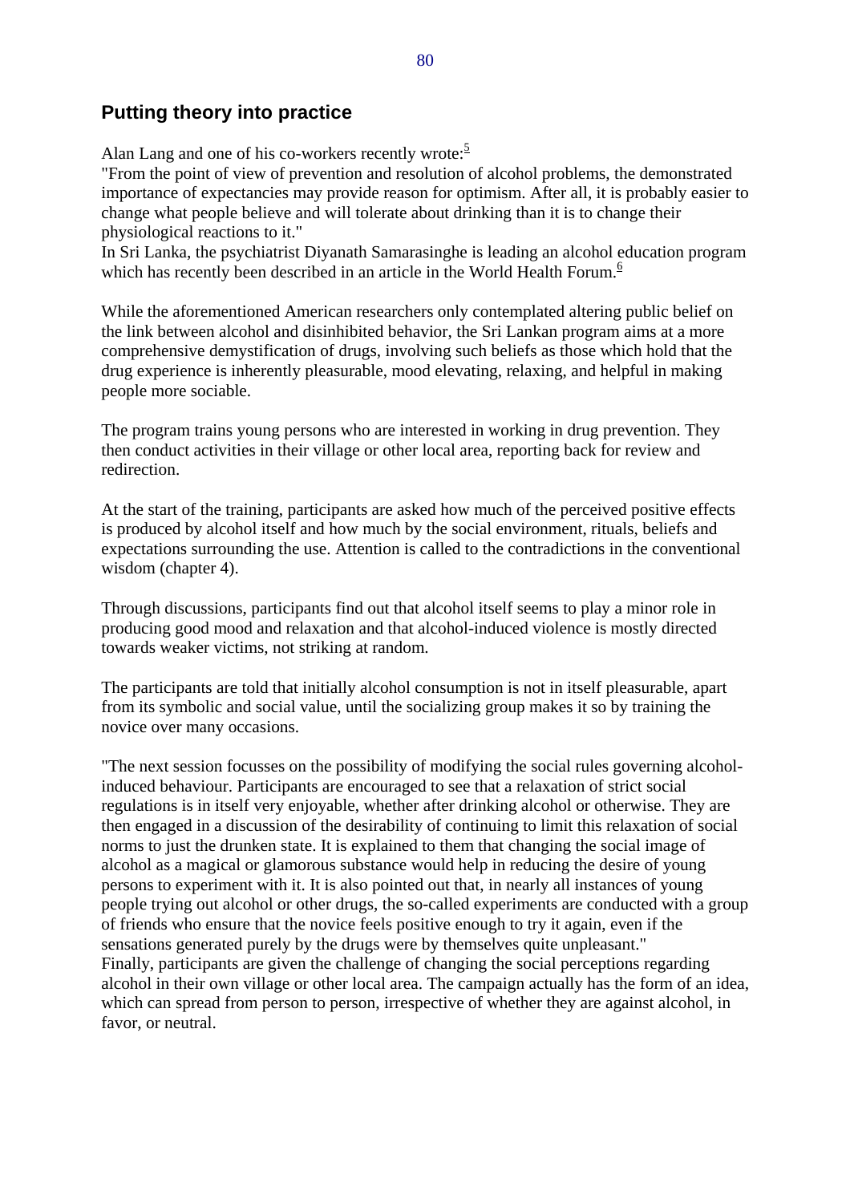## Putting theory into practice

Alan Lang and one of his co-workers recently wrote:[5]
"From the point of view of prevention and resolution of alcohol problems, the demonstrated importance of expectancies may provide reason for optimism. After all, it is probably easier to change what people believe and will tolerate about drinking than it is to change their physiological reactions to it."
In Sri Lanka, the psychiatrist Diyanath Samarasinghe is leading an alcohol education program which has recently been described in an article in the World Health Forum.[6]

While the aforementioned American researchers only contemplated altering public belief on the link between alcohol and disinhibited behavior, the Sri Lankan program aims at a more comprehensive demystification of drugs, involving such beliefs as those which hold that the drug experience is inherently pleasurable, mood elevating, relaxing, and helpful in making people more sociable.

The program trains young persons who are interested in working in drug prevention. They then conduct activities in their village or other local area, reporting back for review and redirection.

At the start of the training, participants are asked how much of the perceived positive effects is produced by alcohol itself and how much by the social environment, rituals, beliefs and expectations surrounding the use. Attention is called to the contradictions in the conventional wisdom (chapter 4).

Through discussions, participants find out that alcohol itself seems to play a minor role in producing good mood and relaxation and that alcohol-induced violence is mostly directed towards weaker victims, not striking at random.

The participants are told that initially alcohol consumption is not in itself pleasurable, apart from its symbolic and social value, until the socializing group makes it so by training the novice over many occasions.

"The next session focusses on the possibility of modifying the social rules governing alcohol-induced behaviour. Participants are encouraged to see that a relaxation of strict social regulations is in itself very enjoyable, whether after drinking alcohol or otherwise. They are then engaged in a discussion of the desirability of continuing to limit this relaxation of social norms to just the drunken state. It is explained to them that changing the social image of alcohol as a magical or glamorous substance would help in reducing the desire of young persons to experiment with it. It is also pointed out that, in nearly all instances of young people trying out alcohol or other drugs, the so-called experiments are conducted with a group of friends who ensure that the novice feels positive enough to try it again, even if the sensations generated purely by the drugs were by themselves quite unpleasant."
Finally, participants are given the challenge of changing the social perceptions regarding alcohol in their own village or other local area. The campaign actually has the form of an idea, which can spread from person to person, irrespective of whether they are against alcohol, in favor, or neutral.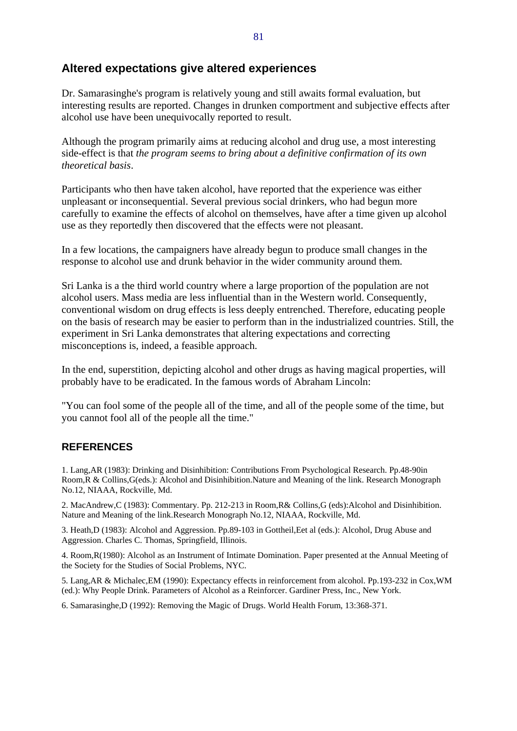## Altered expectations give altered experiences

Dr. Samarasinghe's program is relatively young and still awaits formal evaluation, but interesting results are reported. Changes in drunken comportment and subjective effects after alcohol use have been unequivocally reported to result.

Although the program primarily aims at reducing alcohol and drug use, a most interesting side-effect is that *the program seems to bring about a definitive confirmation of its own theoretical basis*.

Participants who then have taken alcohol, have reported that the experience was either unpleasant or inconsequential. Several previous social drinkers, who had begun more carefully to examine the effects of alcohol on themselves, have after a time given up alcohol use as they reportedly then discovered that the effects were not pleasant.

In a few locations, the campaigners have already begun to produce small changes in the response to alcohol use and drunk behavior in the wider community around them.

Sri Lanka is a the third world country where a large proportion of the population are not alcohol users. Mass media are less influential than in the Western world. Consequently, conventional wisdom on drug effects is less deeply entrenched. Therefore, educating people on the basis of research may be easier to perform than in the industrialized countries. Still, the experiment in Sri Lanka demonstrates that altering expectations and correcting misconceptions is, indeed, a feasible approach.

In the end, superstition, depicting alcohol and other drugs as having magical properties, will probably have to be eradicated. In the famous words of Abraham Lincoln:

"You can fool some of the people all of the time, and all of the people some of the time, but you cannot fool all of the people all the time."

## REFERENCES

1. Lang,AR (1983): Drinking and Disinhibition: Contributions From Psychological Research. Pp.48-90in Room,R & Collins,G(eds.): Alcohol and Disinhibition.Nature and Meaning of the link. Research Monograph No.12, NIAAA, Rockville, Md.

2. MacAndrew,C (1983): Commentary. Pp. 212-213 in Room,R& Collins,G (eds):Alcohol and Disinhibition. Nature and Meaning of the link.Research Monograph No.12, NIAAA, Rockville, Md.

3. Heath,D (1983): Alcohol and Aggression. Pp.89-103 in Gottheil,Eet al (eds.): Alcohol, Drug Abuse and Aggression. Charles C. Thomas, Springfield, Illinois.

4. Room,R(1980): Alcohol as an Instrument of Intimate Domination. Paper presented at the Annual Meeting of the Society for the Studies of Social Problems, NYC.

5. Lang,AR & Michalec,EM (1990): Expectancy effects in reinforcement from alcohol. Pp.193-232 in Cox,WM (ed.): Why People Drink. Parameters of Alcohol as a Reinforcer. Gardiner Press, Inc., New York.

6. Samarasinghe,D (1992): Removing the Magic of Drugs. World Health Forum, 13:368-371.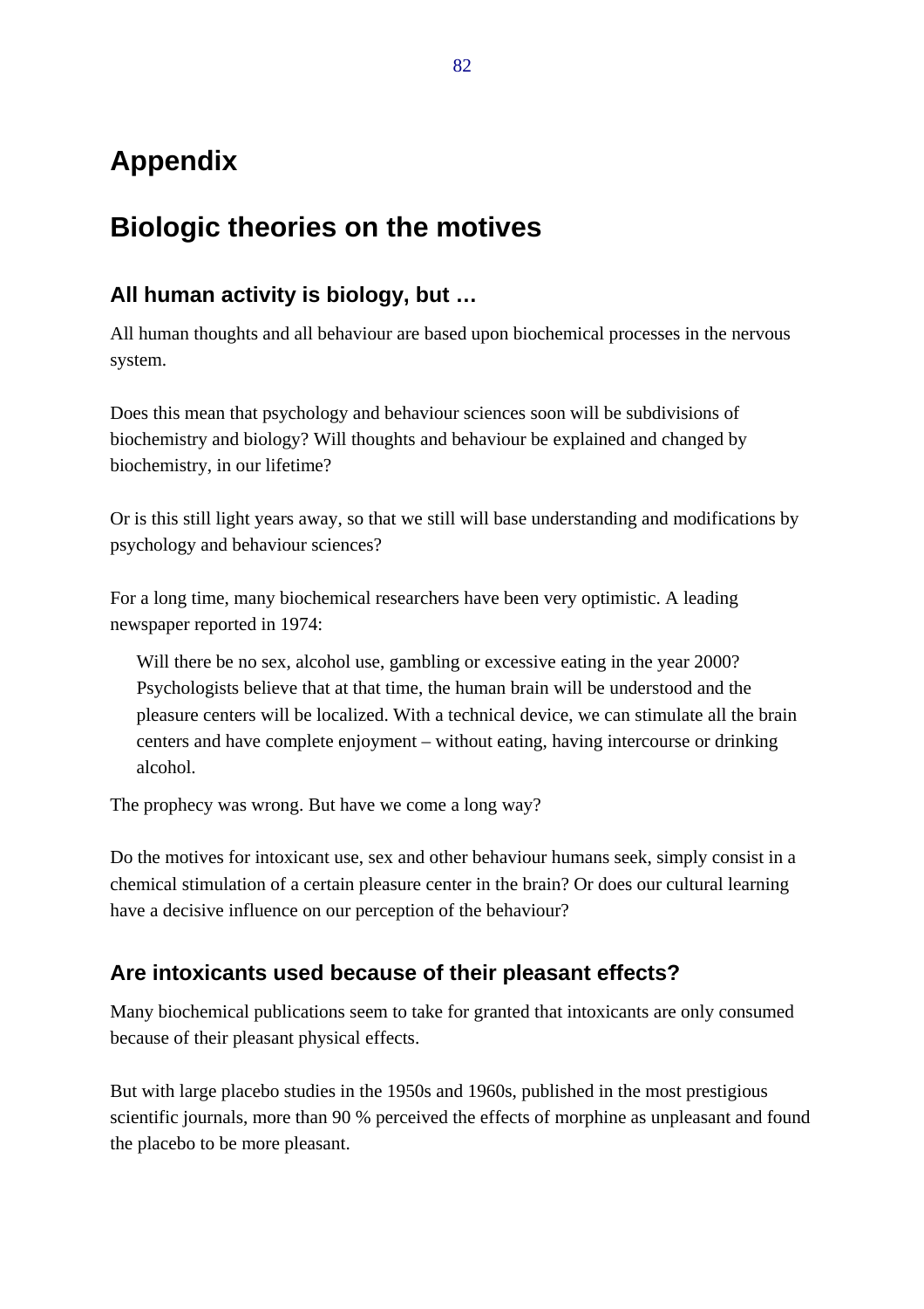# Appendix

# Biologic theories on the motives

## All human activity is biology, but …

All human thoughts and all behaviour are based upon biochemical processes in the nervous system.

Does this mean that psychology and behaviour sciences soon will be subdivisions of biochemistry and biology? Will thoughts and behaviour be explained and changed by biochemistry, in our lifetime?

Or is this still light years away, so that we still will base understanding and modifications by psychology and behaviour sciences?

For a long time, many biochemical researchers have been very optimistic. A leading newspaper reported in 1974:

> Will there be no sex, alcohol use, gambling or excessive eating in the year 2000? Psychologists believe that at that time, the human brain will be understood and the pleasure centers will be localized. With a technical device, we can stimulate all the brain centers and have complete enjoyment – without eating, having intercourse or drinking alcohol.

The prophecy was wrong. But have we come a long way?

Do the motives for intoxicant use, sex and other behaviour humans seek, simply consist in a chemical stimulation of a certain pleasure center in the brain? Or does our cultural learning have a decisive influence on our perception of the behaviour?

## Are intoxicants used because of their pleasant effects?

Many biochemical publications seem to take for granted that intoxicants are only consumed because of their pleasant physical effects.

But with large placebo studies in the 1950s and 1960s, published in the most prestigious scientific journals, more than 90 % perceived the effects of morphine as unpleasant and found the placebo to be more pleasant.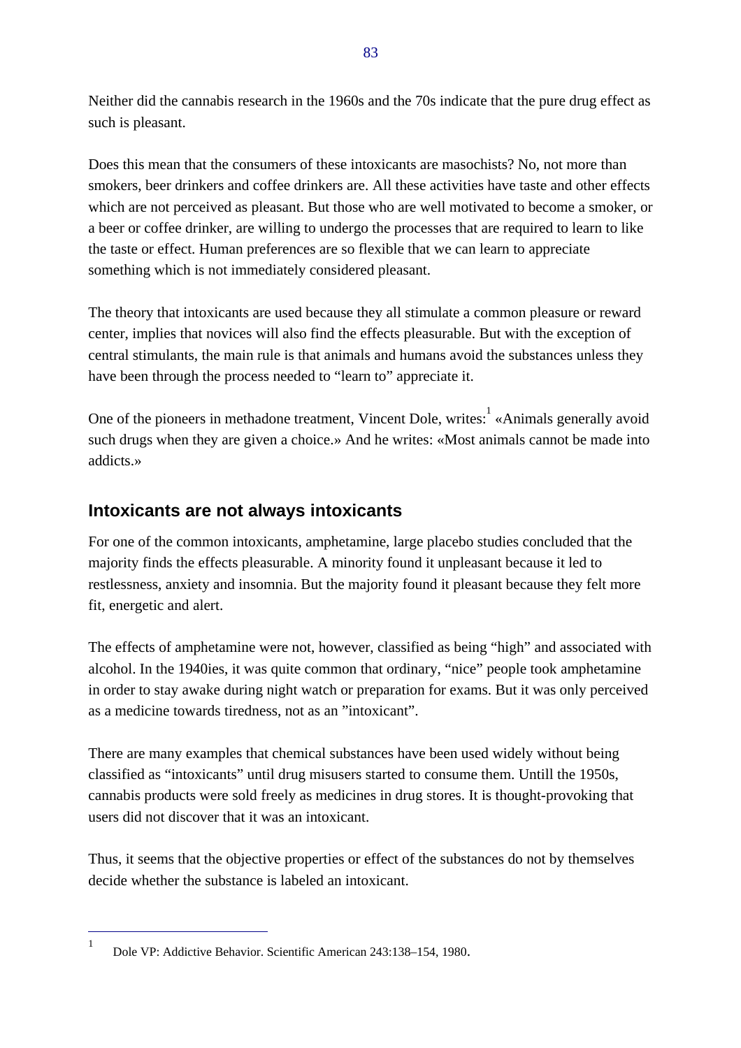Neither did the cannabis research in the 1960s and the 70s indicate that the pure drug effect as such is pleasant.

Does this mean that the consumers of these intoxicants are masochists? No, not more than smokers, beer drinkers and coffee drinkers are. All these activities have taste and other effects which are not perceived as pleasant. But those who are well motivated to become a smoker, or a beer or coffee drinker, are willing to undergo the processes that are required to learn to like the taste or effect. Human preferences are so flexible that we can learn to appreciate something which is not immediately considered pleasant.

The theory that intoxicants are used because they all stimulate a common pleasure or reward center, implies that novices will also find the effects pleasurable. But with the exception of central stimulants, the main rule is that animals and humans avoid the substances unless they have been through the process needed to "learn to" appreciate it.

One of the pioneers in methadone treatment, Vincent Dole, writes:[1] «Animals generally avoid such drugs when they are given a choice.» And he writes: «Most animals cannot be made into addicts.»

## Intoxicants are not always intoxicants

For one of the common intoxicants, amphetamine, large placebo studies concluded that the majority finds the effects pleasurable. A minority found it unpleasant because it led to restlessness, anxiety and insomnia. But the majority found it pleasant because they felt more fit, energetic and alert.

The effects of amphetamine were not, however, classified as being "high" and associated with alcohol. In the 1940ies, it was quite common that ordinary, "nice" people took amphetamine in order to stay awake during night watch or preparation for exams. But it was only perceived as a medicine towards tiredness, not as an "intoxicant".

There are many examples that chemical substances have been used widely without being classified as "intoxicants" until drug misusers started to consume them. Untill the 1950s, cannabis products were sold freely as medicines in drug stores. It is thought-provoking that users did not discover that it was an intoxicant.

Thus, it seems that the objective properties or effect of the substances do not by themselves decide whether the substance is labeled an intoxicant.

---

[1] Dole VP: Addictive Behavior. Scientific American 243:138–154, 1980.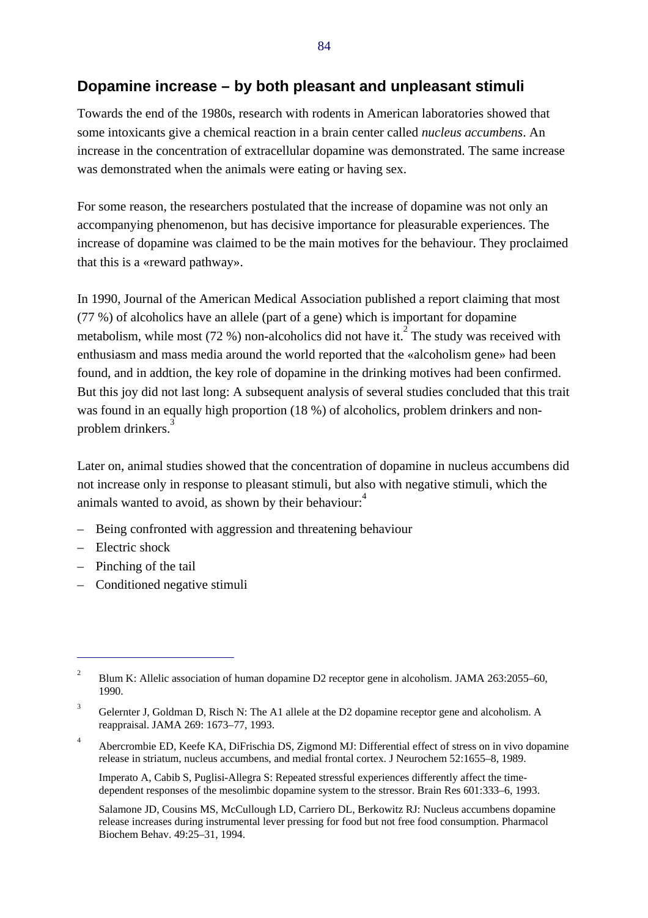## Dopamine increase – by both pleasant and unpleasant stimuli

Towards the end of the 1980s, research with rodents in American laboratories showed that some intoxicants give a chemical reaction in a brain center called *nucleus accumbens*. An increase in the concentration of extracellular dopamine was demonstrated. The same increase was demonstrated when the animals were eating or having sex.

For some reason, the researchers postulated that the increase of dopamine was not only an accompanying phenomenon, but has decisive importance for pleasurable experiences. The increase of dopamine was claimed to be the main motives for the behaviour. They proclaimed that this is a «reward pathway».

In 1990, Journal of the American Medical Association published a report claiming that most (77 %) of alcoholics have an allele (part of a gene) which is important for dopamine metabolism, while most (72 %) non-alcoholics did not have it.[2] The study was received with enthusiasm and mass media around the world reported that the «alcoholism gene» had been found, and in addtion, the key role of dopamine in the drinking motives had been confirmed. But this joy did not last long: A subsequent analysis of several studies concluded that this trait was found in an equally high proportion (18 %) of alcoholics, problem drinkers and non-problem drinkers.[3]

Later on, animal studies showed that the concentration of dopamine in nucleus accumbens did not increase only in response to pleasant stimuli, but also with negative stimuli, which the animals wanted to avoid, as shown by their behaviour:[4]

- Being confronted with aggression and threatening behaviour
- Electric shock
- Pinching of the tail
- Conditioned negative stimuli

---

[2] Blum K: Allelic association of human dopamine D2 receptor gene in alcoholism. JAMA 263:2055–60, 1990.

[3] Gelernter J, Goldman D, Risch N: The A1 allele at the D2 dopamine receptor gene and alcoholism. A reappraisal. JAMA 269: 1673–77, 1993.

[4] Abercrombie ED, Keefe KA, DiFrischia DS, Zigmond MJ: Differential effect of stress on in vivo dopamine release in striatum, nucleus accumbens, and medial frontal cortex. J Neurochem 52:1655–8, 1989.

Imperato A, Cabib S, Puglisi-Allegra S: Repeated stressful experiences differently affect the time-dependent responses of the mesolimbic dopamine system to the stressor. Brain Res 601:333–6, 1993.

Salamone JD, Cousins MS, McCullough LD, Carriero DL, Berkowitz RJ: Nucleus accumbens dopamine release increases during instrumental lever pressing for food but not free food consumption. Pharmacol Biochem Behav. 49:25–31, 1994.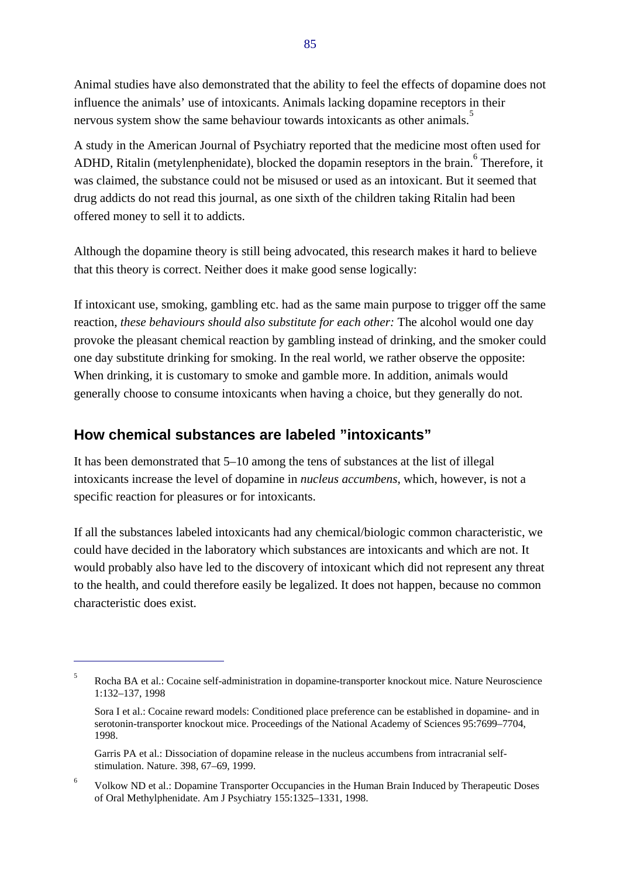Animal studies have also demonstrated that the ability to feel the effects of dopamine does not influence the animals' use of intoxicants. Animals lacking dopamine receptors in their nervous system show the same behaviour towards intoxicants as other animals.[5]

A study in the American Journal of Psychiatry reported that the medicine most often used for ADHD, Ritalin (metylenphenidate), blocked the dopamin reseptors in the brain.[6] Therefore, it was claimed, the substance could not be misused or used as an intoxicant. But it seemed that drug addicts do not read this journal, as one sixth of the children taking Ritalin had been offered money to sell it to addicts.

Although the dopamine theory is still being advocated, this research makes it hard to believe that this theory is correct. Neither does it make good sense logically:

If intoxicant use, smoking, gambling etc. had as the same main purpose to trigger off the same reaction, *these behaviours should also substitute for each other:* The alcohol would one day provoke the pleasant chemical reaction by gambling instead of drinking, and the smoker could one day substitute drinking for smoking. In the real world, we rather observe the opposite: When drinking, it is customary to smoke and gamble more. In addition, animals would generally choose to consume intoxicants when having a choice, but they generally do not.

## How chemical substances are labeled "intoxicants"

It has been demonstrated that 5–10 among the tens of substances at the list of illegal intoxicants increase the level of dopamine in *nucleus accumbens*, which, however, is not a specific reaction for pleasures or for intoxicants.

If all the substances labeled intoxicants had any chemical/biologic common characteristic, we could have decided in the laboratory which substances are intoxicants and which are not. It would probably also have led to the discovery of intoxicant which did not represent any threat to the health, and could therefore easily be legalized. It does not happen, because no common characteristic does exist.

---

[5] Rocha BA et al.: Cocaine self-administration in dopamine-transporter knockout mice. Nature Neuroscience 1:132–137, 1998

Sora I et al.: Cocaine reward models: Conditioned place preference can be established in dopamine- and in serotonin-transporter knockout mice. Proceedings of the National Academy of Sciences 95:7699–7704, 1998.

Garris PA et al.: Dissociation of dopamine release in the nucleus accumbens from intracranial self-stimulation. Nature. 398, 67–69, 1999.

[6] Volkow ND et al.: Dopamine Transporter Occupancies in the Human Brain Induced by Therapeutic Doses of Oral Methylphenidate. Am J Psychiatry 155:1325–1331, 1998.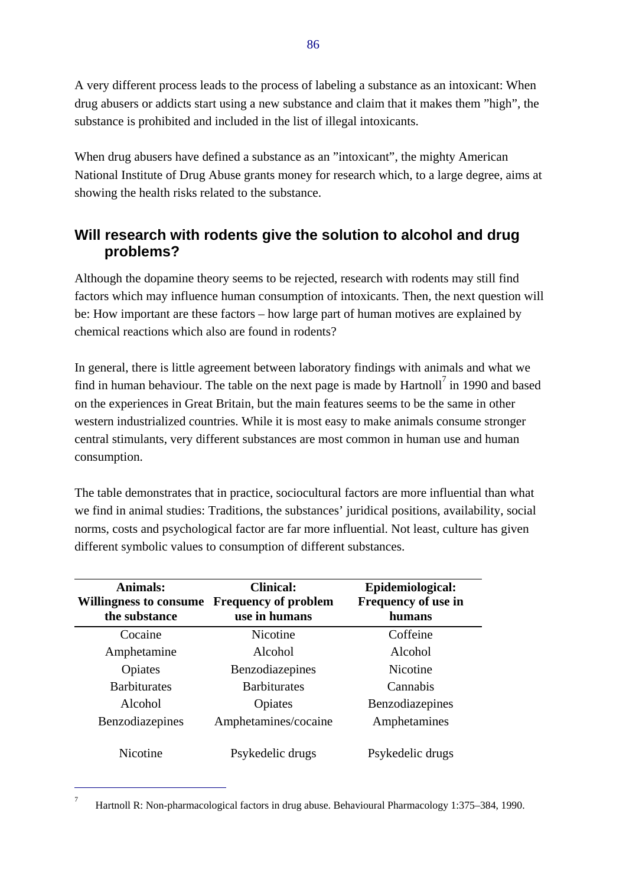A very different process leads to the process of labeling a substance as an intoxicant: When drug abusers or addicts start using a new substance and claim that it makes them ”high”, the substance is prohibited and included in the list of illegal intoxicants.

When drug abusers have defined a substance as an ”intoxicant”, the mighty American National Institute of Drug Abuse grants money for research which, to a large degree, aims at showing the health risks related to the substance.

## Will research with rodents give the solution to alcohol and drug problems?

Although the dopamine theory seems to be rejected, research with rodents may still find factors which may influence human consumption of intoxicants. Then, the next question will be: How important are these factors – how large part of human motives are explained by chemical reactions which also are found in rodents?

In general, there is little agreement between laboratory findings with animals and what we find in human behaviour. The table on the next page is made by Hartnoll[7] in 1990 and based on the experiences in Great Britain, but the main features seems to be the same in other western industrialized countries. While it is most easy to make animals consume stronger central stimulants, very different substances are most common in human use and human consumption.

The table demonstrates that in practice, sociocultural factors are more influential than what we find in animal studies: Traditions, the substances' juridical positions, availability, social norms, costs and psychological factor are far more influential. Not least, culture has given different symbolic values to consumption of different substances.

| **Animals: Willingness to consume the substance** | **Clinical: Frequency of problem use in humans** | **Epidemiological: Frequency of use in humans** |
|---|---|---|
| Cocaine | Nicotine | Coffeine |
| Amphetamine | Alcohol | Alcohol |
| Opiates | Benzodiazepines | Nicotine |
| Barbiturates | Barbiturates | Cannabis |
| Alcohol | Opiates | Benzodiazepines |
| Benzodiazepines | Amphetamines/cocaine | Amphetamines |
| Nicotine | Psykedelic drugs | Psykedelic drugs |

[7] Hartnoll R: Non-pharmacological factors in drug abuse. Behavioural Pharmacology 1:375–384, 1990.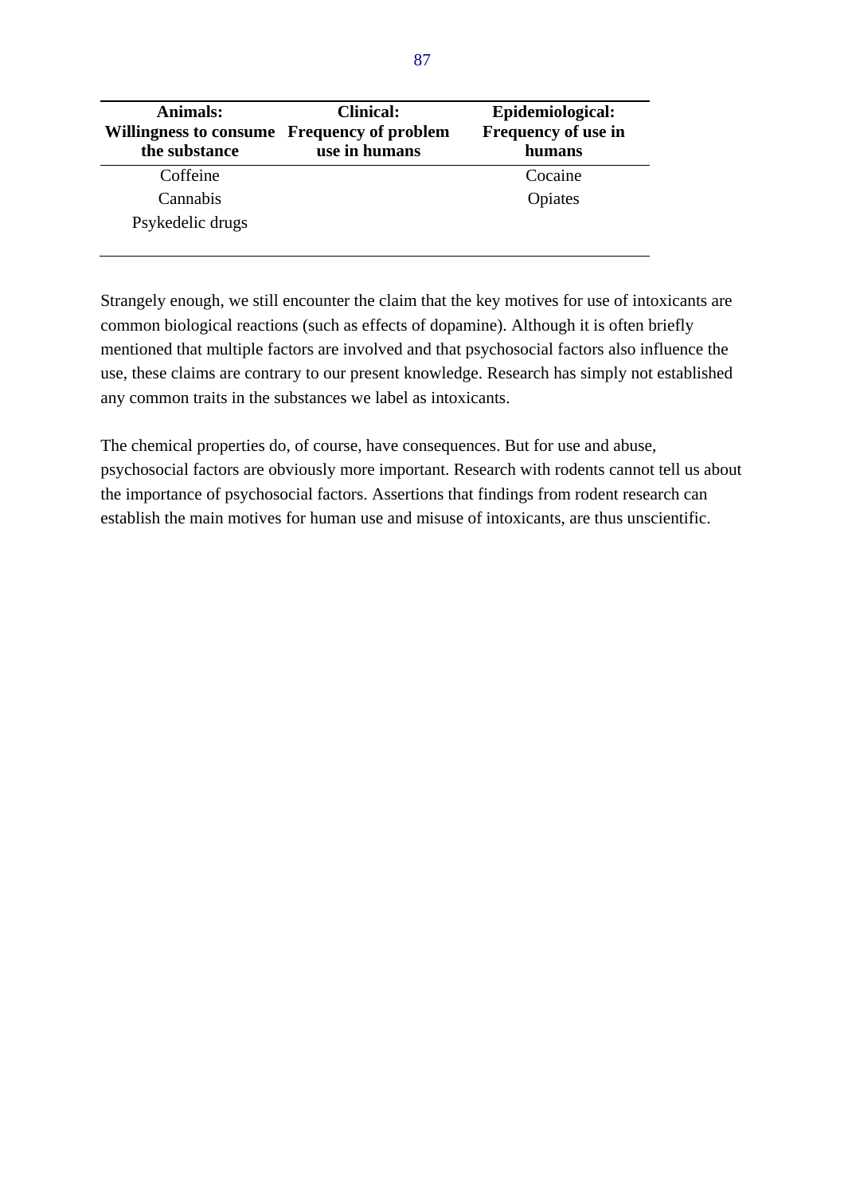| Animals: Willingness to consume the substance | Clinical: Frequency of problem use in humans | Epidemiological: Frequency of use in humans |
|---|---|---|
| Coffeine | | Cocaine |
| Cannabis | | Opiates |
| Psykedelic drugs | | |

Strangely enough, we still encounter the claim that the key motives for use of intoxicants are common biological reactions (such as effects of dopamine). Although it is often briefly mentioned that multiple factors are involved and that psychosocial factors also influence the use, these claims are contrary to our present knowledge. Research has simply not established any common traits in the substances we label as intoxicants.

The chemical properties do, of course, have consequences. But for use and abuse, psychosocial factors are obviously more important. Research with rodents cannot tell us about the importance of psychosocial factors. Assertions that findings from rodent research can establish the main motives for human use and misuse of intoxicants, are thus unscientific.